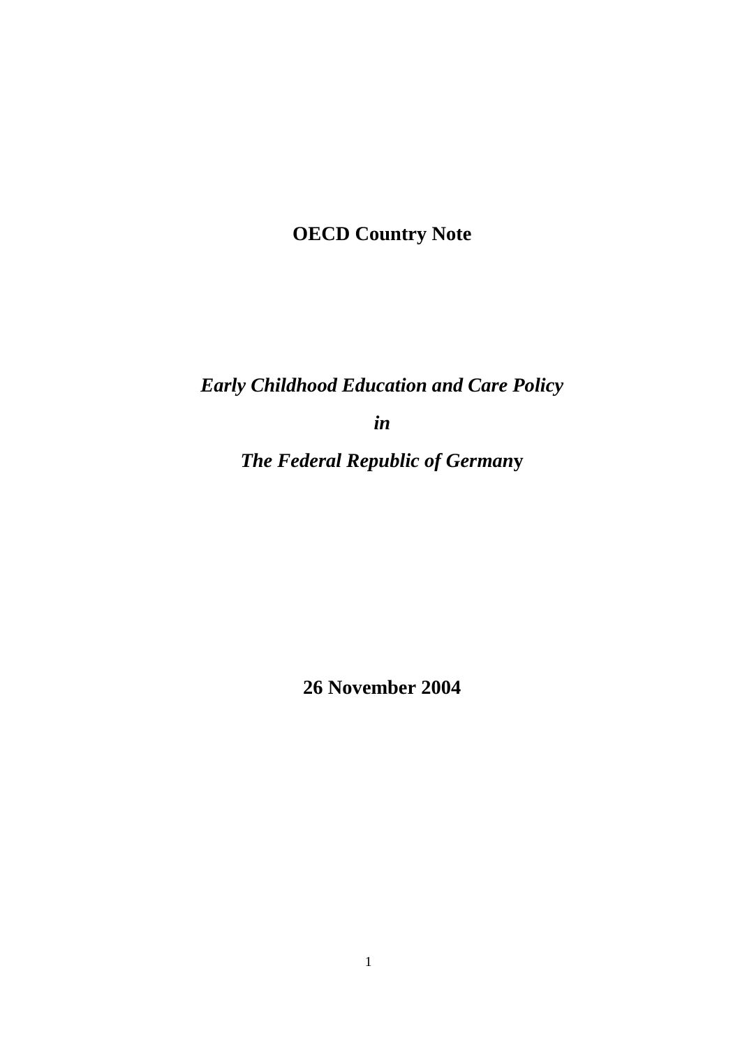# OECD Country Note

***Early Childhood Education and Care Policy***

***in***

***The Federal Republic of Germany***

**26 November 2004**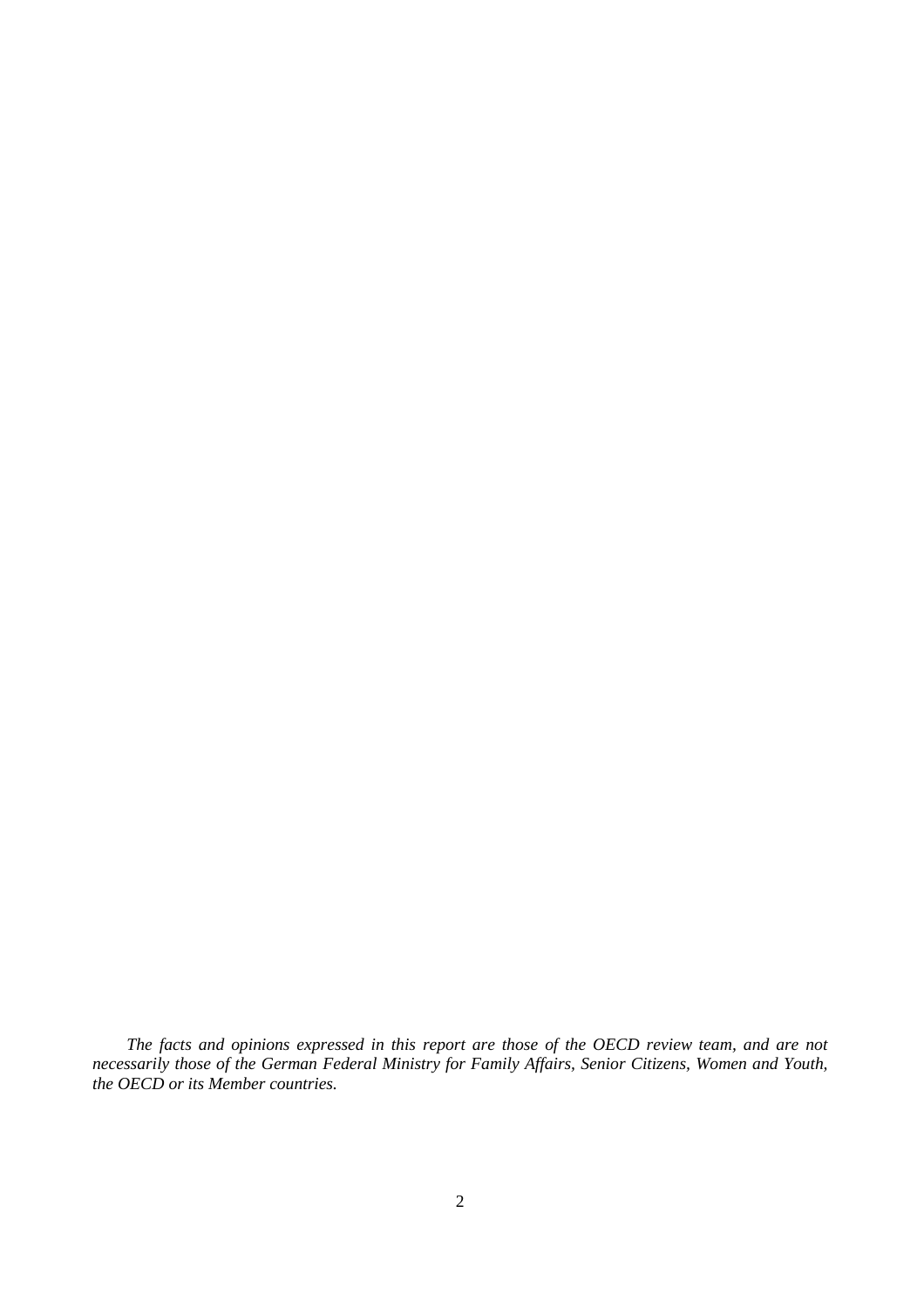*The facts and opinions expressed in this report are those of the OECD review team, and are not necessarily those of the German Federal Ministry for Family Affairs, Senior Citizens, Women and Youth, the OECD or its Member countries.*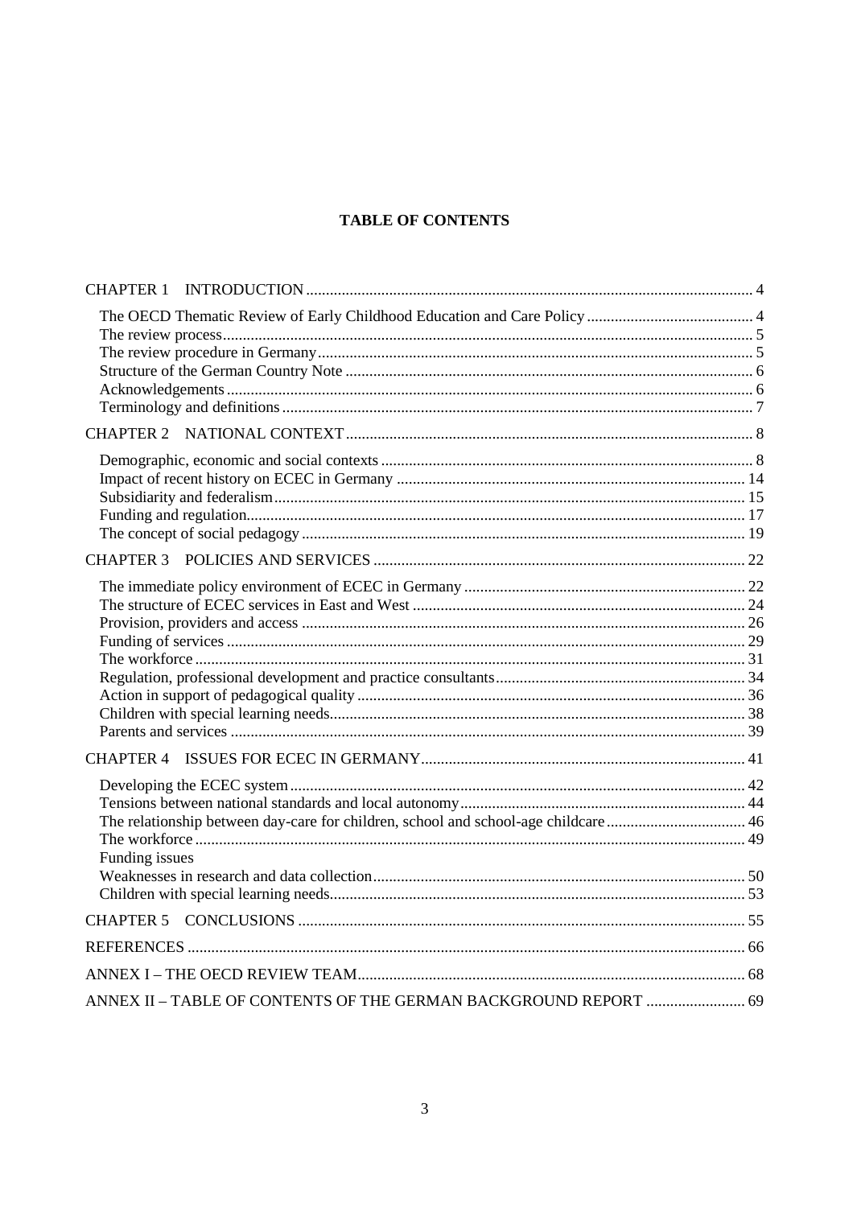## TABLE OF CONTENTS

CHAPTER 1 INTRODUCTION ..... 4

- The OECD Thematic Review of Early Childhood Education and Care Policy ..... 4
- The review process ..... 5
- The review procedure in Germany ..... 5
- Structure of the German Country Note ..... 6
- Acknowledgements ..... 6
- Terminology and definitions ..... 7

CHAPTER 2 NATIONAL CONTEXT ..... 8

- Demographic, economic and social contexts ..... 8
- Impact of recent history on ECEC in Germany ..... 14
- Subsidiarity and federalism ..... 15
- Funding and regulation ..... 17
- The concept of social pedagogy ..... 19

CHAPTER 3 POLICIES AND SERVICES ..... 22

- The immediate policy environment of ECEC in Germany ..... 22
- The structure of ECEC services in East and West ..... 24
- Provision, providers and access ..... 26
- Funding of services ..... 29
- The workforce ..... 31
- Regulation, professional development and practice consultants ..... 34
- Action in support of pedagogical quality ..... 36
- Children with special learning needs ..... 38
- Parents and services ..... 39

CHAPTER 4 ISSUES FOR ECEC IN GERMANY ..... 41

- Developing the ECEC system ..... 42
- Tensions between national standards and local autonomy ..... 44
- The relationship between day-care for children, school and school-age childcare ..... 46
- The workforce ..... 49
- Funding issues
- Weaknesses in research and data collection ..... 50
- Children with special learning needs ..... 53

CHAPTER 5 CONCLUSIONS ..... 55

REFERENCES ..... 66

ANNEX I – THE OECD REVIEW TEAM ..... 68

ANNEX II – TABLE OF CONTENTS OF THE GERMAN BACKGROUND REPORT ..... 69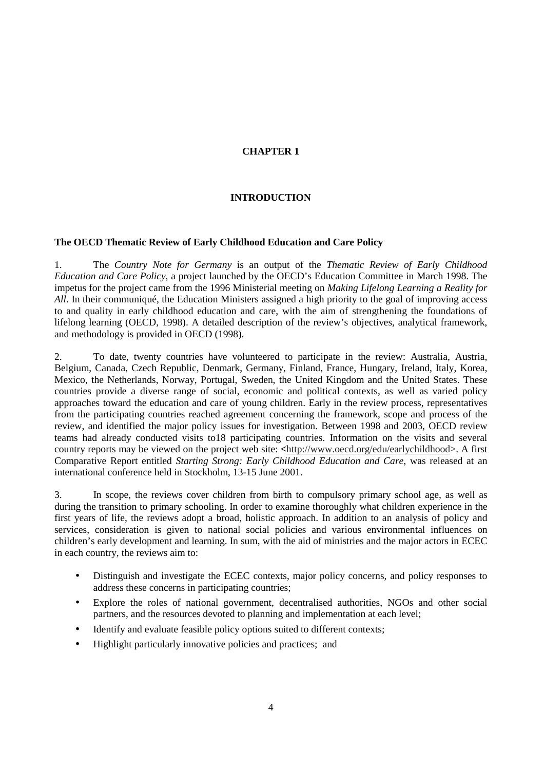# CHAPTER 1

# INTRODUCTION

## The OECD Thematic Review of Early Childhood Education and Care Policy

1. The *Country Note for Germany* is an output of the *Thematic Review of Early Childhood Education and Care Policy*, a project launched by the OECD's Education Committee in March 1998. The impetus for the project came from the 1996 Ministerial meeting on *Making Lifelong Learning a Reality for All*. In their communiqué, the Education Ministers assigned a high priority to the goal of improving access to and quality in early childhood education and care, with the aim of strengthening the foundations of lifelong learning (OECD, 1998). A detailed description of the review's objectives, analytical framework, and methodology is provided in OECD (1998).

2. To date, twenty countries have volunteered to participate in the review: Australia, Austria, Belgium, Canada, Czech Republic, Denmark, Germany, Finland, France, Hungary, Ireland, Italy, Korea, Mexico, the Netherlands, Norway, Portugal, Sweden, the United Kingdom and the United States. These countries provide a diverse range of social, economic and political contexts, as well as varied policy approaches toward the education and care of young children. Early in the review process, representatives from the participating countries reached agreement concerning the framework, scope and process of the review, and identified the major policy issues for investigation. Between 1998 and 2003, OECD review teams had already conducted visits to18 participating countries. Information on the visits and several country reports may be viewed on the project web site: <http://www.oecd.org/edu/earlychildhood>. A first Comparative Report entitled *Starting Strong: Early Childhood Education and Care*, was released at an international conference held in Stockholm, 13-15 June 2001.

3. In scope, the reviews cover children from birth to compulsory primary school age, as well as during the transition to primary schooling. In order to examine thoroughly what children experience in the first years of life, the reviews adopt a broad, holistic approach. In addition to an analysis of policy and services, consideration is given to national social policies and various environmental influences on children's early development and learning. In sum, with the aid of ministries and the major actors in ECEC in each country, the reviews aim to:

- Distinguish and investigate the ECEC contexts, major policy concerns, and policy responses to address these concerns in participating countries;
- Explore the roles of national government, decentralised authorities, NGOs and other social partners, and the resources devoted to planning and implementation at each level;
- Identify and evaluate feasible policy options suited to different contexts;
- Highlight particularly innovative policies and practices; and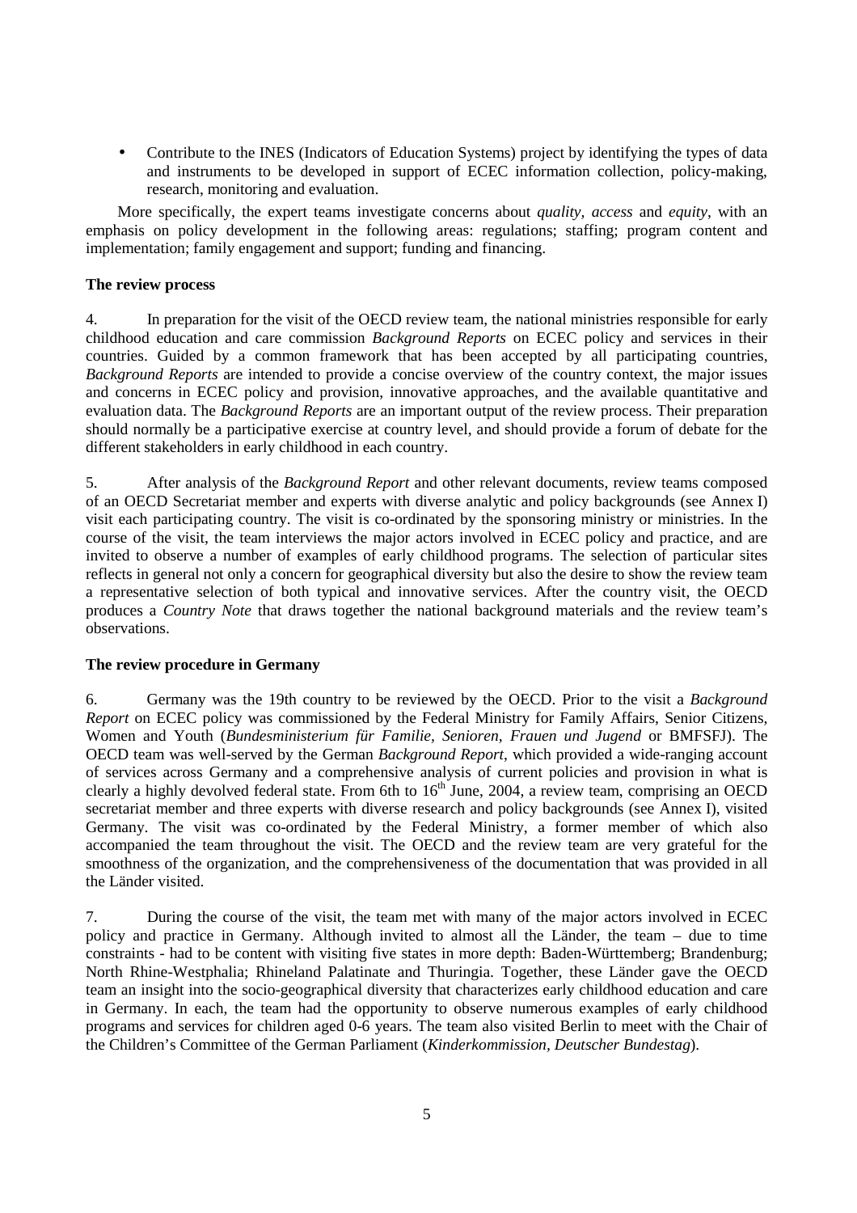- Contribute to the INES (Indicators of Education Systems) project by identifying the types of data and instruments to be developed in support of ECEC information collection, policy-making, research, monitoring and evaluation.

More specifically, the expert teams investigate concerns about *quality, access* and *equity*, with an emphasis on policy development in the following areas: regulations; staffing; program content and implementation; family engagement and support; funding and financing.

**The review process**

4. In preparation for the visit of the OECD review team, the national ministries responsible for early childhood education and care commission *Background Reports* on ECEC policy and services in their countries. Guided by a common framework that has been accepted by all participating countries, *Background Reports* are intended to provide a concise overview of the country context, the major issues and concerns in ECEC policy and provision, innovative approaches, and the available quantitative and evaluation data. The *Background Reports* are an important output of the review process. Their preparation should normally be a participative exercise at country level, and should provide a forum of debate for the different stakeholders in early childhood in each country.

5. After analysis of the *Background Report* and other relevant documents, review teams composed of an OECD Secretariat member and experts with diverse analytic and policy backgrounds (see Annex I) visit each participating country. The visit is co-ordinated by the sponsoring ministry or ministries. In the course of the visit, the team interviews the major actors involved in ECEC policy and practice, and are invited to observe a number of examples of early childhood programs. The selection of particular sites reflects in general not only a concern for geographical diversity but also the desire to show the review team a representative selection of both typical and innovative services. After the country visit, the OECD produces a *Country Note* that draws together the national background materials and the review team's observations.

**The review procedure in Germany**

6. Germany was the 19th country to be reviewed by the OECD. Prior to the visit a *Background Report* on ECEC policy was commissioned by the Federal Ministry for Family Affairs, Senior Citizens, Women and Youth (*Bundesministerium für Familie, Senioren, Frauen und Jugend* or BMFSFJ). The OECD team was well-served by the German *Background Report*, which provided a wide-ranging account of services across Germany and a comprehensive analysis of current policies and provision in what is clearly a highly devolved federal state. From 6th to 16th June, 2004, a review team, comprising an OECD secretariat member and three experts with diverse research and policy backgrounds (see Annex I), visited Germany. The visit was co-ordinated by the Federal Ministry, a former member of which also accompanied the team throughout the visit. The OECD and the review team are very grateful for the smoothness of the organization, and the comprehensiveness of the documentation that was provided in all the Länder visited.

7. During the course of the visit, the team met with many of the major actors involved in ECEC policy and practice in Germany. Although invited to almost all the Länder, the team – due to time constraints - had to be content with visiting five states in more depth: Baden-Württemberg; Brandenburg; North Rhine-Westphalia; Rhineland Palatinate and Thuringia. Together, these Länder gave the OECD team an insight into the socio-geographical diversity that characterizes early childhood education and care in Germany. In each, the team had the opportunity to observe numerous examples of early childhood programs and services for children aged 0-6 years. The team also visited Berlin to meet with the Chair of the Children's Committee of the German Parliament (*Kinderkommission, Deutscher Bundestag*).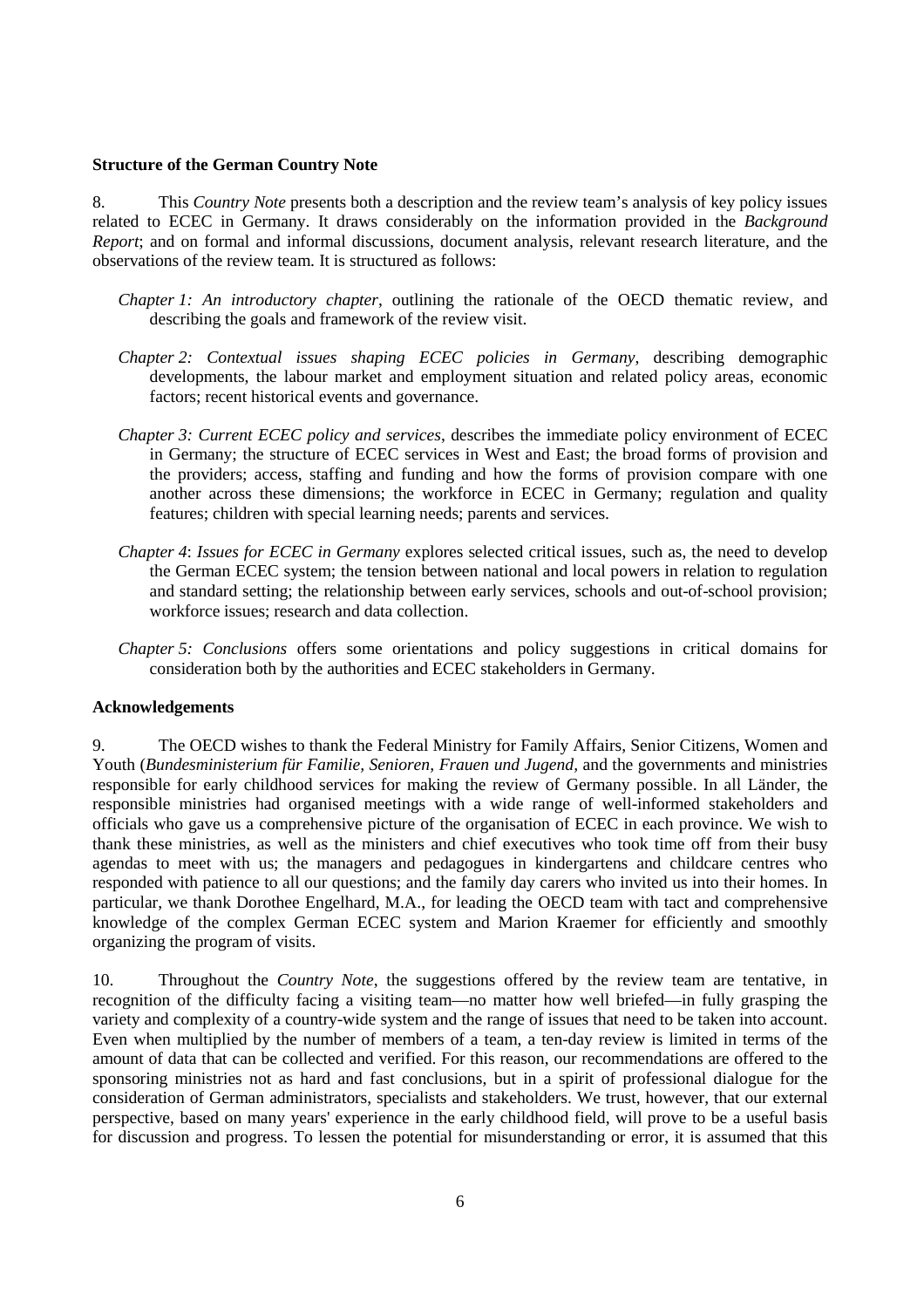**Structure of the German Country Note**

8. This *Country Note* presents both a description and the review team's analysis of key policy issues related to ECEC in Germany. It draws considerably on the information provided in the *Background Report*; and on formal and informal discussions, document analysis, relevant research literature, and the observations of the review team. It is structured as follows:

*Chapter 1: An introductory chapter*, outlining the rationale of the OECD thematic review, and describing the goals and framework of the review visit.

*Chapter 2: Contextual issues shaping ECEC policies in Germany*, describing demographic developments, the labour market and employment situation and related policy areas, economic factors; recent historical events and governance.

*Chapter 3: Current ECEC policy and services*, describes the immediate policy environment of ECEC in Germany; the structure of ECEC services in West and East; the broad forms of provision and the providers; access, staffing and funding and how the forms of provision compare with one another across these dimensions; the workforce in ECEC in Germany; regulation and quality features; children with special learning needs; parents and services.

*Chapter 4*: *Issues for ECEC in Germany* explores selected critical issues, such as, the need to develop the German ECEC system; the tension between national and local powers in relation to regulation and standard setting; the relationship between early services, schools and out-of-school provision; workforce issues; research and data collection.

*Chapter 5: Conclusions* offers some orientations and policy suggestions in critical domains for consideration both by the authorities and ECEC stakeholders in Germany.

**Acknowledgements**

9. The OECD wishes to thank the Federal Ministry for Family Affairs, Senior Citizens, Women and Youth (*Bundesministerium für Familie, Senioren, Frauen und Jugend*, and the governments and ministries responsible for early childhood services for making the review of Germany possible. In all Länder, the responsible ministries had organised meetings with a wide range of well-informed stakeholders and officials who gave us a comprehensive picture of the organisation of ECEC in each province. We wish to thank these ministries, as well as the ministers and chief executives who took time off from their busy agendas to meet with us; the managers and pedagogues in kindergartens and childcare centres who responded with patience to all our questions; and the family day carers who invited us into their homes. In particular, we thank Dorothee Engelhard, M.A., for leading the OECD team with tact and comprehensive knowledge of the complex German ECEC system and Marion Kraemer for efficiently and smoothly organizing the program of visits.

10. Throughout the *Country Note*, the suggestions offered by the review team are tentative, in recognition of the difficulty facing a visiting team—no matter how well briefed—in fully grasping the variety and complexity of a country-wide system and the range of issues that need to be taken into account. Even when multiplied by the number of members of a team, a ten-day review is limited in terms of the amount of data that can be collected and verified. For this reason, our recommendations are offered to the sponsoring ministries not as hard and fast conclusions, but in a spirit of professional dialogue for the consideration of German administrators, specialists and stakeholders. We trust, however, that our external perspective, based on many years' experience in the early childhood field, will prove to be a useful basis for discussion and progress. To lessen the potential for misunderstanding or error, it is assumed that this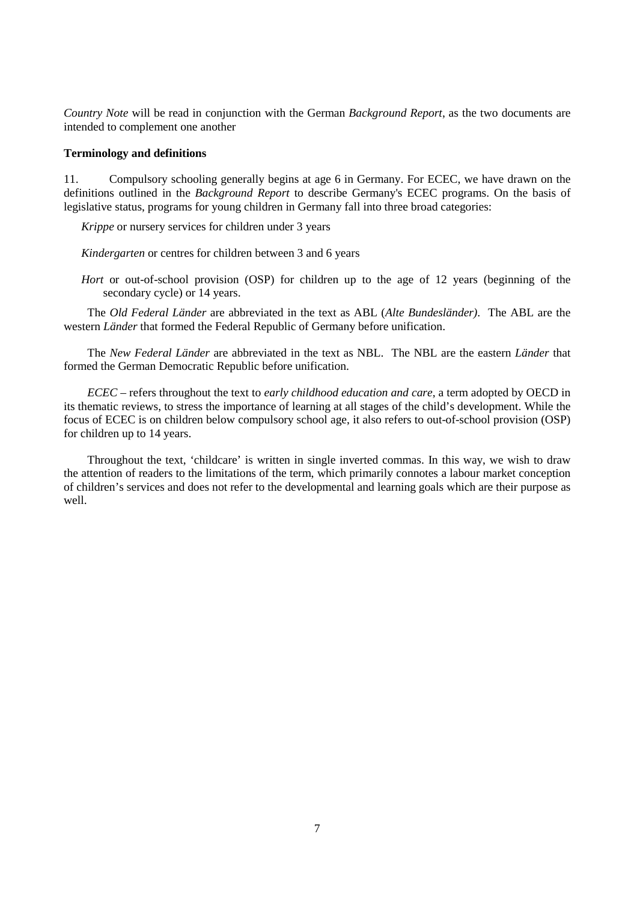*Country Note* will be read in conjunction with the German *Background Report*, as the two documents are intended to complement one another

**Terminology and definitions**

11. Compulsory schooling generally begins at age 6 in Germany. For ECEC, we have drawn on the definitions outlined in the *Background Report* to describe Germany's ECEC programs. On the basis of legislative status, programs for young children in Germany fall into three broad categories:

*Krippe* or nursery services for children under 3 years

*Kindergarten* or centres for children between 3 and 6 years

*Hort* or out-of-school provision (OSP) for children up to the age of 12 years (beginning of the secondary cycle) or 14 years.

The *Old Federal Länder* are abbreviated in the text as ABL (*Alte Bundesländer)*. The ABL are the western *Länder* that formed the Federal Republic of Germany before unification.

The *New Federal Länder* are abbreviated in the text as NBL. The NBL are the eastern *Länder* that formed the German Democratic Republic before unification.

*ECEC* – refers throughout the text to *early childhood education and care*, a term adopted by OECD in its thematic reviews, to stress the importance of learning at all stages of the child's development. While the focus of ECEC is on children below compulsory school age, it also refers to out-of-school provision (OSP) for children up to 14 years.

Throughout the text, 'childcare' is written in single inverted commas. In this way, we wish to draw the attention of readers to the limitations of the term, which primarily connotes a labour market conception of children's services and does not refer to the developmental and learning goals which are their purpose as well.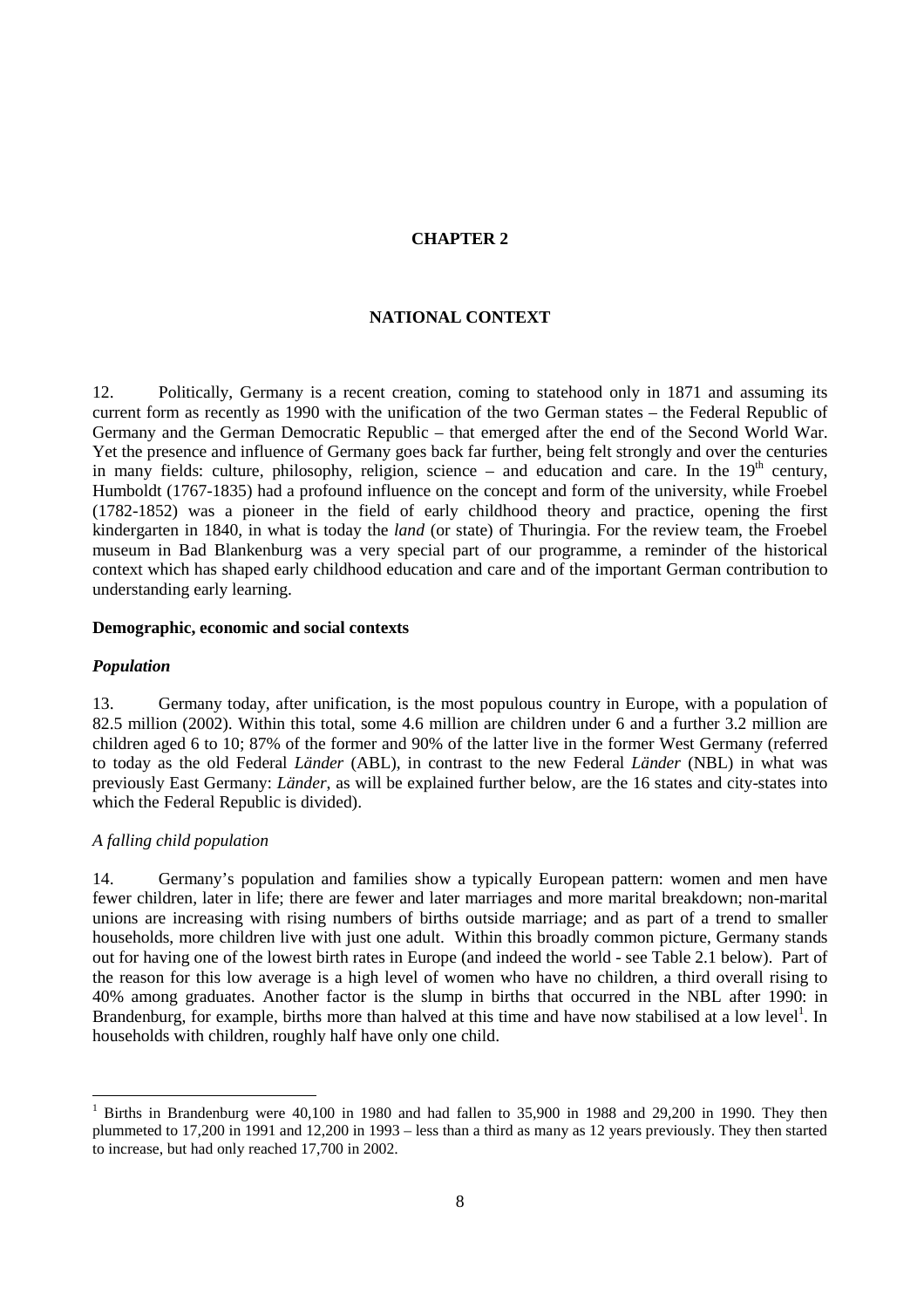# CHAPTER 2

## NATIONAL CONTEXT

12. Politically, Germany is a recent creation, coming to statehood only in 1871 and assuming its current form as recently as 1990 with the unification of the two German states – the Federal Republic of Germany and the German Democratic Republic – that emerged after the end of the Second World War. Yet the presence and influence of Germany goes back far further, being felt strongly and over the centuries in many fields: culture, philosophy, religion, science – and education and care. In the 19th century, Humboldt (1767-1835) had a profound influence on the concept and form of the university, while Froebel (1782-1852) was a pioneer in the field of early childhood theory and practice, opening the first kindergarten in 1840, in what is today the *land* (or state) of Thuringia. For the review team, the Froebel museum in Bad Blankenburg was a very special part of our programme, a reminder of the historical context which has shaped early childhood education and care and of the important German contribution to understanding early learning.

### Demographic, economic and social contexts

#### *Population*

13. Germany today, after unification, is the most populous country in Europe, with a population of 82.5 million (2002). Within this total, some 4.6 million are children under 6 and a further 3.2 million are children aged 6 to 10; 87% of the former and 90% of the latter live in the former West Germany (referred to today as the old Federal *Länder* (ABL), in contrast to the new Federal *Länder* (NBL) in what was previously East Germany: *Länder*, as will be explained further below, are the 16 states and city-states into which the Federal Republic is divided).

*A falling child population*

14. Germany's population and families show a typically European pattern: women and men have fewer children, later in life; there are fewer and later marriages and more marital breakdown; non-marital unions are increasing with rising numbers of births outside marriage; and as part of a trend to smaller households, more children live with just one adult. Within this broadly common picture, Germany stands out for having one of the lowest birth rates in Europe (and indeed the world - see Table 2.1 below). Part of the reason for this low average is a high level of women who have no children, a third overall rising to 40% among graduates. Another factor is the slump in births that occurred in the NBL after 1990: in Brandenburg, for example, births more than halved at this time and have now stabilised at a low level[1]. In households with children, roughly half have only one child.

---

[1] Births in Brandenburg were 40,100 in 1980 and had fallen to 35,900 in 1988 and 29,200 in 1990. They then plummeted to 17,200 in 1991 and 12,200 in 1993 – less than a third as many as 12 years previously. They then started to increase, but had only reached 17,700 in 2002.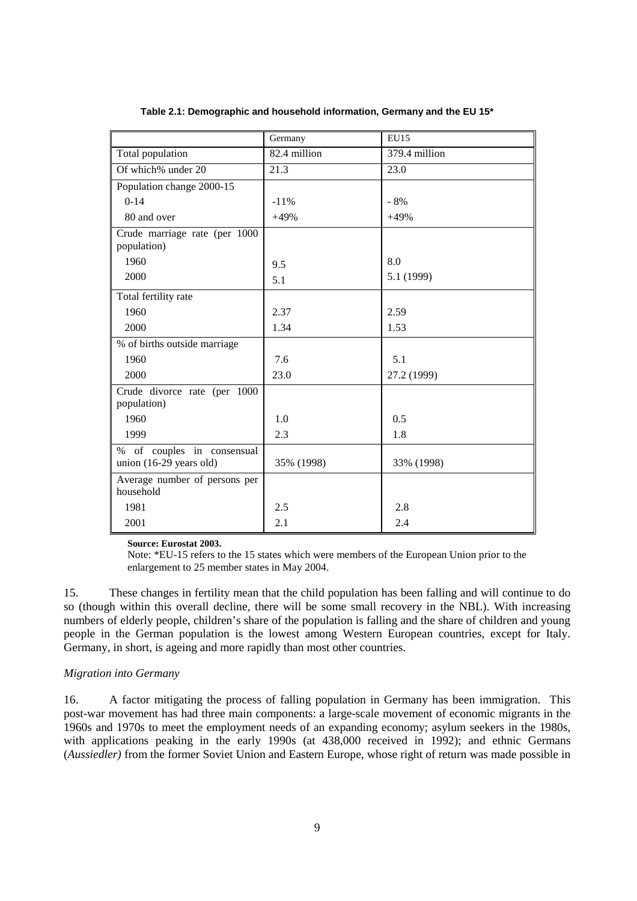**Table 2.1: Demographic and household information, Germany and the EU 15***

| | Germany | EU15 |
|---|---|---|
| Total population | 82.4 million | 379.4 million |
| Of which% under 20 | 21.3 | 23.0 |
| Population change 2000-15 | | |
| 0-14 | -11% | - 8% |
| 80 and over | +49% | +49% |
| Crude marriage rate (per 1000 population) | | |
| 1960 | 9.5 | 8.0 |
| 2000 | 5.1 | 5.1 (1999) |
| Total fertility rate | | |
| 1960 | 2.37 | 2.59 |
| 2000 | 1.34 | 1.53 |
| % of births outside marriage | | |
| 1960 | 7.6 | 5.1 |
| 2000 | 23.0 | 27.2 (1999) |
| Crude divorce rate (per 1000 population) | | |
| 1960 | 1.0 | 0.5 |
| 1999 | 2.3 | 1.8 |
| % of couples in consensual union (16-29 years old) | 35% (1998) | 33% (1998) |
| Average number of persons per household | | |
| 1981 | 2.5 | 2.8 |
| 2001 | 2.1 | 2.4 |

**Source: Eurostat 2003.**

Note: *EU-15 refers to the 15 states which were members of the European Union prior to the enlargement to 25 member states in May 2004.

15. These changes in fertility mean that the child population has been falling and will continue to do so (though within this overall decline, there will be some small recovery in the NBL). With increasing numbers of elderly people, children's share of the population is falling and the share of children and young people in the German population is the lowest among Western European countries, except for Italy. Germany, in short, is ageing and more rapidly than most other countries.

*Migration into Germany*

16. A factor mitigating the process of falling population in Germany has been immigration. This post-war movement has had three main components: a large-scale movement of economic migrants in the 1960s and 1970s to meet the employment needs of an expanding economy; asylum seekers in the 1980s, with applications peaking in the early 1990s (at 438,000 received in 1992); and ethnic Germans (*Aussiedler)* from the former Soviet Union and Eastern Europe, whose right of return was made possible in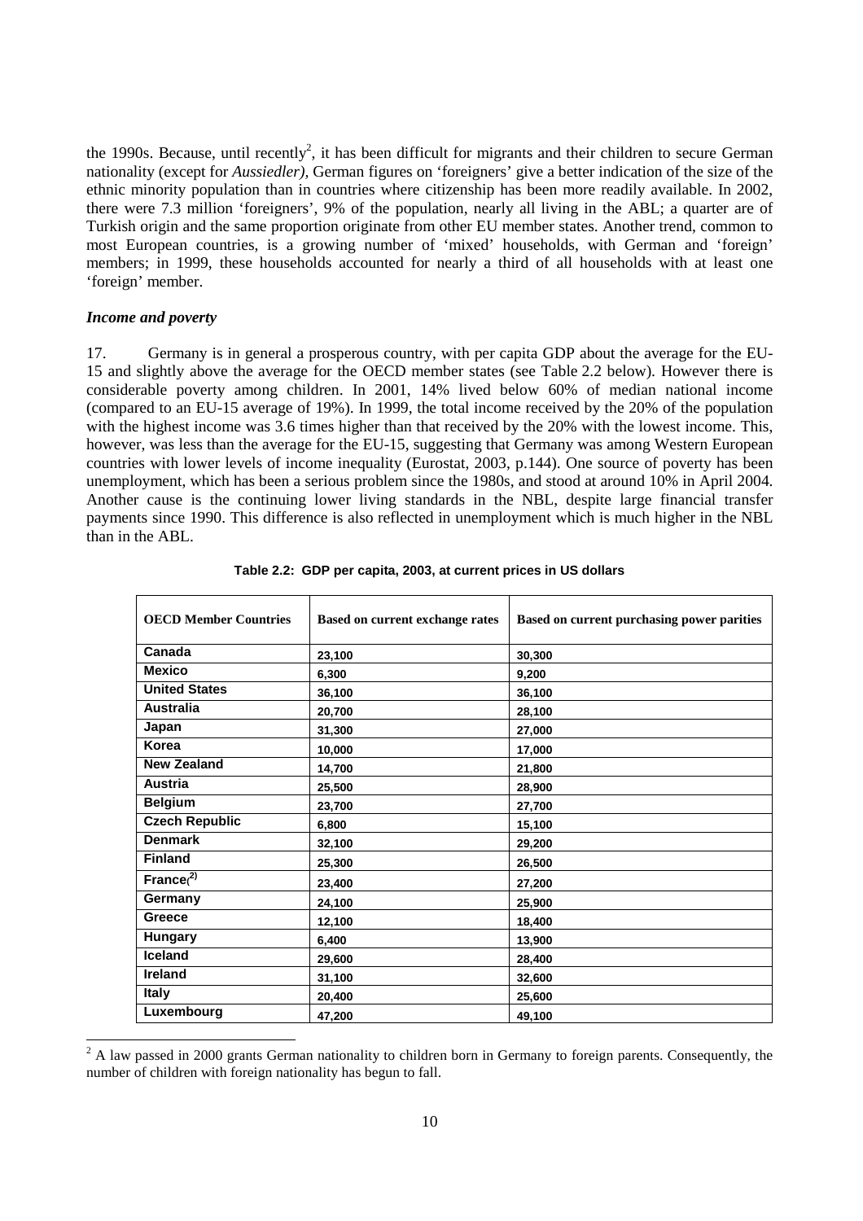the 1990s. Because, until recently[2], it has been difficult for migrants and their children to secure German nationality (except for *Aussiedler)*, German figures on 'foreigners' give a better indication of the size of the ethnic minority population than in countries where citizenship has been more readily available. In 2002, there were 7.3 million 'foreigners', 9% of the population, nearly all living in the ABL; a quarter are of Turkish origin and the same proportion originate from other EU member states. Another trend, common to most European countries, is a growing number of 'mixed' households, with German and 'foreign' members; in 1999, these households accounted for nearly a third of all households with at least one 'foreign' member.

### *Income and poverty*

17. Germany is in general a prosperous country, with per capita GDP about the average for the EU-15 and slightly above the average for the OECD member states (see Table 2.2 below). However there is considerable poverty among children. In 2001, 14% lived below 60% of median national income (compared to an EU-15 average of 19%). In 1999, the total income received by the 20% of the population with the highest income was 3.6 times higher than that received by the 20% with the lowest income. This, however, was less than the average for the EU-15, suggesting that Germany was among Western European countries with lower levels of income inequality (Eurostat, 2003, p.144). One source of poverty has been unemployment, which has been a serious problem since the 1980s, and stood at around 10% in April 2004. Another cause is the continuing lower living standards in the NBL, despite large financial transfer payments since 1990. This difference is also reflected in unemployment which is much higher in the NBL than in the ABL.

**Table 2.2: GDP per capita, 2003, at current prices in US dollars**

| OECD Member Countries | Based on current exchange rates | Based on current purchasing power parities |
|---|---|---|
| Canada | 23,100 | 30,300 |
| Mexico | 6,300 | 9,200 |
| United States | 36,100 | 36,100 |
| Australia | 20,700 | 28,100 |
| Japan | 31,300 | 27,000 |
| Korea | 10,000 | 17,000 |
| New Zealand | 14,700 | 21,800 |
| Austria | 25,500 | 28,900 |
| Belgium | 23,700 | 27,700 |
| Czech Republic | 6,800 | 15,100 |
| Denmark | 32,100 | 29,200 |
| Finland | 25,300 | 26,500 |
| France(2) | 23,400 | 27,200 |
| Germany | 24,100 | 25,900 |
| Greece | 12,100 | 18,400 |
| Hungary | 6,400 | 13,900 |
| Iceland | 29,600 | 28,400 |
| Ireland | 31,100 | 32,600 |
| Italy | 20,400 | 25,600 |
| Luxembourg | 47,200 | 49,100 |

[2] A law passed in 2000 grants German nationality to children born in Germany to foreign parents. Consequently, the number of children with foreign nationality has begun to fall.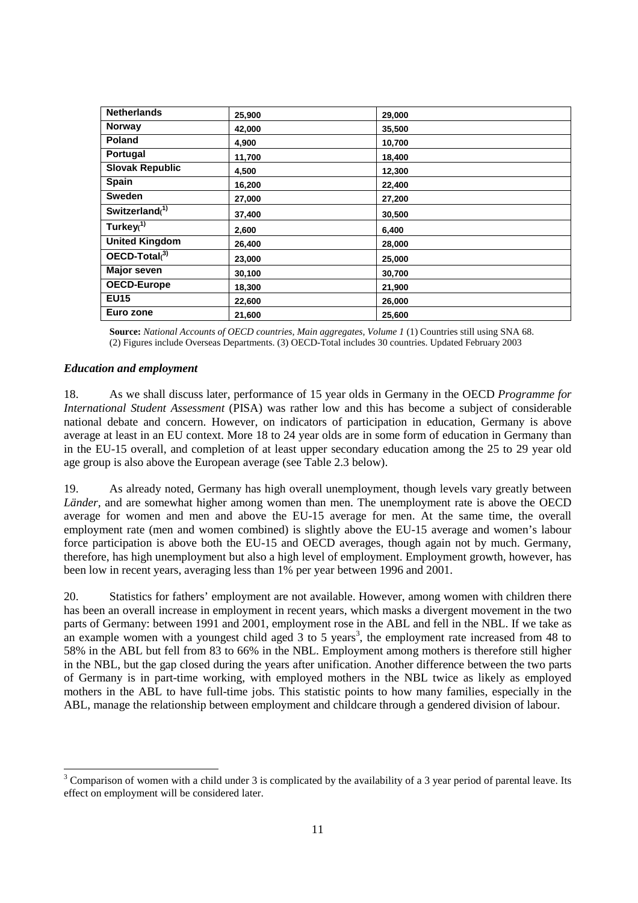| | | |
|---|---|---|
| **Netherlands** | 25,900 | 29,000 |
| **Norway** | 42,000 | 35,500 |
| **Poland** | 4,900 | 10,700 |
| **Portugal** | 11,700 | 18,400 |
| **Slovak Republic** | 4,500 | 12,300 |
| **Spain** | 16,200 | 22,400 |
| **Sweden** | 27,000 | 27,200 |
| **Switzerland**(1) | 37,400 | 30,500 |
| **Turkey**(1) | 2,600 | 6,400 |
| **United Kingdom** | 26,400 | 28,000 |
| **OECD-Total**(3) | 23,000 | 25,000 |
| **Major seven** | 30,100 | 30,700 |
| **OECD-Europe** | 18,300 | 21,900 |
| **EU15** | 22,600 | 26,000 |
| **Euro zone** | 21,600 | 25,600 |

**Source:** *National Accounts of OECD countries, Main aggregates, Volume 1* (1) Countries still using SNA 68. (2) Figures include Overseas Departments. (3) OECD-Total includes 30 countries. Updated February 2003

### *Education and employment*

18. As we shall discuss later, performance of 15 year olds in Germany in the OECD *Programme for International Student Assessment* (PISA) was rather low and this has become a subject of considerable national debate and concern. However, on indicators of participation in education, Germany is above average at least in an EU context. More 18 to 24 year olds are in some form of education in Germany than in the EU-15 overall, and completion of at least upper secondary education among the 25 to 29 year old age group is also above the European average (see Table 2.3 below).

19. As already noted, Germany has high overall unemployment, though levels vary greatly between *Länder,* and are somewhat higher among women than men. The unemployment rate is above the OECD average for women and men and above the EU-15 average for men. At the same time, the overall employment rate (men and women combined) is slightly above the EU-15 average and women's labour force participation is above both the EU-15 and OECD averages, though again not by much. Germany, therefore, has high unemployment but also a high level of employment. Employment growth, however, has been low in recent years, averaging less than 1% per year between 1996 and 2001.

20. Statistics for fathers' employment are not available. However, among women with children there has been an overall increase in employment in recent years, which masks a divergent movement in the two parts of Germany: between 1991 and 2001, employment rose in the ABL and fell in the NBL. If we take as an example women with a youngest child aged 3 to 5 years[3], the employment rate increased from 48 to 58% in the ABL but fell from 83 to 66% in the NBL. Employment among mothers is therefore still higher in the NBL, but the gap closed during the years after unification. Another difference between the two parts of Germany is in part-time working, with employed mothers in the NBL twice as likely as employed mothers in the ABL to have full-time jobs. This statistic points to how many families, especially in the ABL, manage the relationship between employment and childcare through a gendered division of labour.

[3] Comparison of women with a child under 3 is complicated by the availability of a 3 year period of parental leave. Its effect on employment will be considered later.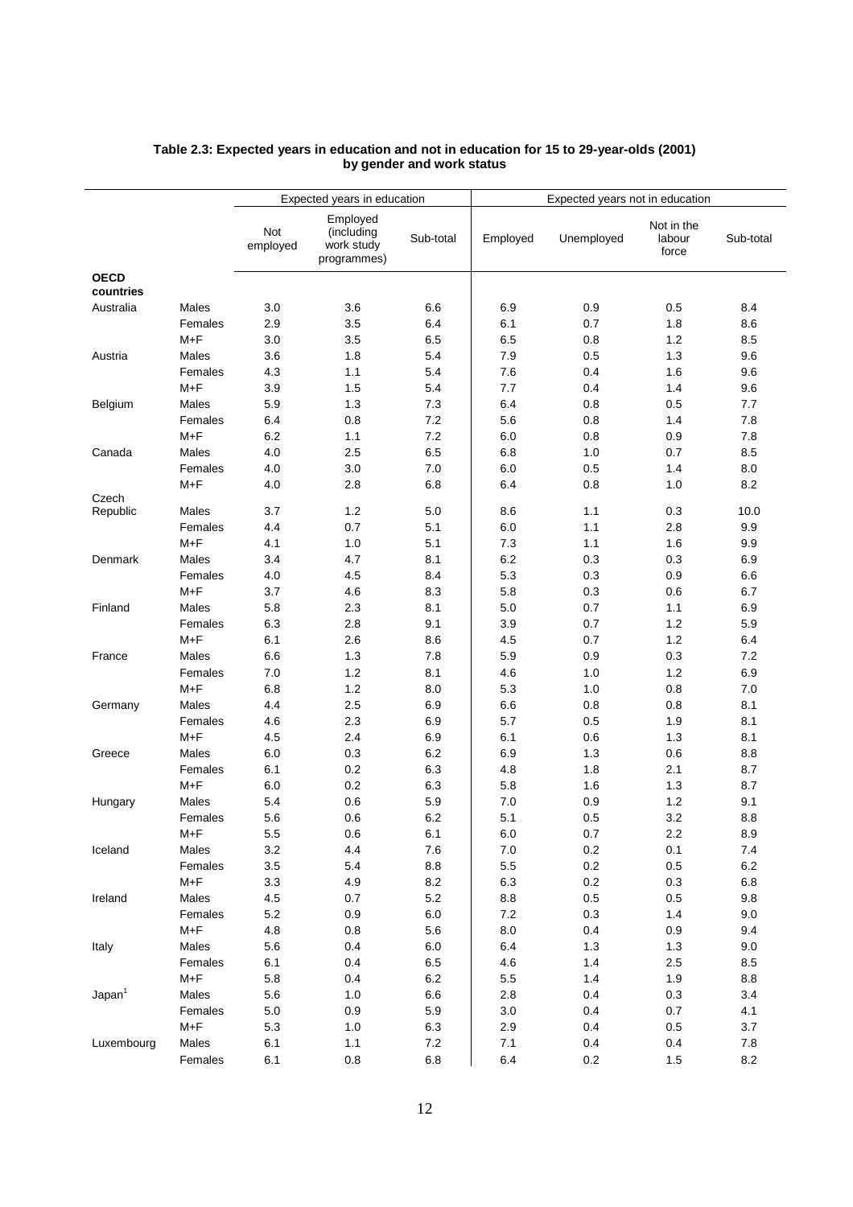**Table 2.3: Expected years in education and not in education for 15 to 29-year-olds (2001) by gender and work status**

| | | Expected years in education | | | Expected years not in education | | | |
|---|---|---|---|---|---|---|---|---|
| | | Not employed | Employed (including work study programmes) | Sub-total | Employed | Unemployed | Not in the labour force | Sub-total |
| **OECD countries** | | | | | | | | |
| Australia | Males | 3.0 | 3.6 | 6.6 | 6.9 | 0.9 | 0.5 | 8.4 |
| | Females | 2.9 | 3.5 | 6.4 | 6.1 | 0.7 | 1.8 | 8.6 |
| | M+F | 3.0 | 3.5 | 6.5 | 6.5 | 0.8 | 1.2 | 8.5 |
| Austria | Males | 3.6 | 1.8 | 5.4 | 7.9 | 0.5 | 1.3 | 9.6 |
| | Females | 4.3 | 1.1 | 5.4 | 7.6 | 0.4 | 1.6 | 9.6 |
| | M+F | 3.9 | 1.5 | 5.4 | 7.7 | 0.4 | 1.4 | 9.6 |
| Belgium | Males | 5.9 | 1.3 | 7.3 | 6.4 | 0.8 | 0.5 | 7.7 |
| | Females | 6.4 | 0.8 | 7.2 | 5.6 | 0.8 | 1.4 | 7.8 |
| | M+F | 6.2 | 1.1 | 7.2 | 6.0 | 0.8 | 0.9 | 7.8 |
| Canada | Males | 4.0 | 2.5 | 6.5 | 6.8 | 1.0 | 0.7 | 8.5 |
| | Females | 4.0 | 3.0 | 7.0 | 6.0 | 0.5 | 1.4 | 8.0 |
| | M+F | 4.0 | 2.8 | 6.8 | 6.4 | 0.8 | 1.0 | 8.2 |
| Czech Republic | Males | 3.7 | 1.2 | 5.0 | 8.6 | 1.1 | 0.3 | 10.0 |
| | Females | 4.4 | 0.7 | 5.1 | 6.0 | 1.1 | 2.8 | 9.9 |
| | M+F | 4.1 | 1.0 | 5.1 | 7.3 | 1.1 | 1.6 | 9.9 |
| Denmark | Males | 3.4 | 4.7 | 8.1 | 6.2 | 0.3 | 0.3 | 6.9 |
| | Females | 4.0 | 4.5 | 8.4 | 5.3 | 0.3 | 0.9 | 6.6 |
| | M+F | 3.7 | 4.6 | 8.3 | 5.8 | 0.3 | 0.6 | 6.7 |
| Finland | Males | 5.8 | 2.3 | 8.1 | 5.0 | 0.7 | 1.1 | 6.9 |
| | Females | 6.3 | 2.8 | 9.1 | 3.9 | 0.7 | 1.2 | 5.9 |
| | M+F | 6.1 | 2.6 | 8.6 | 4.5 | 0.7 | 1.2 | 6.4 |
| France | Males | 6.6 | 1.3 | 7.8 | 5.9 | 0.9 | 0.3 | 7.2 |
| | Females | 7.0 | 1.2 | 8.1 | 4.6 | 1.0 | 1.2 | 6.9 |
| | M+F | 6.8 | 1.2 | 8.0 | 5.3 | 1.0 | 0.8 | 7.0 |
| Germany | Males | 4.4 | 2.5 | 6.9 | 6.6 | 0.8 | 0.8 | 8.1 |
| | Females | 4.6 | 2.3 | 6.9 | 5.7 | 0.5 | 1.9 | 8.1 |
| | M+F | 4.5 | 2.4 | 6.9 | 6.1 | 0.6 | 1.3 | 8.1 |
| Greece | Males | 6.0 | 0.3 | 6.2 | 6.9 | 1.3 | 0.6 | 8.8 |
| | Females | 6.1 | 0.2 | 6.3 | 4.8 | 1.8 | 2.1 | 8.7 |
| | M+F | 6.0 | 0.2 | 6.3 | 5.8 | 1.6 | 1.3 | 8.7 |
| Hungary | Males | 5.4 | 0.6 | 5.9 | 7.0 | 0.9 | 1.2 | 9.1 |
| | Females | 5.6 | 0.6 | 6.2 | 5.1 | 0.5 | 3.2 | 8.8 |
| | M+F | 5.5 | 0.6 | 6.1 | 6.0 | 0.7 | 2.2 | 8.9 |
| Iceland | Males | 3.2 | 4.4 | 7.6 | 7.0 | 0.2 | 0.1 | 7.4 |
| | Females | 3.5 | 5.4 | 8.8 | 5.5 | 0.2 | 0.5 | 6.2 |
| | M+F | 3.3 | 4.9 | 8.2 | 6.3 | 0.2 | 0.3 | 6.8 |
| Ireland | Males | 4.5 | 0.7 | 5.2 | 8.8 | 0.5 | 0.5 | 9.8 |
| | Females | 5.2 | 0.9 | 6.0 | 7.2 | 0.3 | 1.4 | 9.0 |
| | M+F | 4.8 | 0.8 | 5.6 | 8.0 | 0.4 | 0.9 | 9.4 |
| Italy | Males | 5.6 | 0.4 | 6.0 | 6.4 | 1.3 | 1.3 | 9.0 |
| | Females | 6.1 | 0.4 | 6.5 | 4.6 | 1.4 | 2.5 | 8.5 |
| | M+F | 5.8 | 0.4 | 6.2 | 5.5 | 1.4 | 1.9 | 8.8 |
| Japan[1] | Males | 5.6 | 1.0 | 6.6 | 2.8 | 0.4 | 0.3 | 3.4 |
| | Females | 5.0 | 0.9 | 5.9 | 3.0 | 0.4 | 0.7 | 4.1 |
| | M+F | 5.3 | 1.0 | 6.3 | 2.9 | 0.4 | 0.5 | 3.7 |
| Luxembourg | Males | 6.1 | 1.1 | 7.2 | 7.1 | 0.4 | 0.4 | 7.8 |
| | Females | 6.1 | 0.8 | 6.8 | 6.4 | 0.2 | 1.5 | 8.2 |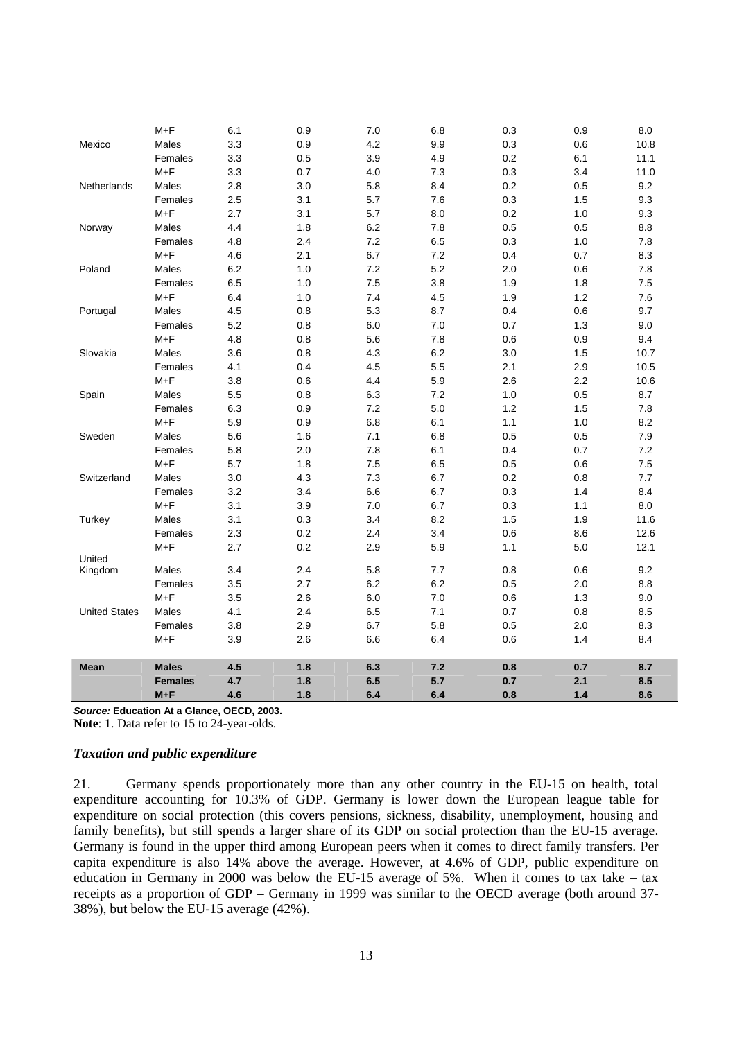| | | | | | | | | |
|---|---|---|---|---|---|---|---|---|
| | M+F | 6.1 | 0.9 | 7.0 | 6.8 | 0.3 | 0.9 | 8.0 |
| Mexico | Males | 3.3 | 0.9 | 4.2 | 9.9 | 0.3 | 0.6 | 10.8 |
| | Females | 3.3 | 0.5 | 3.9 | 4.9 | 0.2 | 6.1 | 11.1 |
| | M+F | 3.3 | 0.7 | 4.0 | 7.3 | 0.3 | 3.4 | 11.0 |
| Netherlands | Males | 2.8 | 3.0 | 5.8 | 8.4 | 0.2 | 0.5 | 9.2 |
| | Females | 2.5 | 3.1 | 5.7 | 7.6 | 0.3 | 1.5 | 9.3 |
| | M+F | 2.7 | 3.1 | 5.7 | 8.0 | 0.2 | 1.0 | 9.3 |
| Norway | Males | 4.4 | 1.8 | 6.2 | 7.8 | 0.5 | 0.5 | 8.8 |
| | Females | 4.8 | 2.4 | 7.2 | 6.5 | 0.3 | 1.0 | 7.8 |
| | M+F | 4.6 | 2.1 | 6.7 | 7.2 | 0.4 | 0.7 | 8.3 |
| Poland | Males | 6.2 | 1.0 | 7.2 | 5.2 | 2.0 | 0.6 | 7.8 |
| | Females | 6.5 | 1.0 | 7.5 | 3.8 | 1.9 | 1.8 | 7.5 |
| | M+F | 6.4 | 1.0 | 7.4 | 4.5 | 1.9 | 1.2 | 7.6 |
| Portugal | Males | 4.5 | 0.8 | 5.3 | 8.7 | 0.4 | 0.6 | 9.7 |
| | Females | 5.2 | 0.8 | 6.0 | 7.0 | 0.7 | 1.3 | 9.0 |
| | M+F | 4.8 | 0.8 | 5.6 | 7.8 | 0.6 | 0.9 | 9.4 |
| Slovakia | Males | 3.6 | 0.8 | 4.3 | 6.2 | 3.0 | 1.5 | 10.7 |
| | Females | 4.1 | 0.4 | 4.5 | 5.5 | 2.1 | 2.9 | 10.5 |
| | M+F | 3.8 | 0.6 | 4.4 | 5.9 | 2.6 | 2.2 | 10.6 |
| Spain | Males | 5.5 | 0.8 | 6.3 | 7.2 | 1.0 | 0.5 | 8.7 |
| | Females | 6.3 | 0.9 | 7.2 | 5.0 | 1.2 | 1.5 | 7.8 |
| | M+F | 5.9 | 0.9 | 6.8 | 6.1 | 1.1 | 1.0 | 8.2 |
| Sweden | Males | 5.6 | 1.6 | 7.1 | 6.8 | 0.5 | 0.5 | 7.9 |
| | Females | 5.8 | 2.0 | 7.8 | 6.1 | 0.4 | 0.7 | 7.2 |
| | M+F | 5.7 | 1.8 | 7.5 | 6.5 | 0.5 | 0.6 | 7.5 |
| Switzerland | Males | 3.0 | 4.3 | 7.3 | 6.7 | 0.2 | 0.8 | 7.7 |
| | Females | 3.2 | 3.4 | 6.6 | 6.7 | 0.3 | 1.4 | 8.4 |
| | M+F | 3.1 | 3.9 | 7.0 | 6.7 | 0.3 | 1.1 | 8.0 |
| Turkey | Males | 3.1 | 0.3 | 3.4 | 8.2 | 1.5 | 1.9 | 11.6 |
| | Females | 2.3 | 0.2 | 2.4 | 3.4 | 0.6 | 8.6 | 12.6 |
| | M+F | 2.7 | 0.2 | 2.9 | 5.9 | 1.1 | 5.0 | 12.1 |
| United Kingdom | Males | 3.4 | 2.4 | 5.8 | 7.7 | 0.8 | 0.6 | 9.2 |
| | Females | 3.5 | 2.7 | 6.2 | 6.2 | 0.5 | 2.0 | 8.8 |
| | M+F | 3.5 | 2.6 | 6.0 | 7.0 | 0.6 | 1.3 | 9.0 |
| United States | Males | 4.1 | 2.4 | 6.5 | 7.1 | 0.7 | 0.8 | 8.5 |
| | Females | 3.8 | 2.9 | 6.7 | 5.8 | 0.5 | 2.0 | 8.3 |
| | M+F | 3.9 | 2.6 | 6.6 | 6.4 | 0.6 | 1.4 | 8.4 |
| **Mean** | **Males** | **4.5** | **1.8** | **6.3** | **7.2** | **0.8** | **0.7** | **8.7** |
| | **Females** | **4.7** | **1.8** | **6.5** | **5.7** | **0.7** | **2.1** | **8.5** |
| | **M+F** | **4.6** | **1.8** | **6.4** | **6.4** | **0.8** | **1.4** | **8.6** |

***Source:*** **Education At a Glance, OECD, 2003.**

**Note**: 1. Data refer to 15 to 24-year-olds.

### *Taxation and public expenditure*

21. Germany spends proportionately more than any other country in the EU-15 on health, total expenditure accounting for 10.3% of GDP. Germany is lower down the European league table for expenditure on social protection (this covers pensions, sickness, disability, unemployment, housing and family benefits), but still spends a larger share of its GDP on social protection than the EU-15 average. Germany is found in the upper third among European peers when it comes to direct family transfers. Per capita expenditure is also 14% above the average. However, at 4.6% of GDP, public expenditure on education in Germany in 2000 was below the EU-15 average of 5%. When it comes to tax take – tax receipts as a proportion of GDP – Germany in 1999 was similar to the OECD average (both around 37-38%), but below the EU-15 average (42%).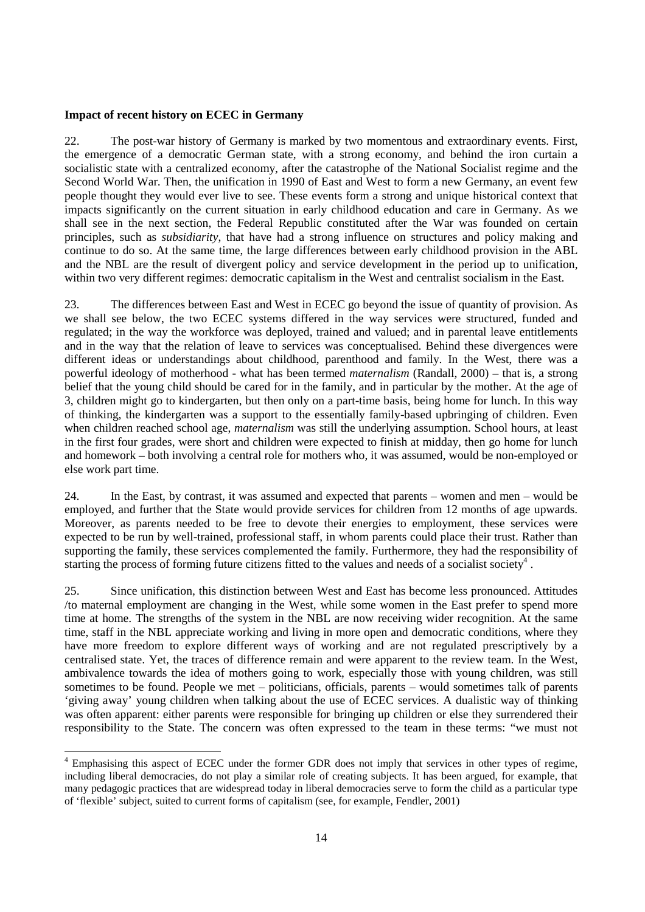**Impact of recent history on ECEC in Germany**

22. The post-war history of Germany is marked by two momentous and extraordinary events. First, the emergence of a democratic German state, with a strong economy, and behind the iron curtain a socialistic state with a centralized economy, after the catastrophe of the National Socialist regime and the Second World War. Then, the unification in 1990 of East and West to form a new Germany, an event few people thought they would ever live to see. These events form a strong and unique historical context that impacts significantly on the current situation in early childhood education and care in Germany. As we shall see in the next section, the Federal Republic constituted after the War was founded on certain principles, such as *subsidiarity*, that have had a strong influence on structures and policy making and continue to do so. At the same time, the large differences between early childhood provision in the ABL and the NBL are the result of divergent policy and service development in the period up to unification, within two very different regimes: democratic capitalism in the West and centralist socialism in the East.

23. The differences between East and West in ECEC go beyond the issue of quantity of provision. As we shall see below, the two ECEC systems differed in the way services were structured, funded and regulated; in the way the workforce was deployed, trained and valued; and in parental leave entitlements and in the way that the relation of leave to services was conceptualised. Behind these divergences were different ideas or understandings about childhood, parenthood and family. In the West, there was a powerful ideology of motherhood - what has been termed *maternalism* (Randall, 2000) – that is, a strong belief that the young child should be cared for in the family, and in particular by the mother. At the age of 3, children might go to kindergarten, but then only on a part-time basis, being home for lunch. In this way of thinking, the kindergarten was a support to the essentially family-based upbringing of children. Even when children reached school age, *maternalism* was still the underlying assumption. School hours, at least in the first four grades, were short and children were expected to finish at midday, then go home for lunch and homework – both involving a central role for mothers who, it was assumed, would be non-employed or else work part time.

24. In the East, by contrast, it was assumed and expected that parents – women and men – would be employed, and further that the State would provide services for children from 12 months of age upwards. Moreover, as parents needed to be free to devote their energies to employment, these services were expected to be run by well-trained, professional staff, in whom parents could place their trust. Rather than supporting the family, these services complemented the family. Furthermore, they had the responsibility of starting the process of forming future citizens fitted to the values and needs of a socialist society[4] .

25. Since unification, this distinction between West and East has become less pronounced. Attitudes /to maternal employment are changing in the West, while some women in the East prefer to spend more time at home. The strengths of the system in the NBL are now receiving wider recognition. At the same time, staff in the NBL appreciate working and living in more open and democratic conditions, where they have more freedom to explore different ways of working and are not regulated prescriptively by a centralised state. Yet, the traces of difference remain and were apparent to the review team. In the West, ambivalence towards the idea of mothers going to work, especially those with young children, was still sometimes to be found. People we met – politicians, officials, parents – would sometimes talk of parents 'giving away' young children when talking about the use of ECEC services. A dualistic way of thinking was often apparent: either parents were responsible for bringing up children or else they surrendered their responsibility to the State. The concern was often expressed to the team in these terms: "we must not

[4] Emphasising this aspect of ECEC under the former GDR does not imply that services in other types of regime, including liberal democracies, do not play a similar role of creating subjects. It has been argued, for example, that many pedagogic practices that are widespread today in liberal democracies serve to form the child as a particular type of 'flexible' subject, suited to current forms of capitalism (see, for example, Fendler, 2001)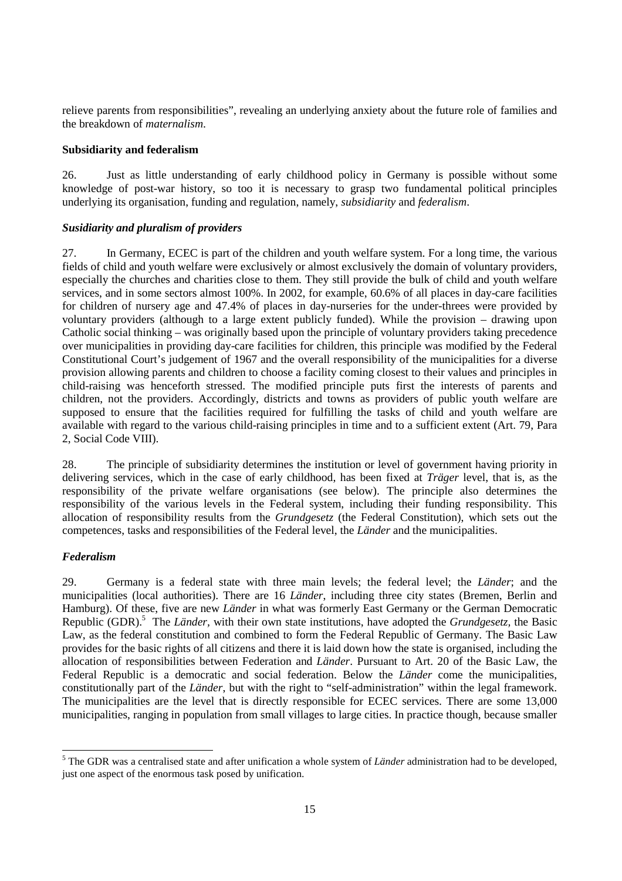relieve parents from responsibilities", revealing an underlying anxiety about the future role of families and the breakdown of *maternalism*.

**Subsidiarity and federalism**

26. Just as little understanding of early childhood policy in Germany is possible without some knowledge of post-war history, so too it is necessary to grasp two fundamental political principles underlying its organisation, funding and regulation, namely, *subsidiarity* and *federalism*.

***Susidiarity and pluralism of providers***

27. In Germany, ECEC is part of the children and youth welfare system. For a long time, the various fields of child and youth welfare were exclusively or almost exclusively the domain of voluntary providers, especially the churches and charities close to them. They still provide the bulk of child and youth welfare services, and in some sectors almost 100%. In 2002, for example, 60.6% of all places in day-care facilities for children of nursery age and 47.4% of places in day-nurseries for the under-threes were provided by voluntary providers (although to a large extent publicly funded). While the provision – drawing upon Catholic social thinking – was originally based upon the principle of voluntary providers taking precedence over municipalities in providing day-care facilities for children, this principle was modified by the Federal Constitutional Court's judgement of 1967 and the overall responsibility of the municipalities for a diverse provision allowing parents and children to choose a facility coming closest to their values and principles in child-raising was henceforth stressed. The modified principle puts first the interests of parents and children, not the providers. Accordingly, districts and towns as providers of public youth welfare are supposed to ensure that the facilities required for fulfilling the tasks of child and youth welfare are available with regard to the various child-raising principles in time and to a sufficient extent (Art. 79, Para 2, Social Code VIII).

28. The principle of subsidiarity determines the institution or level of government having priority in delivering services, which in the case of early childhood, has been fixed at *Träger* level, that is, as the responsibility of the private welfare organisations (see below). The principle also determines the responsibility of the various levels in the Federal system, including their funding responsibility. This allocation of responsibility results from the *Grundgesetz* (the Federal Constitution), which sets out the competences, tasks and responsibilities of the Federal level, the *Länder* and the municipalities.

***Federalism***

29. Germany is a federal state with three main levels; the federal level; the *Länder*; and the municipalities (local authorities). There are 16 *Länder*, including three city states (Bremen, Berlin and Hamburg). Of these, five are new *Länder* in what was formerly East Germany or the German Democratic Republic (GDR).[5] The *Länder*, with their own state institutions, have adopted the *Grundgesetz*, the Basic Law, as the federal constitution and combined to form the Federal Republic of Germany. The Basic Law provides for the basic rights of all citizens and there it is laid down how the state is organised, including the allocation of responsibilities between Federation and *Länder*. Pursuant to Art. 20 of the Basic Law, the Federal Republic is a democratic and social federation. Below the *Länder* come the municipalities, constitutionally part of the *Länder*, but with the right to "self-administration" within the legal framework. The municipalities are the level that is directly responsible for ECEC services. There are some 13,000 municipalities, ranging in population from small villages to large cities. In practice though, because smaller

[5] The GDR was a centralised state and after unification a whole system of *Länder* administration had to be developed, just one aspect of the enormous task posed by unification.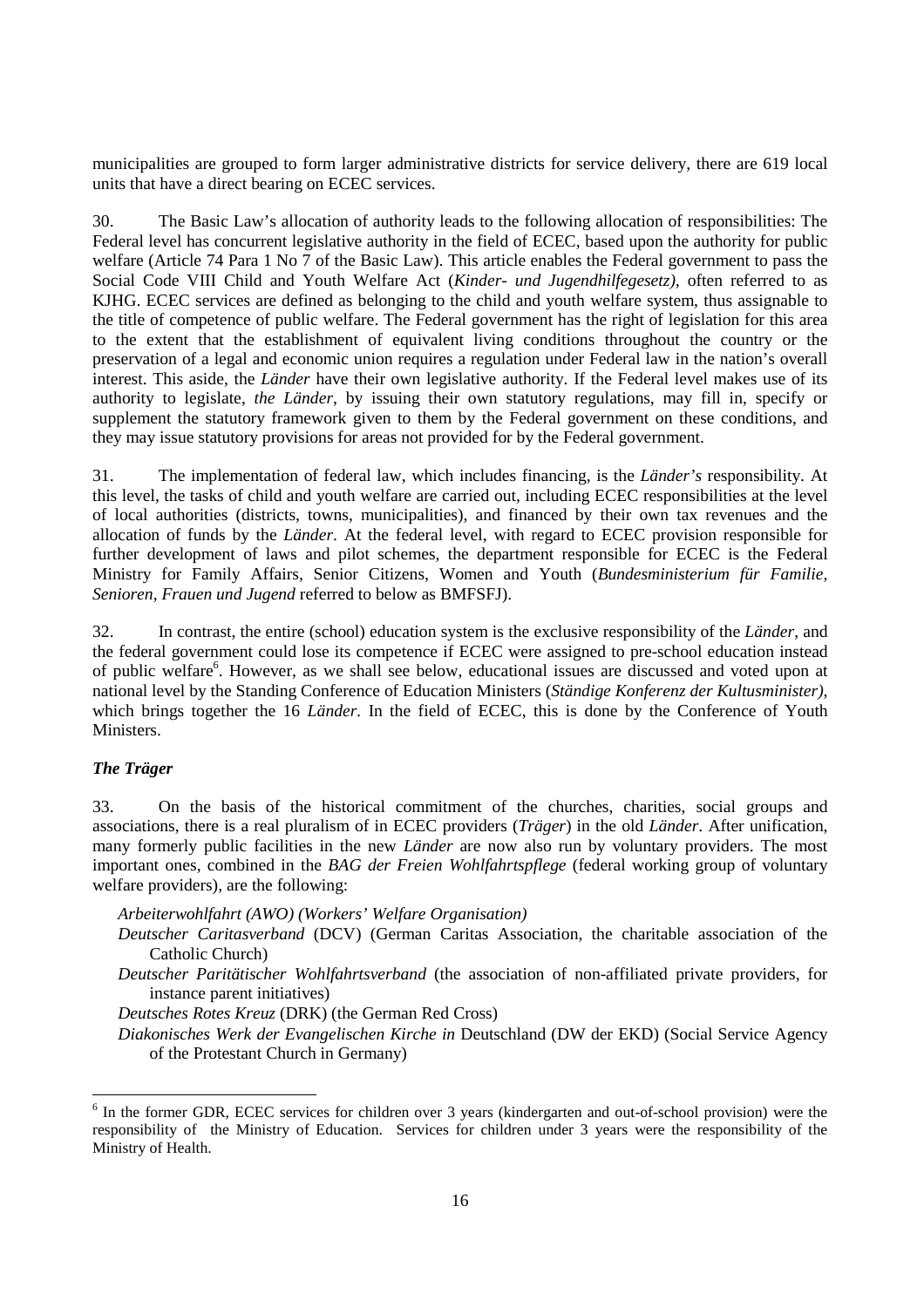municipalities are grouped to form larger administrative districts for service delivery, there are 619 local units that have a direct bearing on ECEC services.

30. The Basic Law's allocation of authority leads to the following allocation of responsibilities: The Federal level has concurrent legislative authority in the field of ECEC, based upon the authority for public welfare (Article 74 Para 1 No 7 of the Basic Law). This article enables the Federal government to pass the Social Code VIII Child and Youth Welfare Act (*Kinder- und Jugendhilfegesetz),* often referred to as KJHG. ECEC services are defined as belonging to the child and youth welfare system, thus assignable to the title of competence of public welfare. The Federal government has the right of legislation for this area to the extent that the establishment of equivalent living conditions throughout the country or the preservation of a legal and economic union requires a regulation under Federal law in the nation's overall interest. This aside, the *Länder* have their own legislative authority. If the Federal level makes use of its authority to legislate, *the Länder*, by issuing their own statutory regulations, may fill in, specify or supplement the statutory framework given to them by the Federal government on these conditions, and they may issue statutory provisions for areas not provided for by the Federal government.

31. The implementation of federal law, which includes financing, is the *Länder's* responsibility. At this level, the tasks of child and youth welfare are carried out, including ECEC responsibilities at the level of local authorities (districts, towns, municipalities), and financed by their own tax revenues and the allocation of funds by the *Länder*. At the federal level, with regard to ECEC provision responsible for further development of laws and pilot schemes, the department responsible for ECEC is the Federal Ministry for Family Affairs, Senior Citizens, Women and Youth (*Bundesministerium für Familie, Senioren, Frauen und Jugend* referred to below as BMFSFJ).

32. In contrast, the entire (school) education system is the exclusive responsibility of the *Länder*, and the federal government could lose its competence if ECEC were assigned to pre-school education instead of public welfare[6]. However, as we shall see below, educational issues are discussed and voted upon at national level by the Standing Conference of Education Ministers (*Ständige Konferenz der Kultusminister),* which brings together the 16 *Länder.* In the field of ECEC, this is done by the Conference of Youth Ministers.

### *The Träger*

33. On the basis of the historical commitment of the churches, charities, social groups and associations, there is a real pluralism of in ECEC providers (*Träger*) in the old *Länder*. After unification, many formerly public facilities in the new *Länder* are now also run by voluntary providers. The most important ones, combined in the *BAG der Freien Wohlfahrtspflege* (federal working group of voluntary welfare providers), are the following:

- *Arbeiterwohlfahrt (AWO) (Workers' Welfare Organisation)*
- *Deutscher Caritasverband* (DCV) (German Caritas Association, the charitable association of the Catholic Church)
- *Deutscher Paritätischer Wohlfahrtsverband* (the association of non-affiliated private providers, for instance parent initiatives)
- *Deutsches Rotes Kreuz* (DRK) (the German Red Cross)
- *Diakonisches Werk der Evangelischen Kirche in* Deutschland (DW der EKD) (Social Service Agency of the Protestant Church in Germany)

[6] In the former GDR, ECEC services for children over 3 years (kindergarten and out-of-school provision) were the responsibility of the Ministry of Education. Services for children under 3 years were the responsibility of the Ministry of Health.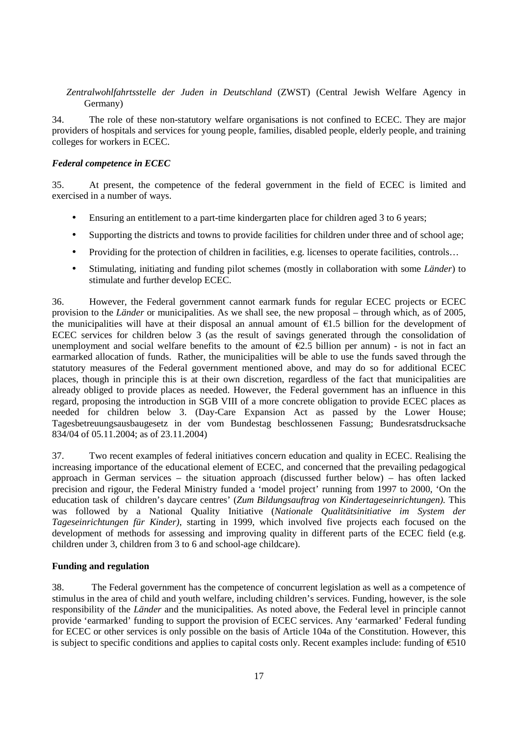*Zentralwohlfahrtsstelle der Juden in Deutschland* (ZWST) (Central Jewish Welfare Agency in Germany)

34. The role of these non-statutory welfare organisations is not confined to ECEC. They are major providers of hospitals and services for young people, families, disabled people, elderly people, and training colleges for workers in ECEC.

### *Federal competence in ECEC*

35. At present, the competence of the federal government in the field of ECEC is limited and exercised in a number of ways.

- Ensuring an entitlement to a part-time kindergarten place for children aged 3 to 6 years;
- Supporting the districts and towns to provide facilities for children under three and of school age;
- Providing for the protection of children in facilities, e.g. licenses to operate facilities, controls…
- Stimulating, initiating and funding pilot schemes (mostly in collaboration with some *Länder*) to stimulate and further develop ECEC.

36. However, the Federal government cannot earmark funds for regular ECEC projects or ECEC provision to the *Länder* or municipalities. As we shall see, the new proposal – through which, as of 2005, the municipalities will have at their disposal an annual amount of €1.5 billion for the development of ECEC services for children below 3 (as the result of savings generated through the consolidation of unemployment and social welfare benefits to the amount of €2.5 billion per annum) - is not in fact an earmarked allocation of funds. Rather, the municipalities will be able to use the funds saved through the statutory measures of the Federal government mentioned above, and may do so for additional ECEC places, though in principle this is at their own discretion, regardless of the fact that municipalities are already obliged to provide places as needed. However, the Federal government has an influence in this regard, proposing the introduction in SGB VIII of a more concrete obligation to provide ECEC places as needed for children below 3. (Day-Care Expansion Act as passed by the Lower House; Tagesbetreuungsausbaugesetz in der vom Bundestag beschlossenen Fassung; Bundesratsdrucksache 834/04 of 05.11.2004; as of 23.11.2004)

37. Two recent examples of federal initiatives concern education and quality in ECEC. Realising the increasing importance of the educational element of ECEC, and concerned that the prevailing pedagogical approach in German services – the situation approach (discussed further below) – has often lacked precision and rigour, the Federal Ministry funded a 'model project' running from 1997 to 2000, 'On the education task of children's daycare centres' (*Zum Bildungsauftrag von Kindertageseinrichtungen).* This was followed by a National Quality Initiative (*Nationale Qualitätsinitiative im System der Tageseinrichtungen für Kinder)*, starting in 1999, which involved five projects each focused on the development of methods for assessing and improving quality in different parts of the ECEC field (e.g. children under 3, children from 3 to 6 and school-age childcare).

### **Funding and regulation**

38. The Federal government has the competence of concurrent legislation as well as a competence of stimulus in the area of child and youth welfare, including children's services. Funding, however, is the sole responsibility of the *Länder* and the municipalities. As noted above, the Federal level in principle cannot provide 'earmarked' funding to support the provision of ECEC services. Any 'earmarked' Federal funding for ECEC or other services is only possible on the basis of Article 104a of the Constitution. However, this is subject to specific conditions and applies to capital costs only. Recent examples include: funding of €510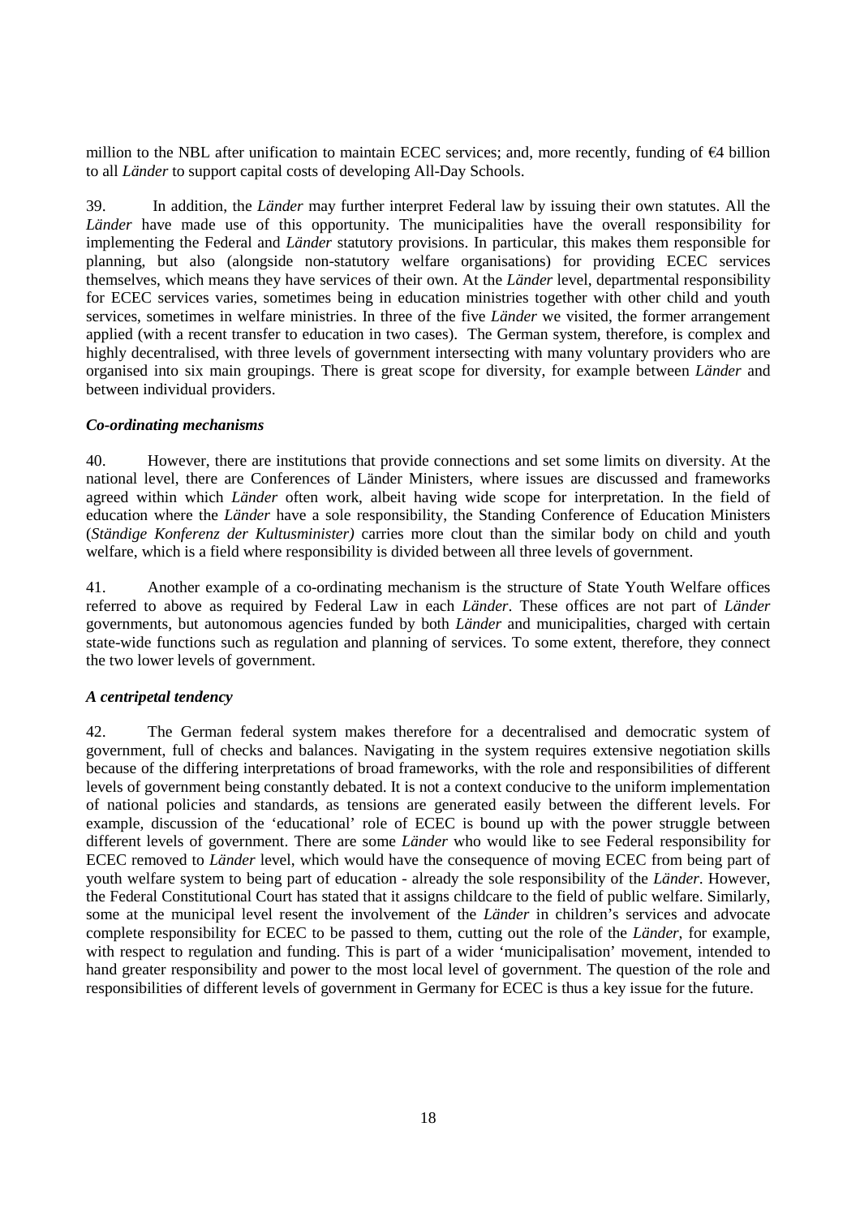million to the NBL after unification to maintain ECEC services; and, more recently, funding of €4 billion to all *Länder* to support capital costs of developing All-Day Schools.

39. In addition, the *Länder* may further interpret Federal law by issuing their own statutes. All the *Länder* have made use of this opportunity. The municipalities have the overall responsibility for implementing the Federal and *Länder* statutory provisions. In particular, this makes them responsible for planning, but also (alongside non-statutory welfare organisations) for providing ECEC services themselves, which means they have services of their own. At the *Länder* level, departmental responsibility for ECEC services varies, sometimes being in education ministries together with other child and youth services, sometimes in welfare ministries. In three of the five *Länder* we visited, the former arrangement applied (with a recent transfer to education in two cases). The German system, therefore, is complex and highly decentralised, with three levels of government intersecting with many voluntary providers who are organised into six main groupings. There is great scope for diversity, for example between *Länder* and between individual providers.

### *Co-ordinating mechanisms*

40. However, there are institutions that provide connections and set some limits on diversity. At the national level, there are Conferences of Länder Ministers, where issues are discussed and frameworks agreed within which *Länder* often work, albeit having wide scope for interpretation. In the field of education where the *Länder* have a sole responsibility, the Standing Conference of Education Ministers (*Ständige Konferenz der Kultusminister)* carries more clout than the similar body on child and youth welfare, which is a field where responsibility is divided between all three levels of government.

41. Another example of a co-ordinating mechanism is the structure of State Youth Welfare offices referred to above as required by Federal Law in each *Länder*. These offices are not part of *Länder* governments, but autonomous agencies funded by both *Länder* and municipalities, charged with certain state-wide functions such as regulation and planning of services. To some extent, therefore, they connect the two lower levels of government.

### *A centripetal tendency*

42. The German federal system makes therefore for a decentralised and democratic system of government, full of checks and balances. Navigating in the system requires extensive negotiation skills because of the differing interpretations of broad frameworks, with the role and responsibilities of different levels of government being constantly debated. It is not a context conducive to the uniform implementation of national policies and standards, as tensions are generated easily between the different levels. For example, discussion of the 'educational' role of ECEC is bound up with the power struggle between different levels of government. There are some *Länder* who would like to see Federal responsibility for ECEC removed to *Länder* level, which would have the consequence of moving ECEC from being part of youth welfare system to being part of education - already the sole responsibility of the *Länder*. However, the Federal Constitutional Court has stated that it assigns childcare to the field of public welfare. Similarly, some at the municipal level resent the involvement of the *Länder* in children's services and advocate complete responsibility for ECEC to be passed to them, cutting out the role of the *Länder*, for example, with respect to regulation and funding. This is part of a wider 'municipalisation' movement, intended to hand greater responsibility and power to the most local level of government. The question of the role and responsibilities of different levels of government in Germany for ECEC is thus a key issue for the future.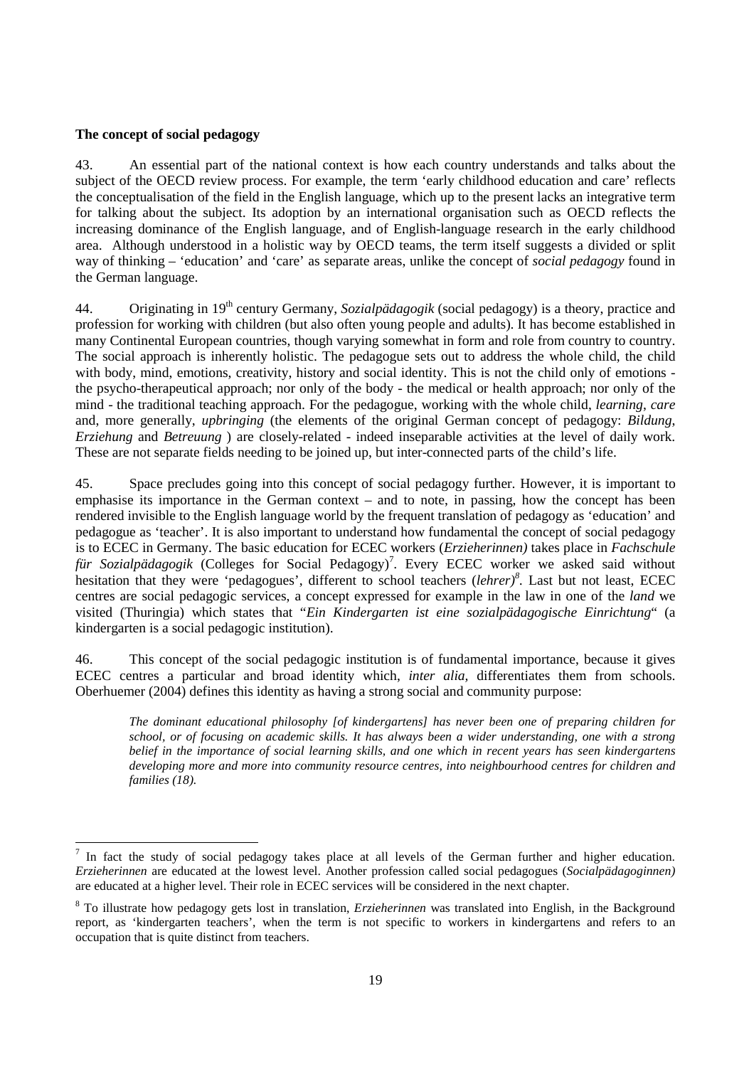**The concept of social pedagogy**

43. An essential part of the national context is how each country understands and talks about the subject of the OECD review process. For example, the term 'early childhood education and care' reflects the conceptualisation of the field in the English language, which up to the present lacks an integrative term for talking about the subject. Its adoption by an international organisation such as OECD reflects the increasing dominance of the English language, and of English-language research in the early childhood area. Although understood in a holistic way by OECD teams, the term itself suggests a divided or split way of thinking – 'education' and 'care' as separate areas, unlike the concept of *social pedagogy* found in the German language.

44. Originating in 19th century Germany, *Sozialpädagogik* (social pedagogy) is a theory, practice and profession for working with children (but also often young people and adults). It has become established in many Continental European countries, though varying somewhat in form and role from country to country. The social approach is inherently holistic. The pedagogue sets out to address the whole child, the child with body, mind, emotions, creativity, history and social identity. This is not the child only of emotions - the psycho-therapeutical approach; nor only of the body - the medical or health approach; nor only of the mind - the traditional teaching approach. For the pedagogue, working with the whole child, *learning*, *care* and, more generally, *upbringing* (the elements of the original German concept of pedagogy: *Bildung*, *Erziehung* and *Betreuung* ) are closely-related - indeed inseparable activities at the level of daily work. These are not separate fields needing to be joined up, but inter-connected parts of the child's life.

45. Space precludes going into this concept of social pedagogy further. However, it is important to emphasise its importance in the German context – and to note, in passing, how the concept has been rendered invisible to the English language world by the frequent translation of pedagogy as 'education' and pedagogue as 'teacher'. It is also important to understand how fundamental the concept of social pedagogy is to ECEC in Germany. The basic education for ECEC workers (*Erzieherinnen)* takes place in *Fachschule für Sozialpädagogik* (Colleges for Social Pedagogy)[7]. Every ECEC worker we asked said without hesitation that they were 'pedagogues', different to school teachers (*lehrer)*[8]. Last but not least, ECEC centres are social pedagogic services, a concept expressed for example in the law in one of the *land* we visited (Thuringia) which states that "*Ein Kindergarten ist eine sozialpädagogische Einrichtung*" (a kindergarten is a social pedagogic institution).

46. This concept of the social pedagogic institution is of fundamental importance, because it gives ECEC centres a particular and broad identity which, *inter alia*, differentiates them from schools. Oberhuemer (2004) defines this identity as having a strong social and community purpose:

> *The dominant educational philosophy [of kindergartens] has never been one of preparing children for school, or of focusing on academic skills. It has always been a wider understanding, one with a strong belief in the importance of social learning skills, and one which in recent years has seen kindergartens developing more and more into community resource centres, into neighbourhood centres for children and families (18).*

---

[7] In fact the study of social pedagogy takes place at all levels of the German further and higher education. *Erzieherinnen* are educated at the lowest level. Another profession called social pedagogues (*Socialpädagoginnen)* are educated at a higher level. Their role in ECEC services will be considered in the next chapter.

[8] To illustrate how pedagogy gets lost in translation, *Erzieherinnen* was translated into English, in the Background report, as 'kindergarten teachers', when the term is not specific to workers in kindergartens and refers to an occupation that is quite distinct from teachers.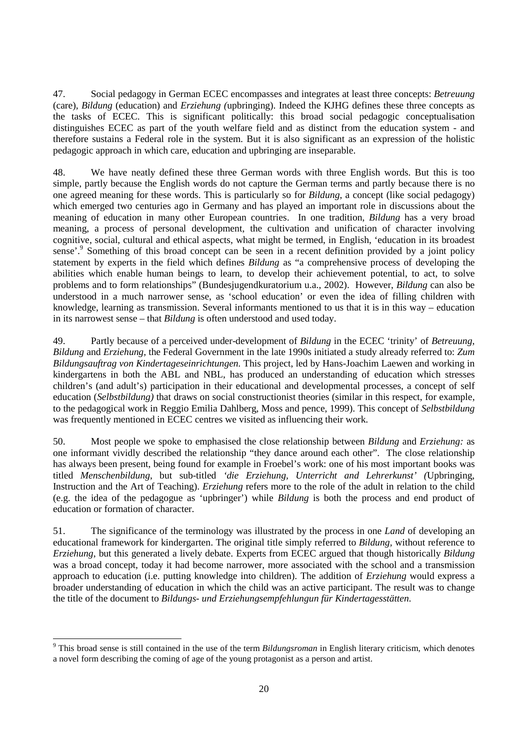47. Social pedagogy in German ECEC encompasses and integrates at least three concepts: *Betreuung* (care), *Bildung* (education) and *Erziehung (*upbringing). Indeed the KJHG defines these three concepts as the tasks of ECEC. This is significant politically: this broad social pedagogic conceptualisation distinguishes ECEC as part of the youth welfare field and as distinct from the education system - and therefore sustains a Federal role in the system. But it is also significant as an expression of the holistic pedagogic approach in which care, education and upbringing are inseparable.

48. We have neatly defined these three German words with three English words. But this is too simple, partly because the English words do not capture the German terms and partly because there is no one agreed meaning for these words. This is particularly so for *Bildung*, a concept (like social pedagogy) which emerged two centuries ago in Germany and has played an important role in discussions about the meaning of education in many other European countries. In one tradition, *Bildung* has a very broad meaning, a process of personal development, the cultivation and unification of character involving cognitive, social, cultural and ethical aspects, what might be termed, in English, 'education in its broadest sense'.[9] Something of this broad concept can be seen in a recent definition provided by a joint policy statement by experts in the field which defines *Bildung* as "a comprehensive process of developing the abilities which enable human beings to learn, to develop their achievement potential, to act, to solve problems and to form relationships" (Bundesjugendkuratorium u.a., 2002). However, *Bildung* can also be understood in a much narrower sense, as 'school education' or even the idea of filling children with knowledge, learning as transmission. Several informants mentioned to us that it is in this way – education in its narrowest sense – that *Bildung* is often understood and used today.

49. Partly because of a perceived under-development of *Bildung* in the ECEC 'trinity' of *Betreuung*, *Bildung* and *Erziehung,* the Federal Government in the late 1990s initiated a study already referred to: *Zum Bildungsauftrag von Kindertageseinrichtungen.* This project, led by Hans-Joachim Laewen and working in kindergartens in both the ABL and NBL, has produced an understanding of education which stresses children's (and adult's) participation in their educational and developmental processes, a concept of self education (*Selbstbildung)* that draws on social constructionist theories (similar in this respect, for example, to the pedagogical work in Reggio Emilia Dahlberg, Moss and pence, 1999). This concept of *Selbstbildung* was frequently mentioned in ECEC centres we visited as influencing their work.

50. Most people we spoke to emphasised the close relationship between *Bildung* and *Erziehung:* as one informant vividly described the relationship "they dance around each other". The close relationship has always been present, being found for example in Froebel's work: one of his most important books was titled *Menschenbildung*, but sub-titled *'die Erziehung, Unterricht and Lehrerkunst' (*Upbringing, Instruction and the Art of Teaching). *Erziehung* refers more to the role of the adult in relation to the child (e.g. the idea of the pedagogue as 'upbringer') while *Bildung* is both the process and end product of education or formation of character.

51. The significance of the terminology was illustrated by the process in one *Land* of developing an educational framework for kindergarten. The original title simply referred to *Bildung*, without reference to *Erziehung*, but this generated a lively debate. Experts from ECEC argued that though historically *Bildung* was a broad concept, today it had become narrower, more associated with the school and a transmission approach to education (i.e. putting knowledge into children). The addition of *Erziehung* would express a broader understanding of education in which the child was an active participant. The result was to change the title of the document to *Bildungs- und Erziehungsempfehlungun für Kindertagesstätten*.

---

[9] This broad sense is still contained in the use of the term *Bildungsroman* in English literary criticism, which denotes a novel form describing the coming of age of the young protagonist as a person and artist.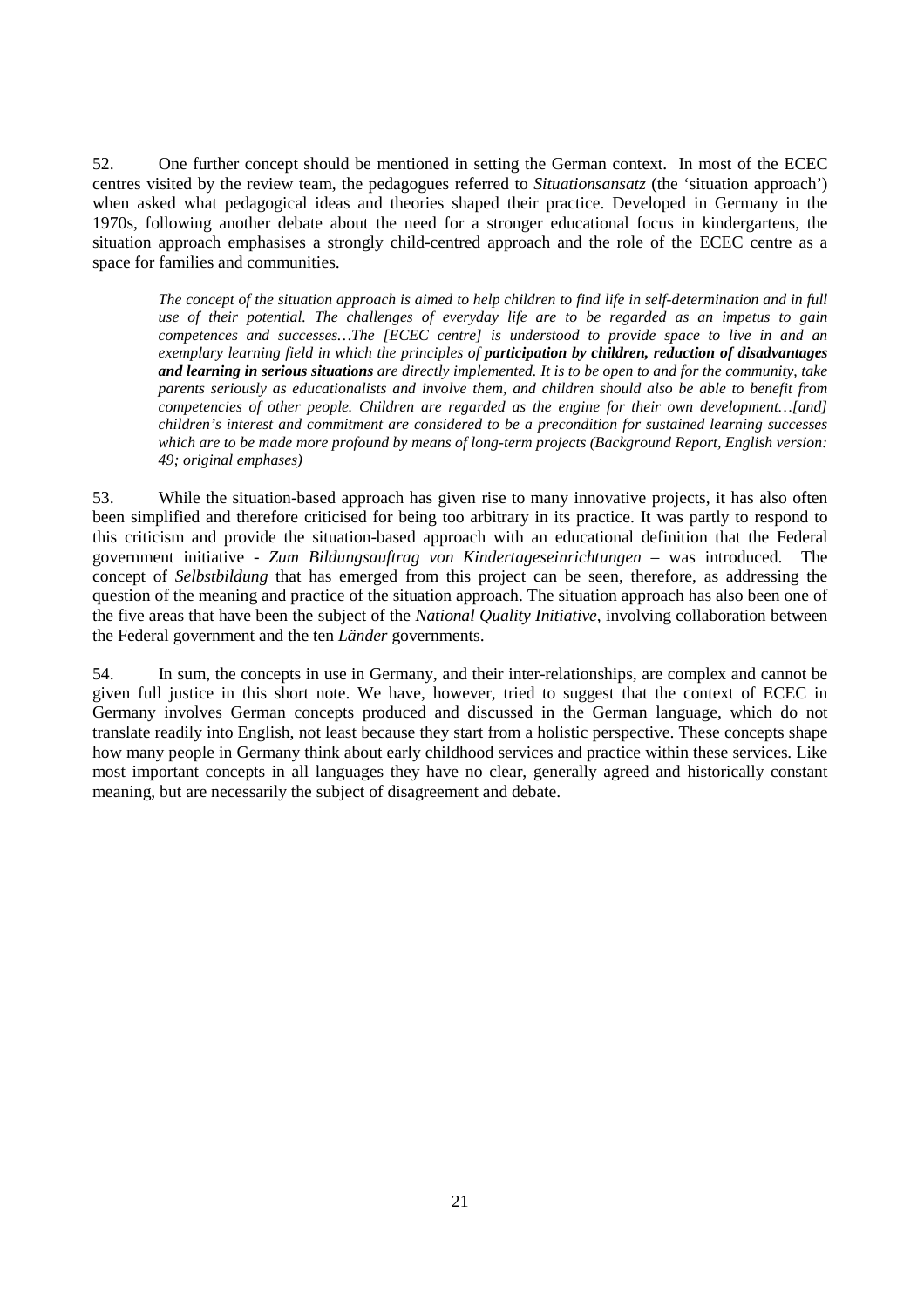52. One further concept should be mentioned in setting the German context. In most of the ECEC centres visited by the review team, the pedagogues referred to *Situationsansatz* (the 'situation approach') when asked what pedagogical ideas and theories shaped their practice. Developed in Germany in the 1970s, following another debate about the need for a stronger educational focus in kindergartens, the situation approach emphasises a strongly child-centred approach and the role of the ECEC centre as a space for families and communities.

> *The concept of the situation approach is aimed to help children to find life in self-determination and in full use of their potential. The challenges of everyday life are to be regarded as an impetus to gain competences and successes…The [ECEC centre] is understood to provide space to live in and an exemplary learning field in which the principles of* ***participation by children, reduction of disadvantages and learning in serious situations*** *are directly implemented. It is to be open to and for the community, take parents seriously as educationalists and involve them, and children should also be able to benefit from competencies of other people. Children are regarded as the engine for their own development…[and] children's interest and commitment are considered to be a precondition for sustained learning successes which are to be made more profound by means of long-term projects (Background Report, English version: 49; original emphases)*

53. While the situation-based approach has given rise to many innovative projects, it has also often been simplified and therefore criticised for being too arbitrary in its practice. It was partly to respond to this criticism and provide the situation-based approach with an educational definition that the Federal government initiative - *Zum Bildungsauftrag von Kindertageseinrichtungen* – was introduced. The concept of *Selbstbildung* that has emerged from this project can be seen, therefore, as addressing the question of the meaning and practice of the situation approach. The situation approach has also been one of the five areas that have been the subject of the *National Quality Initiative*, involving collaboration between the Federal government and the ten *Länder* governments.

54. In sum, the concepts in use in Germany, and their inter-relationships, are complex and cannot be given full justice in this short note. We have, however, tried to suggest that the context of ECEC in Germany involves German concepts produced and discussed in the German language, which do not translate readily into English, not least because they start from a holistic perspective. These concepts shape how many people in Germany think about early childhood services and practice within these services. Like most important concepts in all languages they have no clear, generally agreed and historically constant meaning, but are necessarily the subject of disagreement and debate.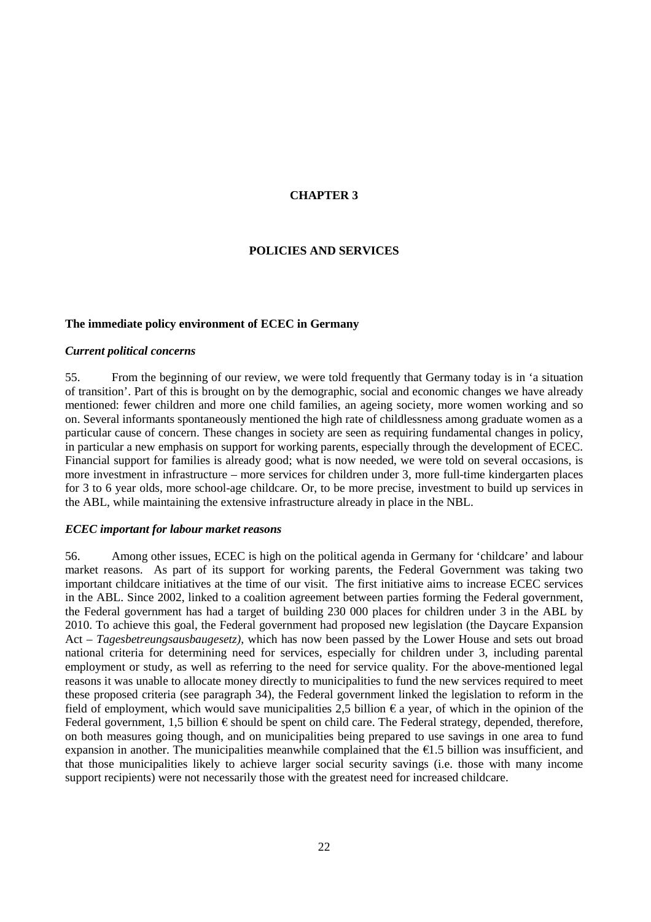# CHAPTER 3

## POLICIES AND SERVICES

### The immediate policy environment of ECEC in Germany

#### *Current political concerns*

55. From the beginning of our review, we were told frequently that Germany today is in 'a situation of transition'. Part of this is brought on by the demographic, social and economic changes we have already mentioned: fewer children and more one child families, an ageing society, more women working and so on. Several informants spontaneously mentioned the high rate of childlessness among graduate women as a particular cause of concern. These changes in society are seen as requiring fundamental changes in policy, in particular a new emphasis on support for working parents, especially through the development of ECEC. Financial support for families is already good; what is now needed, we were told on several occasions, is more investment in infrastructure – more services for children under 3, more full-time kindergarten places for 3 to 6 year olds, more school-age childcare. Or, to be more precise, investment to build up services in the ABL, while maintaining the extensive infrastructure already in place in the NBL.

#### *ECEC important for labour market reasons*

56. Among other issues, ECEC is high on the political agenda in Germany for 'childcare' and labour market reasons. As part of its support for working parents, the Federal Government was taking two important childcare initiatives at the time of our visit. The first initiative aims to increase ECEC services in the ABL. Since 2002, linked to a coalition agreement between parties forming the Federal government, the Federal government has had a target of building 230 000 places for children under 3 in the ABL by 2010. To achieve this goal, the Federal government had proposed new legislation (the Daycare Expansion Act – *Tagesbetreungsausbaugesetz)*, which has now been passed by the Lower House and sets out broad national criteria for determining need for services, especially for children under 3, including parental employment or study, as well as referring to the need for service quality. For the above-mentioned legal reasons it was unable to allocate money directly to municipalities to fund the new services required to meet these proposed criteria (see paragraph 34), the Federal government linked the legislation to reform in the field of employment, which would save municipalities 2,5 billion € a year, of which in the opinion of the Federal government, 1,5 billion € should be spent on child care. The Federal strategy, depended, therefore, on both measures going though, and on municipalities being prepared to use savings in one area to fund expansion in another. The municipalities meanwhile complained that the €1.5 billion was insufficient, and that those municipalities likely to achieve larger social security savings (i.e. those with many income support recipients) were not necessarily those with the greatest need for increased childcare.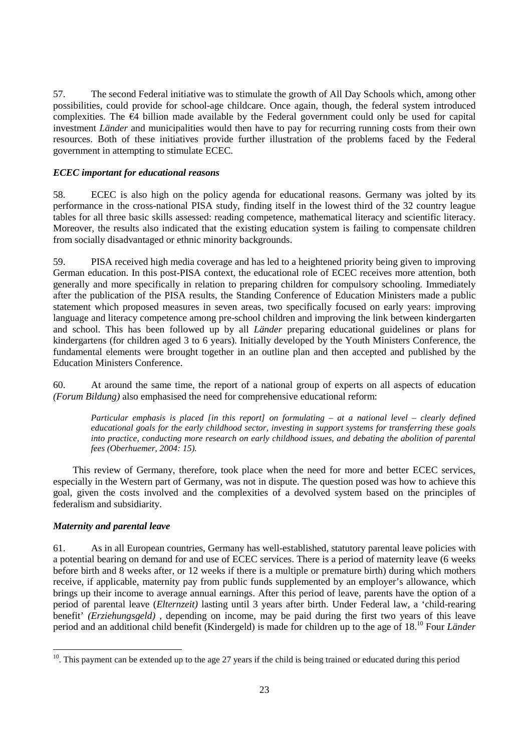57. The second Federal initiative was to stimulate the growth of All Day Schools which, among other possibilities, could provide for school-age childcare. Once again, though, the federal system introduced complexities. The €4 billion made available by the Federal government could only be used for capital investment *Länder* and municipalities would then have to pay for recurring running costs from their own resources. Both of these initiatives provide further illustration of the problems faced by the Federal government in attempting to stimulate ECEC.

### *ECEC important for educational reasons*

58. ECEC is also high on the policy agenda for educational reasons. Germany was jolted by its performance in the cross-national PISA study, finding itself in the lowest third of the 32 country league tables for all three basic skills assessed: reading competence, mathematical literacy and scientific literacy. Moreover, the results also indicated that the existing education system is failing to compensate children from socially disadvantaged or ethnic minority backgrounds.

59. PISA received high media coverage and has led to a heightened priority being given to improving German education. In this post-PISA context, the educational role of ECEC receives more attention, both generally and more specifically in relation to preparing children for compulsory schooling. Immediately after the publication of the PISA results, the Standing Conference of Education Ministers made a public statement which proposed measures in seven areas, two specifically focused on early years: improving language and literacy competence among pre-school children and improving the link between kindergarten and school. This has been followed up by all *Länder* preparing educational guidelines or plans for kindergartens (for children aged 3 to 6 years). Initially developed by the Youth Ministers Conference, the fundamental elements were brought together in an outline plan and then accepted and published by the Education Ministers Conference.

60. At around the same time, the report of a national group of experts on all aspects of education *(Forum Bildung)* also emphasised the need for comprehensive educational reform:

> *Particular emphasis is placed [in this report] on formulating – at a national level – clearly defined educational goals for the early childhood sector, investing in support systems for transferring these goals into practice, conducting more research on early childhood issues, and debating the abolition of parental fees (Oberhuemer, 2004: 15).*

This review of Germany, therefore, took place when the need for more and better ECEC services, especially in the Western part of Germany, was not in dispute. The question posed was how to achieve this goal, given the costs involved and the complexities of a devolved system based on the principles of federalism and subsidiarity.

### *Maternity and parental leave*

61. As in all European countries, Germany has well-established, statutory parental leave policies with a potential bearing on demand for and use of ECEC services. There is a period of maternity leave (6 weeks before birth and 8 weeks after, or 12 weeks if there is a multiple or premature birth) during which mothers receive, if applicable, maternity pay from public funds supplemented by an employer's allowance, which brings up their income to average annual earnings. After this period of leave, parents have the option of a period of parental leave (*Elternzeit)* lasting until 3 years after birth. Under Federal law, a 'child-rearing benefit' *(Erziehungsgeld)* , depending on income, may be paid during the first two years of this leave period and an additional child benefit (Kindergeld) is made for children up to the age of 18.[10] Four *Länder*

---

[10]. This payment can be extended up to the age 27 years if the child is being trained or educated during this period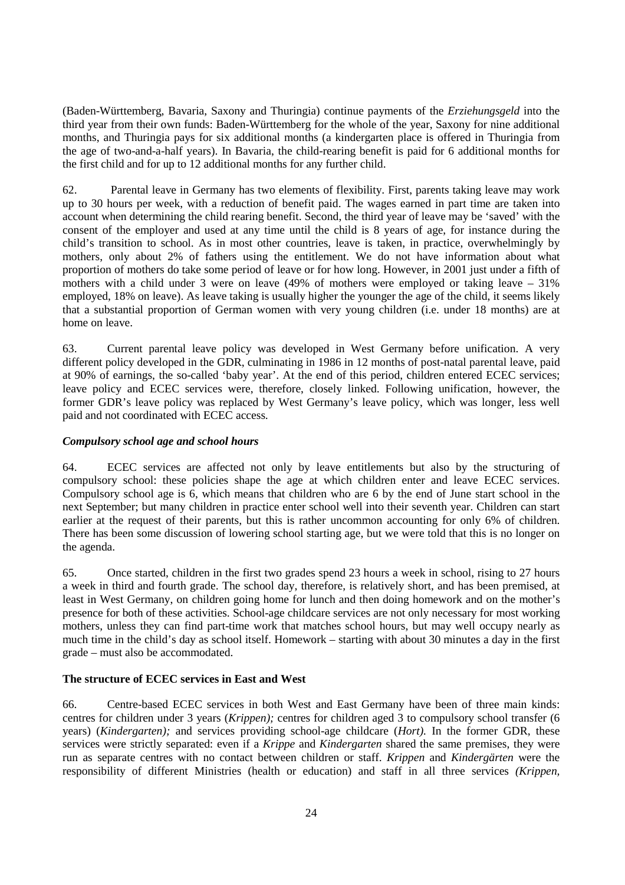(Baden-Württemberg, Bavaria, Saxony and Thuringia) continue payments of the *Erziehungsgeld* into the third year from their own funds: Baden-Württemberg for the whole of the year, Saxony for nine additional months, and Thuringia pays for six additional months (a kindergarten place is offered in Thuringia from the age of two-and-a-half years). In Bavaria, the child-rearing benefit is paid for 6 additional months for the first child and for up to 12 additional months for any further child.

62. Parental leave in Germany has two elements of flexibility. First, parents taking leave may work up to 30 hours per week, with a reduction of benefit paid. The wages earned in part time are taken into account when determining the child rearing benefit. Second, the third year of leave may be 'saved' with the consent of the employer and used at any time until the child is 8 years of age, for instance during the child's transition to school. As in most other countries, leave is taken, in practice, overwhelmingly by mothers, only about 2% of fathers using the entitlement. We do not have information about what proportion of mothers do take some period of leave or for how long. However, in 2001 just under a fifth of mothers with a child under 3 were on leave (49% of mothers were employed or taking leave – 31% employed, 18% on leave). As leave taking is usually higher the younger the age of the child, it seems likely that a substantial proportion of German women with very young children (i.e. under 18 months) are at home on leave.

63. Current parental leave policy was developed in West Germany before unification. A very different policy developed in the GDR, culminating in 1986 in 12 months of post-natal parental leave, paid at 90% of earnings, the so-called 'baby year'. At the end of this period, children entered ECEC services; leave policy and ECEC services were, therefore, closely linked. Following unification, however, the former GDR's leave policy was replaced by West Germany's leave policy, which was longer, less well paid and not coordinated with ECEC access.

### *Compulsory school age and school hours*

64. ECEC services are affected not only by leave entitlements but also by the structuring of compulsory school: these policies shape the age at which children enter and leave ECEC services. Compulsory school age is 6, which means that children who are 6 by the end of June start school in the next September; but many children in practice enter school well into their seventh year. Children can start earlier at the request of their parents, but this is rather uncommon accounting for only 6% of children. There has been some discussion of lowering school starting age, but we were told that this is no longer on the agenda.

65. Once started, children in the first two grades spend 23 hours a week in school, rising to 27 hours a week in third and fourth grade. The school day, therefore, is relatively short, and has been premised, at least in West Germany, on children going home for lunch and then doing homework and on the mother's presence for both of these activities. School-age childcare services are not only necessary for most working mothers, unless they can find part-time work that matches school hours, but may well occupy nearly as much time in the child's day as school itself. Homework – starting with about 30 minutes a day in the first grade – must also be accommodated.

## **The structure of ECEC services in East and West**

66. Centre-based ECEC services in both West and East Germany have been of three main kinds: centres for children under 3 years (*Krippen);* centres for children aged 3 to compulsory school transfer (6 years) (*Kindergarten);* and services providing school-age childcare (*Hort).* In the former GDR, these services were strictly separated: even if a *Krippe* and *Kindergarten* shared the same premises, they were run as separate centres with no contact between children or staff. *Krippen* and *Kindergärten* were the responsibility of different Ministries (health or education) and staff in all three services *(Krippen,*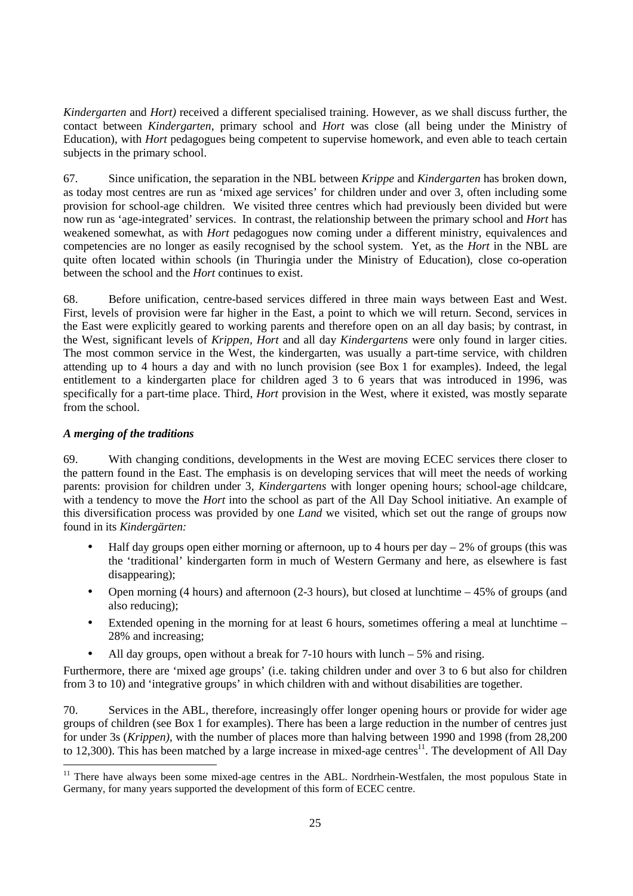*Kindergarten* and *Hort)* received a different specialised training. However, as we shall discuss further, the contact between *Kindergarten*, primary school and *Hort* was close (all being under the Ministry of Education), with *Hort* pedagogues being competent to supervise homework, and even able to teach certain subjects in the primary school.

67. Since unification, the separation in the NBL between *Krippe* and *Kindergarten* has broken down, as today most centres are run as 'mixed age services' for children under and over 3, often including some provision for school-age children. We visited three centres which had previously been divided but were now run as 'age-integrated' services. In contrast, the relationship between the primary school and *Hort* has weakened somewhat, as with *Hort* pedagogues now coming under a different ministry, equivalences and competencies are no longer as easily recognised by the school system. Yet, as the *Hort* in the NBL are quite often located within schools (in Thuringia under the Ministry of Education), close co-operation between the school and the *Hort* continues to exist.

68. Before unification, centre-based services differed in three main ways between East and West. First, levels of provision were far higher in the East, a point to which we will return. Second, services in the East were explicitly geared to working parents and therefore open on an all day basis; by contrast, in the West, significant levels of *Krippen, Hort* and all day *Kindergartens* were only found in larger cities. The most common service in the West, the kindergarten, was usually a part-time service, with children attending up to 4 hours a day and with no lunch provision (see Box 1 for examples). Indeed, the legal entitlement to a kindergarten place for children aged 3 to 6 years that was introduced in 1996, was specifically for a part-time place. Third, *Hort* provision in the West, where it existed, was mostly separate from the school.

### *A merging of the traditions*

69. With changing conditions, developments in the West are moving ECEC services there closer to the pattern found in the East. The emphasis is on developing services that will meet the needs of working parents: provision for children under 3, *Kindergartens* with longer opening hours; school-age childcare, with a tendency to move the *Hort* into the school as part of the All Day School initiative. An example of this diversification process was provided by one *Land* we visited, which set out the range of groups now found in its *Kindergärten:*

- Half day groups open either morning or afternoon, up to 4 hours per day – 2% of groups (this was the 'traditional' kindergarten form in much of Western Germany and here, as elsewhere is fast disappearing);
- Open morning (4 hours) and afternoon (2-3 hours), but closed at lunchtime – 45% of groups (and also reducing);
- Extended opening in the morning for at least 6 hours, sometimes offering a meal at lunchtime – 28% and increasing;
- All day groups, open without a break for 7-10 hours with lunch – 5% and rising.

Furthermore, there are 'mixed age groups' (i.e. taking children under and over 3 to 6 but also for children from 3 to 10) and 'integrative groups' in which children with and without disabilities are together.

70. Services in the ABL, therefore, increasingly offer longer opening hours or provide for wider age groups of children (see Box 1 for examples). There has been a large reduction in the number of centres just for under 3s (*Krippen)*, with the number of places more than halving between 1990 and 1998 (from 28,200 to 12,300). This has been matched by a large increase in mixed-age centres[11]. The development of All Day

[11] There have always been some mixed-age centres in the ABL. Nordrhein-Westfalen, the most populous State in Germany, for many years supported the development of this form of ECEC centre.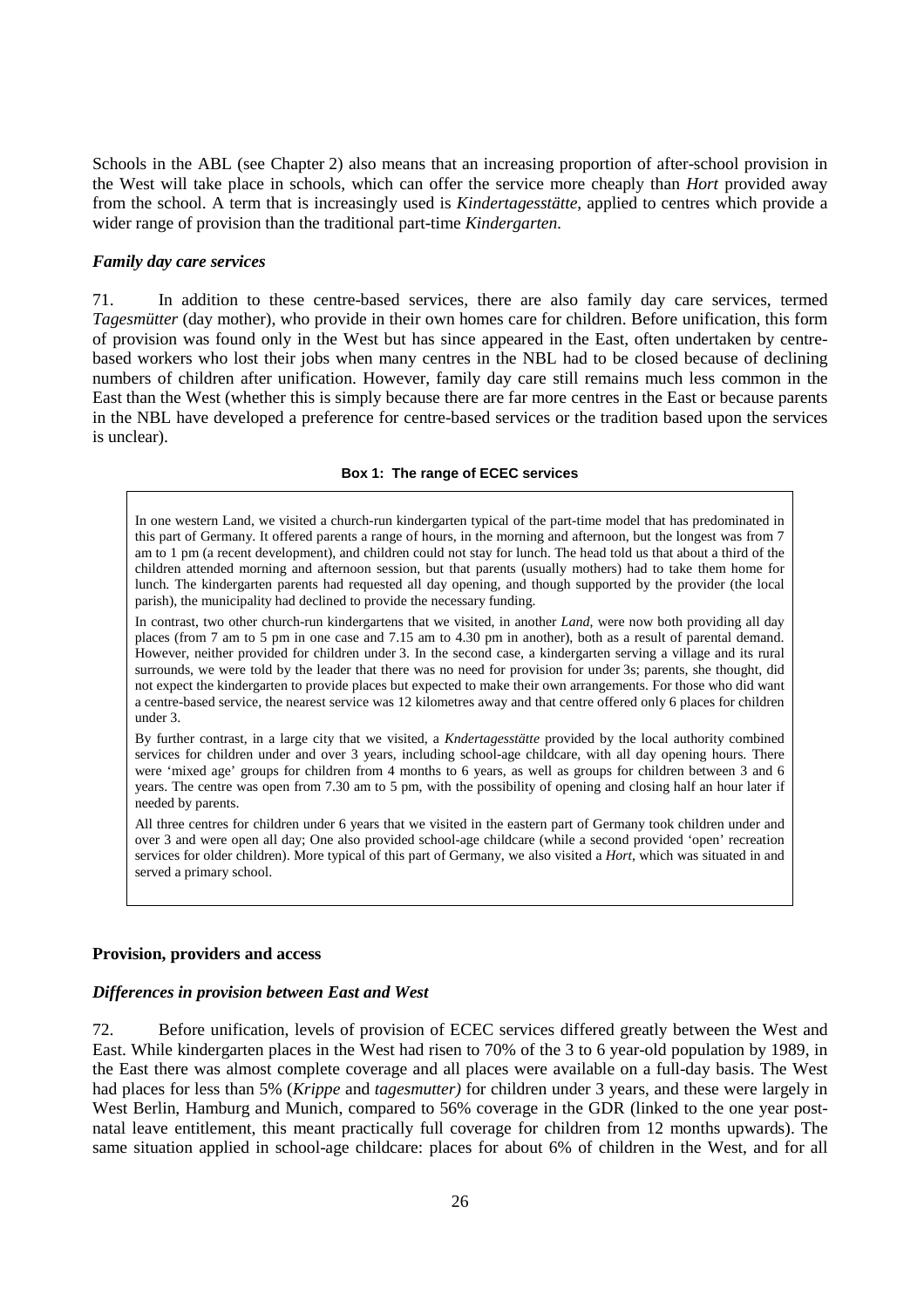Schools in the ABL (see Chapter 2) also means that an increasing proportion of after-school provision in the West will take place in schools, which can offer the service more cheaply than *Hort* provided away from the school. A term that is increasingly used is *Kindertagesstätte*, applied to centres which provide a wider range of provision than the traditional part-time *Kindergarten*.

### *Family day care services*

71. In addition to these centre-based services, there are also family day care services, termed *Tagesmütter* (day mother), who provide in their own homes care for children. Before unification, this form of provision was found only in the West but has since appeared in the East, often undertaken by centre-based workers who lost their jobs when many centres in the NBL had to be closed because of declining numbers of children after unification. However, family day care still remains much less common in the East than the West (whether this is simply because there are far more centres in the East or because parents in the NBL have developed a preference for centre-based services or the tradition based upon the services is unclear).

**Box 1: The range of ECEC services**

> In one western Land, we visited a church-run kindergarten typical of the part-time model that has predominated in this part of Germany. It offered parents a range of hours, in the morning and afternoon, but the longest was from 7 am to 1 pm (a recent development), and children could not stay for lunch. The head told us that about a third of the children attended morning and afternoon session, but that parents (usually mothers) had to take them home for lunch. The kindergarten parents had requested all day opening, and though supported by the provider (the local parish), the municipality had declined to provide the necessary funding.
>
> In contrast, two other church-run kindergartens that we visited, in another *Land*, were now both providing all day places (from 7 am to 5 pm in one case and 7.15 am to 4.30 pm in another), both as a result of parental demand. However, neither provided for children under 3. In the second case, a kindergarten serving a village and its rural surrounds, we were told by the leader that there was no need for provision for under 3s; parents, she thought, did not expect the kindergarten to provide places but expected to make their own arrangements. For those who did want a centre-based service, the nearest service was 12 kilometres away and that centre offered only 6 places for children under 3.
>
> By further contrast, in a large city that we visited, a *Kndertagesstätte* provided by the local authority combined services for children under and over 3 years, including school-age childcare, with all day opening hours. There were 'mixed age' groups for children from 4 months to 6 years, as well as groups for children between 3 and 6 years. The centre was open from 7.30 am to 5 pm, with the possibility of opening and closing half an hour later if needed by parents.
>
> All three centres for children under 6 years that we visited in the eastern part of Germany took children under and over 3 and were open all day; One also provided school-age childcare (while a second provided 'open' recreation services for older children). More typical of this part of Germany, we also visited a *Hort*, which was situated in and served a primary school.

## **Provision, providers and access**

### *Differences in provision between East and West*

72. Before unification, levels of provision of ECEC services differed greatly between the West and East. While kindergarten places in the West had risen to 70% of the 3 to 6 year-old population by 1989, in the East there was almost complete coverage and all places were available on a full-day basis. The West had places for less than 5% (*Krippe* and *tagesmutter)* for children under 3 years, and these were largely in West Berlin, Hamburg and Munich, compared to 56% coverage in the GDR (linked to the one year post-natal leave entitlement, this meant practically full coverage for children from 12 months upwards). The same situation applied in school-age childcare: places for about 6% of children in the West, and for all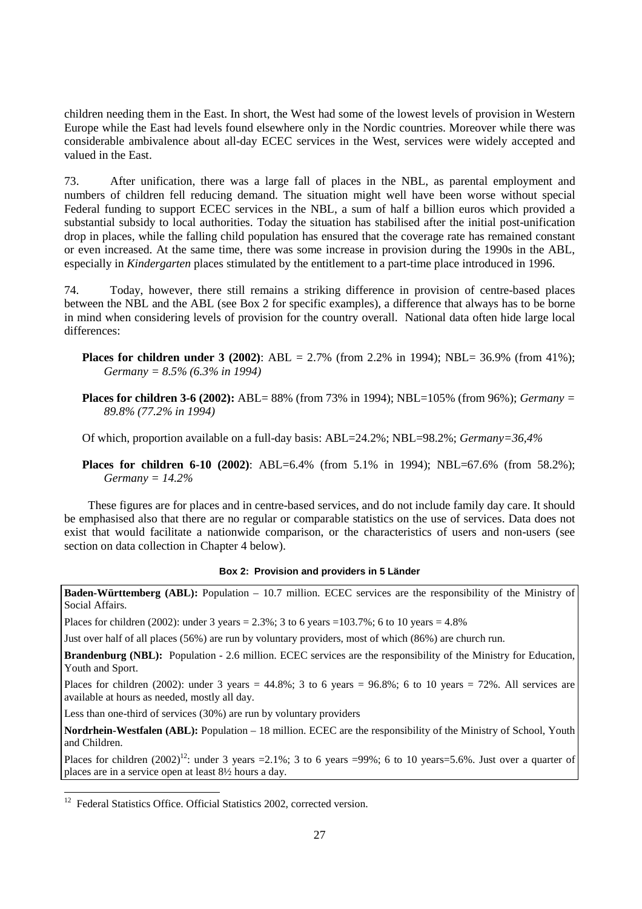children needing them in the East. In short, the West had some of the lowest levels of provision in Western Europe while the East had levels found elsewhere only in the Nordic countries. Moreover while there was considerable ambivalence about all-day ECEC services in the West, services were widely accepted and valued in the East.

73. After unification, there was a large fall of places in the NBL, as parental employment and numbers of children fell reducing demand. The situation might well have been worse without special Federal funding to support ECEC services in the NBL, a sum of half a billion euros which provided a substantial subsidy to local authorities. Today the situation has stabilised after the initial post-unification drop in places, while the falling child population has ensured that the coverage rate has remained constant or even increased. At the same time, there was some increase in provision during the 1990s in the ABL, especially in *Kindergarten* places stimulated by the entitlement to a part-time place introduced in 1996.

74. Today, however, there still remains a striking difference in provision of centre-based places between the NBL and the ABL (see Box 2 for specific examples), a difference that always has to be borne in mind when considering levels of provision for the country overall. National data often hide large local differences:

**Places for children under 3 (2002)**: ABL = 2.7% (from 2.2% in 1994); NBL= 36.9% (from 41%); *Germany = 8.5% (6.3% in 1994)*

**Places for children 3-6 (2002):** ABL= 88% (from 73% in 1994); NBL=105% (from 96%); *Germany = 89.8% (77.2% in 1994)*

Of which, proportion available on a full-day basis: ABL=24.2%; NBL=98.2%; *Germany=36,4%*

**Places for children 6-10 (2002)**: ABL=6.4% (from 5.1% in 1994); NBL=67.6% (from 58.2%); *Germany = 14.2%*

These figures are for places and in centre-based services, and do not include family day care. It should be emphasised also that there are no regular or comparable statistics on the use of services. Data does not exist that would facilitate a nationwide comparison, or the characteristics of users and non-users (see section on data collection in Chapter 4 below).

**Box 2: Provision and providers in 5 Länder**

**Baden-Württemberg (ABL):** Population – 10.7 million. ECEC services are the responsibility of the Ministry of Social Affairs.

Places for children (2002): under 3 years = 2.3%; 3 to 6 years =103.7%; 6 to 10 years = 4.8%

Just over half of all places (56%) are run by voluntary providers, most of which (86%) are church run.

**Brandenburg (NBL):** Population - 2.6 million. ECEC services are the responsibility of the Ministry for Education, Youth and Sport.

Places for children (2002): under 3 years = 44.8%; 3 to 6 years = 96.8%; 6 to 10 years = 72%. All services are available at hours as needed, mostly all day.

Less than one-third of services (30%) are run by voluntary providers

**Nordrhein-Westfalen (ABL):** Population – 18 million. ECEC are the responsibility of the Ministry of School, Youth and Children.

Places for children (2002)[12]: under 3 years =2.1%; 3 to 6 years =99%; 6 to 10 years=5.6%. Just over a quarter of places are in a service open at least 8½ hours a day.

[12] Federal Statistics Office. Official Statistics 2002, corrected version.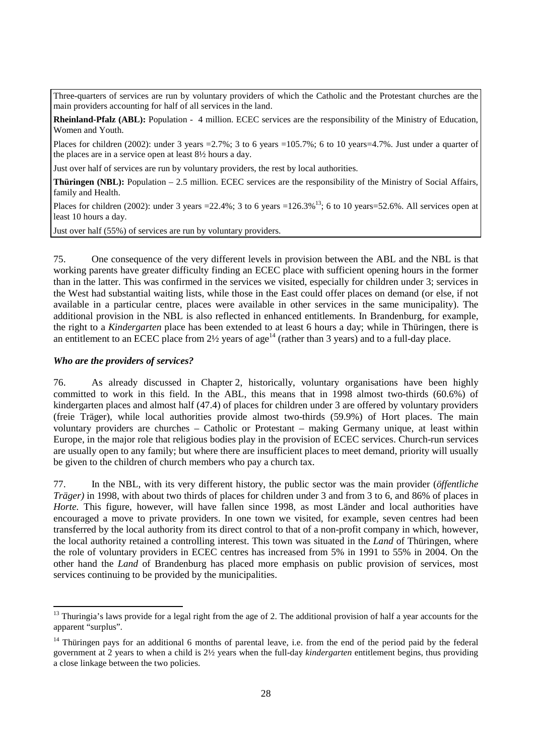Three-quarters of services are run by voluntary providers of which the Catholic and the Protestant churches are the main providers accounting for half of all services in the land.

**Rheinland-Pfalz (ABL):** Population - 4 million. ECEC services are the responsibility of the Ministry of Education, Women and Youth.

Places for children (2002): under 3 years =2.7%; 3 to 6 years =105.7%; 6 to 10 years=4.7%. Just under a quarter of the places are in a service open at least 8½ hours a day.

Just over half of services are run by voluntary providers, the rest by local authorities.

**Thüringen (NBL):** Population – 2.5 million. ECEC services are the responsibility of the Ministry of Social Affairs, family and Health.

Places for children (2002): under 3 years =22.4%; 3 to 6 years =126.3%[13]; 6 to 10 years=52.6%. All services open at least 10 hours a day.

Just over half (55%) of services are run by voluntary providers.

75. One consequence of the very different levels in provision between the ABL and the NBL is that working parents have greater difficulty finding an ECEC place with sufficient opening hours in the former than in the latter. This was confirmed in the services we visited, especially for children under 3; services in the West had substantial waiting lists, while those in the East could offer places on demand (or else, if not available in a particular centre, places were available in other services in the same municipality). The additional provision in the NBL is also reflected in enhanced entitlements. In Brandenburg, for example, the right to a *Kindergarten* place has been extended to at least 6 hours a day; while in Thüringen, there is an entitlement to an ECEC place from 2½ years of age[14] (rather than 3 years) and to a full-day place.

### *Who are the providers of services?*

76. As already discussed in Chapter 2, historically, voluntary organisations have been highly committed to work in this field. In the ABL, this means that in 1998 almost two-thirds (60.6%) of kindergarten places and almost half (47.4) of places for children under 3 are offered by voluntary providers (freie Träger), while local authorities provide almost two-thirds (59.9%) of Hort places. The main voluntary providers are churches – Catholic or Protestant – making Germany unique, at least within Europe, in the major role that religious bodies play in the provision of ECEC services. Church-run services are usually open to any family; but where there are insufficient places to meet demand, priority will usually be given to the children of church members who pay a church tax.

77. In the NBL, with its very different history, the public sector was the main provider (*öffentliche Träger)* in 1998, with about two thirds of places for children under 3 and from 3 to 6, and 86% of places in *Horte.* This figure, however, will have fallen since 1998, as most Länder and local authorities have encouraged a move to private providers. In one town we visited, for example, seven centres had been transferred by the local authority from its direct control to that of a non-profit company in which, however, the local authority retained a controlling interest. This town was situated in the *Land* of Thüringen, where the role of voluntary providers in ECEC centres has increased from 5% in 1991 to 55% in 2004. On the other hand the *Land* of Brandenburg has placed more emphasis on public provision of services, most services continuing to be provided by the municipalities.

---

[13] Thuringia's laws provide for a legal right from the age of 2. The additional provision of half a year accounts for the apparent "surplus".

[14] Thüringen pays for an additional 6 months of parental leave, i.e. from the end of the period paid by the federal government at 2 years to when a child is 2½ years when the full-day *kindergarten* entitlement begins, thus providing a close linkage between the two policies.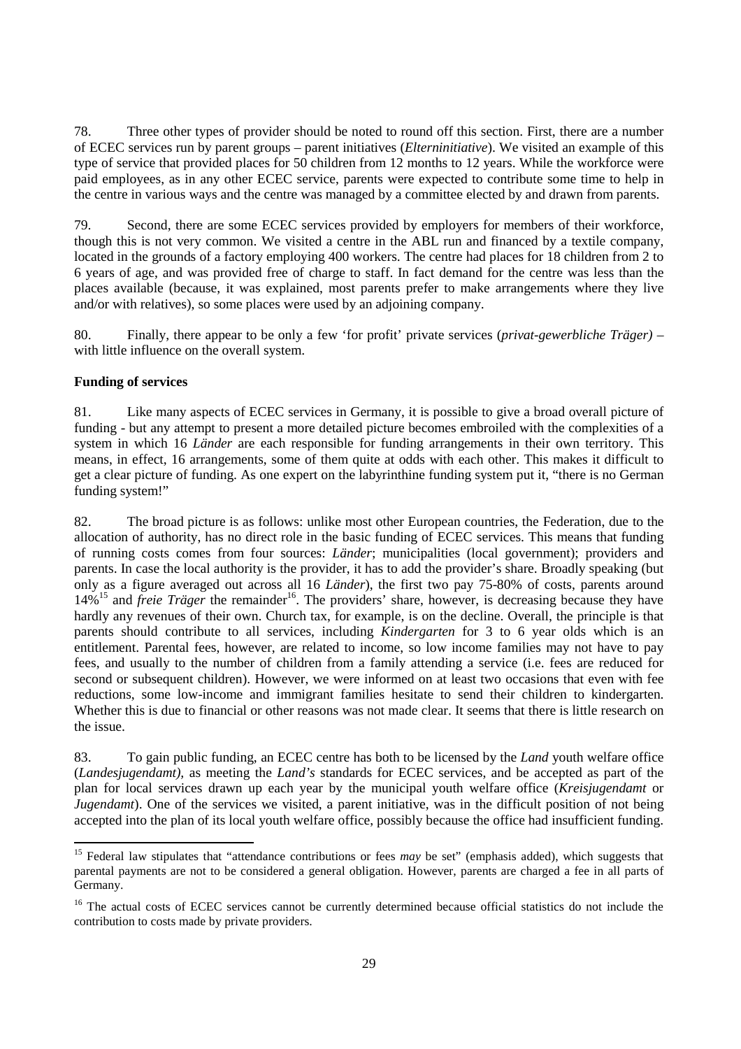78. Three other types of provider should be noted to round off this section. First, there are a number of ECEC services run by parent groups – parent initiatives (*Elterninitiative*). We visited an example of this type of service that provided places for 50 children from 12 months to 12 years. While the workforce were paid employees, as in any other ECEC service, parents were expected to contribute some time to help in the centre in various ways and the centre was managed by a committee elected by and drawn from parents.

79. Second, there are some ECEC services provided by employers for members of their workforce, though this is not very common. We visited a centre in the ABL run and financed by a textile company, located in the grounds of a factory employing 400 workers. The centre had places for 18 children from 2 to 6 years of age, and was provided free of charge to staff. In fact demand for the centre was less than the places available (because, it was explained, most parents prefer to make arrangements where they live and/or with relatives), so some places were used by an adjoining company.

80. Finally, there appear to be only a few 'for profit' private services (*privat-gewerbliche Träger)* – with little influence on the overall system.

**Funding of services**

81. Like many aspects of ECEC services in Germany, it is possible to give a broad overall picture of funding - but any attempt to present a more detailed picture becomes embroiled with the complexities of a system in which 16 *Länder* are each responsible for funding arrangements in their own territory. This means, in effect, 16 arrangements, some of them quite at odds with each other. This makes it difficult to get a clear picture of funding. As one expert on the labyrinthine funding system put it, "there is no German funding system!"

82. The broad picture is as follows: unlike most other European countries, the Federation, due to the allocation of authority, has no direct role in the basic funding of ECEC services. This means that funding of running costs comes from four sources: *Länder*; municipalities (local government); providers and parents. In case the local authority is the provider, it has to add the provider's share. Broadly speaking (but only as a figure averaged out across all 16 *Länder*), the first two pay 75-80% of costs, parents around 14%[15] and *freie Träger* the remainder[16]. The providers' share, however, is decreasing because they have hardly any revenues of their own. Church tax, for example, is on the decline. Overall, the principle is that parents should contribute to all services, including *Kindergarten* for 3 to 6 year olds which is an entitlement. Parental fees, however, are related to income, so low income families may not have to pay fees, and usually to the number of children from a family attending a service (i.e. fees are reduced for second or subsequent children). However, we were informed on at least two occasions that even with fee reductions, some low-income and immigrant families hesitate to send their children to kindergarten. Whether this is due to financial or other reasons was not made clear. It seems that there is little research on the issue.

83. To gain public funding, an ECEC centre has both to be licensed by the *Land* youth welfare office (*Landesjugendamt),* as meeting the *Land's* standards for ECEC services, and be accepted as part of the plan for local services drawn up each year by the municipal youth welfare office (*Kreisjugendamt* or *Jugendamt*). One of the services we visited, a parent initiative, was in the difficult position of not being accepted into the plan of its local youth welfare office, possibly because the office had insufficient funding.

[15] Federal law stipulates that "attendance contributions or fees *may* be set" (emphasis added), which suggests that parental payments are not to be considered a general obligation. However, parents are charged a fee in all parts of Germany.

[16] The actual costs of ECEC services cannot be currently determined because official statistics do not include the contribution to costs made by private providers.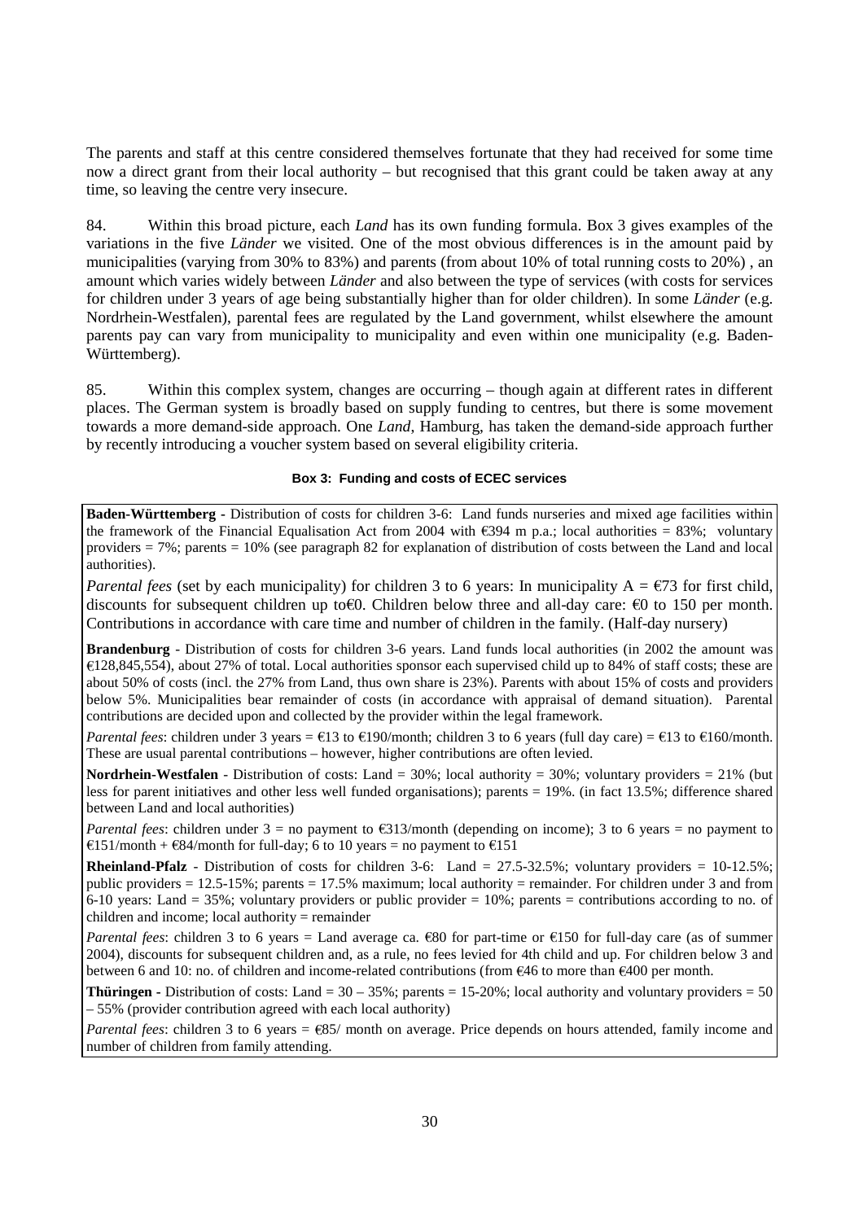The parents and staff at this centre considered themselves fortunate that they had received for some time now a direct grant from their local authority – but recognised that this grant could be taken away at any time, so leaving the centre very insecure.

84. Within this broad picture, each *Land* has its own funding formula. Box 3 gives examples of the variations in the five *Länder* we visited. One of the most obvious differences is in the amount paid by municipalities (varying from 30% to 83%) and parents (from about 10% of total running costs to 20%) , an amount which varies widely between *Länder* and also between the type of services (with costs for services for children under 3 years of age being substantially higher than for older children). In some *Länder* (e.g. Nordrhein-Westfalen), parental fees are regulated by the Land government, whilst elsewhere the amount parents pay can vary from municipality to municipality and even within one municipality (e.g. Baden-Württemberg).

85. Within this complex system, changes are occurring – though again at different rates in different places. The German system is broadly based on supply funding to centres, but there is some movement towards a more demand-side approach. One *Land*, Hamburg, has taken the demand-side approach further by recently introducing a voucher system based on several eligibility criteria.

**Box 3: Funding and costs of ECEC services**

**Baden-Württemberg** - Distribution of costs for children 3-6: Land funds nurseries and mixed age facilities within the framework of the Financial Equalisation Act from 2004 with €394 m p.a.; local authorities = 83%; voluntary providers = 7%; parents = 10% (see paragraph 82 for explanation of distribution of costs between the Land and local authorities).

*Parental fees* (set by each municipality) for children 3 to 6 years: In municipality A = €73 for first child, discounts for subsequent children up to€0. Children below three and all-day care: €0 to 150 per month. Contributions in accordance with care time and number of children in the family. (Half-day nursery)

**Brandenburg** - Distribution of costs for children 3-6 years. Land funds local authorities (in 2002 the amount was €128,845,554), about 27% of total. Local authorities sponsor each supervised child up to 84% of staff costs; these are about 50% of costs (incl. the 27% from Land, thus own share is 23%). Parents with about 15% of costs and providers below 5%. Municipalities bear remainder of costs (in accordance with appraisal of demand situation). Parental contributions are decided upon and collected by the provider within the legal framework.

*Parental fees*: children under 3 years = €13 to €190/month; children 3 to 6 years (full day care) = €13 to €160/month. These are usual parental contributions – however, higher contributions are often levied.

**Nordrhein-Westfalen** - Distribution of costs: Land = 30%; local authority = 30%; voluntary providers = 21% (but less for parent initiatives and other less well funded organisations); parents = 19%. (in fact 13.5%; difference shared between Land and local authorities)

*Parental fees*: children under 3 = no payment to €313/month (depending on income); 3 to 6 years = no payment to €151/month + €84/month for full-day; 6 to 10 years = no payment to €151

**Rheinland-Pfalz** - Distribution of costs for children 3-6: Land = 27.5-32.5%; voluntary providers = 10-12.5%; public providers = 12.5-15%; parents = 17.5% maximum; local authority = remainder. For children under 3 and from 6-10 years: Land = 35%; voluntary providers or public provider = 10%; parents = contributions according to no. of children and income; local authority = remainder

*Parental fees*: children 3 to 6 years = Land average ca. €80 for part-time or €150 for full-day care (as of summer 2004), discounts for subsequent children and, as a rule, no fees levied for 4th child and up. For children below 3 and between 6 and 10: no. of children and income-related contributions (from €46 to more than €400 per month.

**Thüringen** - Distribution of costs: Land = 30 – 35%; parents = 15-20%; local authority and voluntary providers = 50 – 55% (provider contribution agreed with each local authority)

*Parental fees*: children 3 to 6 years = €85/ month on average. Price depends on hours attended, family income and number of children from family attending.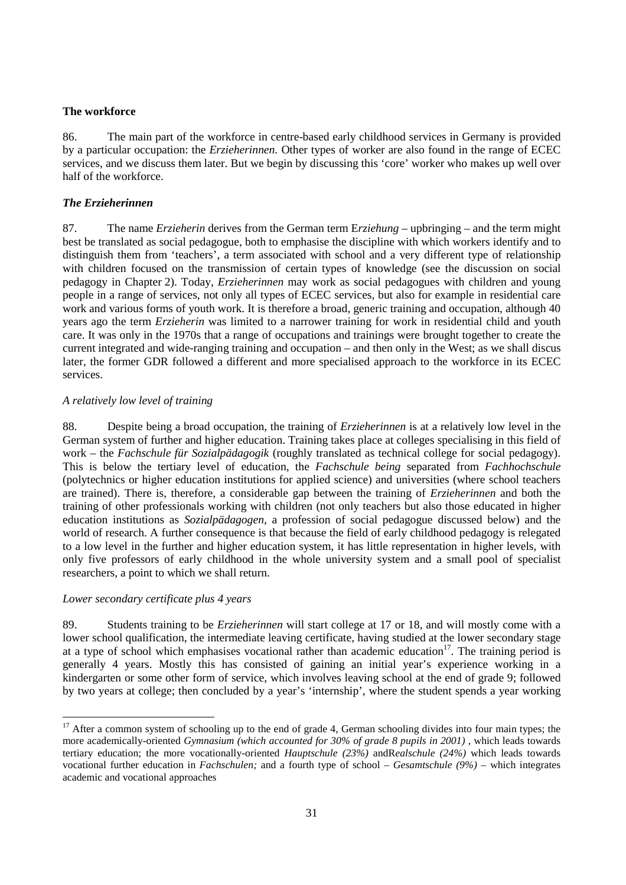**The workforce**

86. The main part of the workforce in centre-based early childhood services in Germany is provided by a particular occupation: the *Erzieherinnen.* Other types of worker are also found in the range of ECEC services, and we discuss them later. But we begin by discussing this 'core' worker who makes up well over half of the workforce.

***The Erzieherinnen***

87. The name *Erzieherin* derives from the German term E*rziehung* – upbringing – and the term might best be translated as social pedagogue, both to emphasise the discipline with which workers identify and to distinguish them from 'teachers', a term associated with school and a very different type of relationship with children focused on the transmission of certain types of knowledge (see the discussion on social pedagogy in Chapter 2). Today, *Erzieherinnen* may work as social pedagogues with children and young people in a range of services, not only all types of ECEC services, but also for example in residential care work and various forms of youth work. It is therefore a broad, generic training and occupation, although 40 years ago the term *Erzieherin* was limited to a narrower training for work in residential child and youth care. It was only in the 1970s that a range of occupations and trainings were brought together to create the current integrated and wide-ranging training and occupation – and then only in the West; as we shall discus later, the former GDR followed a different and more specialised approach to the workforce in its ECEC services.

*A relatively low level of training*

88. Despite being a broad occupation, the training of *Erzieherinnen* is at a relatively low level in the German system of further and higher education. Training takes place at colleges specialising in this field of work – the *Fachschule für Sozialpädagogik* (roughly translated as technical college for social pedagogy). This is below the tertiary level of education, the *Fachschule being* separated from *Fachhochschule* (polytechnics or higher education institutions for applied science) and universities (where school teachers are trained). There is, therefore, a considerable gap between the training of *Erzieherinnen* and both the training of other professionals working with children (not only teachers but also those educated in higher education institutions as *Sozialpädagogen,* a profession of social pedagogue discussed below) and the world of research. A further consequence is that because the field of early childhood pedagogy is relegated to a low level in the further and higher education system, it has little representation in higher levels, with only five professors of early childhood in the whole university system and a small pool of specialist researchers, a point to which we shall return.

*Lower secondary certificate plus 4 years*

89. Students training to be *Erzieherinnen* will start college at 17 or 18, and will mostly come with a lower school qualification, the intermediate leaving certificate, having studied at the lower secondary stage at a type of school which emphasises vocational rather than academic education[17]. The training period is generally 4 years. Mostly this has consisted of gaining an initial year's experience working in a kindergarten or some other form of service, which involves leaving school at the end of grade 9; followed by two years at college; then concluded by a year's 'internship', where the student spends a year working

[17] After a common system of schooling up to the end of grade 4, German schooling divides into four main types; the more academically-oriented *Gymnasium (which accounted for 30% of grade 8 pupils in 2001)* , which leads towards tertiary education; the more vocationally-oriented *Hauptschule (23%)* andR*ealschule (24%)* which leads towards vocational further education in *Fachschulen;* and a fourth type of school – *Gesamtschule (9%)* – which integrates academic and vocational approaches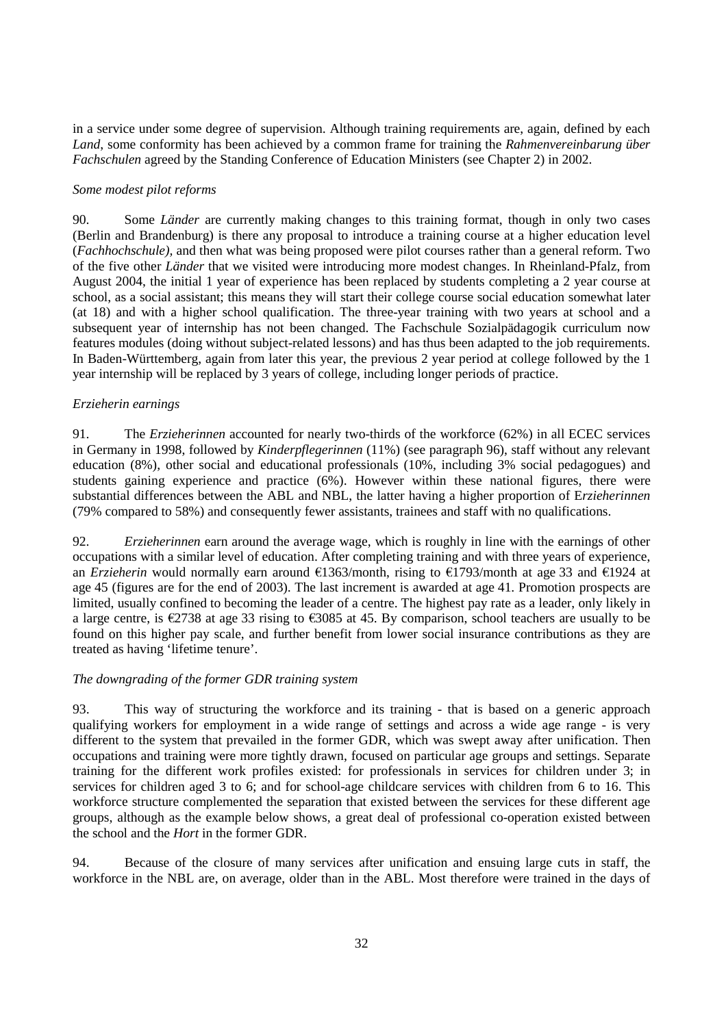in a service under some degree of supervision. Although training requirements are, again, defined by each *Land*, some conformity has been achieved by a common frame for training the *Rahmenvereinbarung über Fachschulen* agreed by the Standing Conference of Education Ministers (see Chapter 2) in 2002.

*Some modest pilot reforms*

90. Some *Länder* are currently making changes to this training format, though in only two cases (Berlin and Brandenburg) is there any proposal to introduce a training course at a higher education level (*Fachhochschule)*, and then what was being proposed were pilot courses rather than a general reform. Two of the five other *Länder* that we visited were introducing more modest changes. In Rheinland-Pfalz, from August 2004, the initial 1 year of experience has been replaced by students completing a 2 year course at school, as a social assistant; this means they will start their college course social education somewhat later (at 18) and with a higher school qualification. The three-year training with two years at school and a subsequent year of internship has not been changed. The Fachschule Sozialpädagogik curriculum now features modules (doing without subject-related lessons) and has thus been adapted to the job requirements. In Baden-Württemberg, again from later this year, the previous 2 year period at college followed by the 1 year internship will be replaced by 3 years of college, including longer periods of practice.

*Erzieherin earnings*

91. The *Erzieherinnen* accounted for nearly two-thirds of the workforce (62%) in all ECEC services in Germany in 1998, followed by *Kinderpflegerinnen* (11%) (see paragraph 96), staff without any relevant education (8%), other social and educational professionals (10%, including 3% social pedagogues) and students gaining experience and practice (6%). However within these national figures, there were substantial differences between the ABL and NBL, the latter having a higher proportion of E*rzieherinnen* (79% compared to 58%) and consequently fewer assistants, trainees and staff with no qualifications.

92. *Erzieherinnen* earn around the average wage, which is roughly in line with the earnings of other occupations with a similar level of education. After completing training and with three years of experience, an *Erzieherin* would normally earn around €1363/month, rising to €1793/month at age 33 and €1924 at age 45 (figures are for the end of 2003). The last increment is awarded at age 41. Promotion prospects are limited, usually confined to becoming the leader of a centre. The highest pay rate as a leader, only likely in a large centre, is €2738 at age 33 rising to €3085 at 45. By comparison, school teachers are usually to be found on this higher pay scale, and further benefit from lower social insurance contributions as they are treated as having 'lifetime tenure'.

*The downgrading of the former GDR training system*

93. This way of structuring the workforce and its training - that is based on a generic approach qualifying workers for employment in a wide range of settings and across a wide age range - is very different to the system that prevailed in the former GDR, which was swept away after unification. Then occupations and training were more tightly drawn, focused on particular age groups and settings. Separate training for the different work profiles existed: for professionals in services for children under 3; in services for children aged 3 to 6; and for school-age childcare services with children from 6 to 16. This workforce structure complemented the separation that existed between the services for these different age groups, although as the example below shows, a great deal of professional co-operation existed between the school and the *Hort* in the former GDR.

94. Because of the closure of many services after unification and ensuing large cuts in staff, the workforce in the NBL are, on average, older than in the ABL. Most therefore were trained in the days of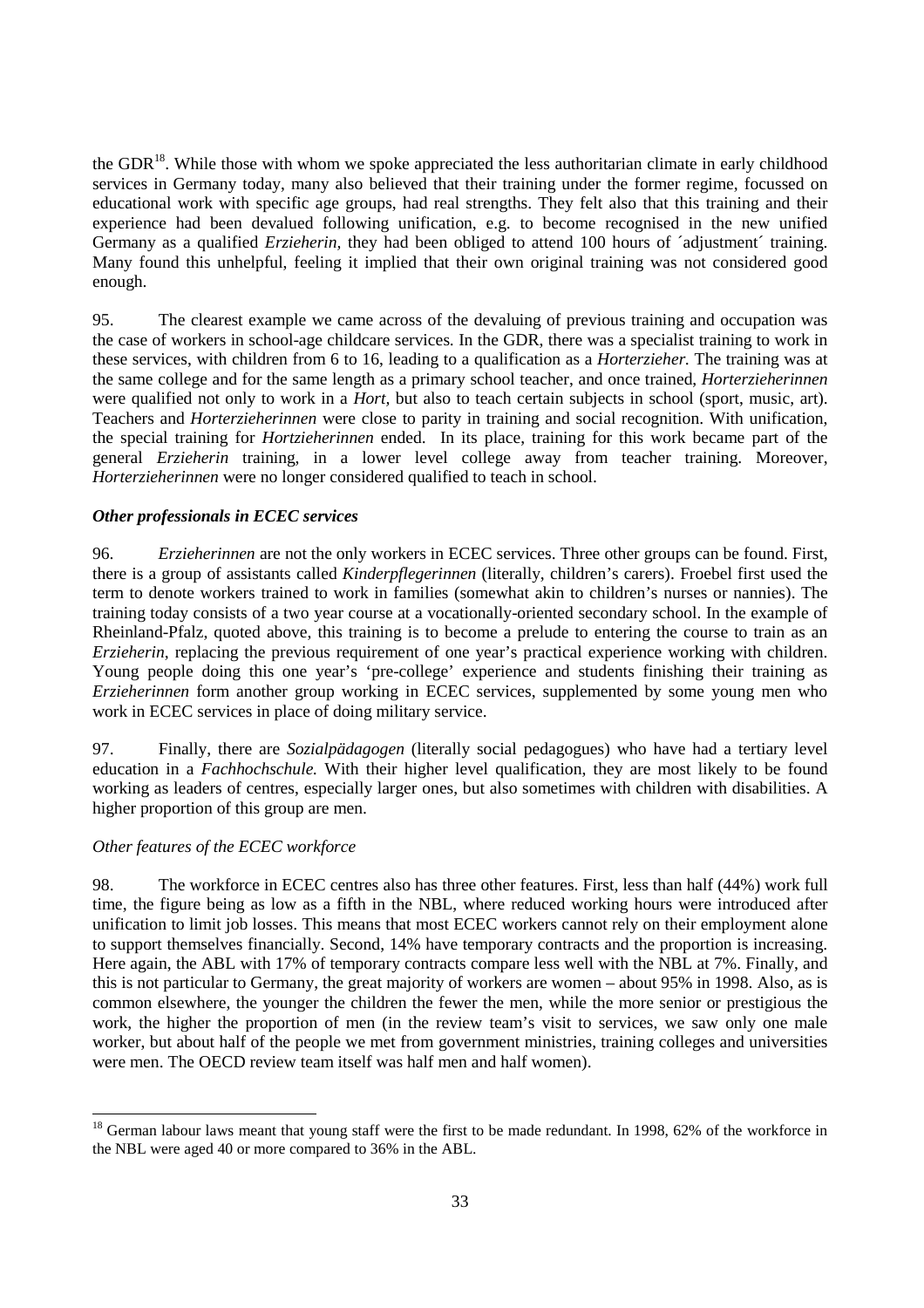the GDR[18]. While those with whom we spoke appreciated the less authoritarian climate in early childhood services in Germany today, many also believed that their training under the former regime, focussed on educational work with specific age groups, had real strengths. They felt also that this training and their experience had been devalued following unification, e.g. to become recognised in the new unified Germany as a qualified *Erzieherin*, they had been obliged to attend 100 hours of ´adjustment´ training. Many found this unhelpful, feeling it implied that their own original training was not considered good enough.

95. The clearest example we came across of the devaluing of previous training and occupation was the case of workers in school-age childcare services. In the GDR, there was a specialist training to work in these services, with children from 6 to 16, leading to a qualification as a *Horterzieher.* The training was at the same college and for the same length as a primary school teacher, and once trained, *Horterzieherinnen* were qualified not only to work in a *Hort*, but also to teach certain subjects in school (sport, music, art). Teachers and *Horterzieherinnen* were close to parity in training and social recognition. With unification, the special training for *Hortzieherinnen* ended. In its place, training for this work became part of the general *Erzieherin* training, in a lower level college away from teacher training. Moreover, *Horterzieherinnen* were no longer considered qualified to teach in school.

***Other professionals in ECEC services***

96. *Erzieherinnen* are not the only workers in ECEC services. Three other groups can be found. First, there is a group of assistants called *Kinderpflegerinnen* (literally, children's carers). Froebel first used the term to denote workers trained to work in families (somewhat akin to children's nurses or nannies). The training today consists of a two year course at a vocationally-oriented secondary school. In the example of Rheinland-Pfalz, quoted above, this training is to become a prelude to entering the course to train as an *Erzieherin*, replacing the previous requirement of one year's practical experience working with children. Young people doing this one year's 'pre-college' experience and students finishing their training as *Erzieherinnen* form another group working in ECEC services, supplemented by some young men who work in ECEC services in place of doing military service.

97. Finally, there are *Sozialpädagogen* (literally social pedagogues) who have had a tertiary level education in a *Fachhochschule.* With their higher level qualification, they are most likely to be found working as leaders of centres, especially larger ones, but also sometimes with children with disabilities. A higher proportion of this group are men.

*Other features of the ECEC workforce*

98. The workforce in ECEC centres also has three other features. First, less than half (44%) work full time, the figure being as low as a fifth in the NBL, where reduced working hours were introduced after unification to limit job losses. This means that most ECEC workers cannot rely on their employment alone to support themselves financially. Second, 14% have temporary contracts and the proportion is increasing. Here again, the ABL with 17% of temporary contracts compare less well with the NBL at 7%. Finally, and this is not particular to Germany, the great majority of workers are women – about 95% in 1998. Also, as is common elsewhere, the younger the children the fewer the men, while the more senior or prestigious the work, the higher the proportion of men (in the review team's visit to services, we saw only one male worker, but about half of the people we met from government ministries, training colleges and universities were men. The OECD review team itself was half men and half women).

[18] German labour laws meant that young staff were the first to be made redundant. In 1998, 62% of the workforce in the NBL were aged 40 or more compared to 36% in the ABL.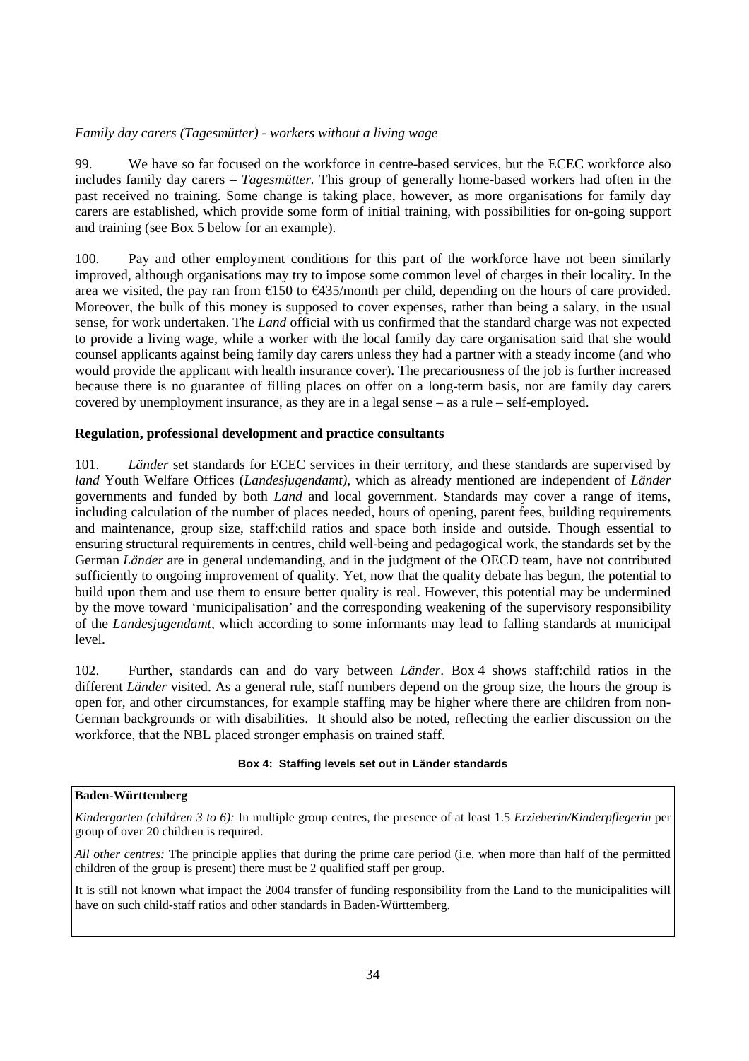*Family day carers (Tagesmütter) - workers without a living wage*

99. We have so far focused on the workforce in centre-based services, but the ECEC workforce also includes family day carers – *Tagesmütter.* This group of generally home-based workers had often in the past received no training. Some change is taking place, however, as more organisations for family day carers are established, which provide some form of initial training, with possibilities for on-going support and training (see Box 5 below for an example).

100. Pay and other employment conditions for this part of the workforce have not been similarly improved, although organisations may try to impose some common level of charges in their locality. In the area we visited, the pay ran from €150 to €435/month per child, depending on the hours of care provided. Moreover, the bulk of this money is supposed to cover expenses, rather than being a salary, in the usual sense, for work undertaken. The *Land* official with us confirmed that the standard charge was not expected to provide a living wage, while a worker with the local family day care organisation said that she would counsel applicants against being family day carers unless they had a partner with a steady income (and who would provide the applicant with health insurance cover). The precariousness of the job is further increased because there is no guarantee of filling places on offer on a long-term basis, nor are family day carers covered by unemployment insurance, as they are in a legal sense – as a rule – self-employed.

**Regulation, professional development and practice consultants**

101. *Länder* set standards for ECEC services in their territory, and these standards are supervised by *land* Youth Welfare Offices (*Landesjugendamt),* which as already mentioned are independent of *Länder* governments and funded by both *Land* and local government. Standards may cover a range of items, including calculation of the number of places needed, hours of opening, parent fees, building requirements and maintenance, group size, staff:child ratios and space both inside and outside. Though essential to ensuring structural requirements in centres, child well-being and pedagogical work, the standards set by the German *Länder* are in general undemanding, and in the judgment of the OECD team, have not contributed sufficiently to ongoing improvement of quality. Yet, now that the quality debate has begun, the potential to build upon them and use them to ensure better quality is real. However, this potential may be undermined by the move toward 'municipalisation' and the corresponding weakening of the supervisory responsibility of the *Landesjugendamt*, which according to some informants may lead to falling standards at municipal level.

102. Further, standards can and do vary between *Länder*. Box 4 shows staff:child ratios in the different *Länder* visited. As a general rule, staff numbers depend on the group size, the hours the group is open for, and other circumstances, for example staffing may be higher where there are children from non-German backgrounds or with disabilities. It should also be noted, reflecting the earlier discussion on the workforce, that the NBL placed stronger emphasis on trained staff.

**Box 4: Staffing levels set out in Länder standards**

**Baden-Württemberg**

*Kindergarten (children 3 to 6):* In multiple group centres, the presence of at least 1.5 *Erzieherin/Kinderpflegerin* per group of over 20 children is required.

*All other centres:* The principle applies that during the prime care period (i.e. when more than half of the permitted children of the group is present) there must be 2 qualified staff per group.

It is still not known what impact the 2004 transfer of funding responsibility from the Land to the municipalities will have on such child-staff ratios and other standards in Baden-Württemberg.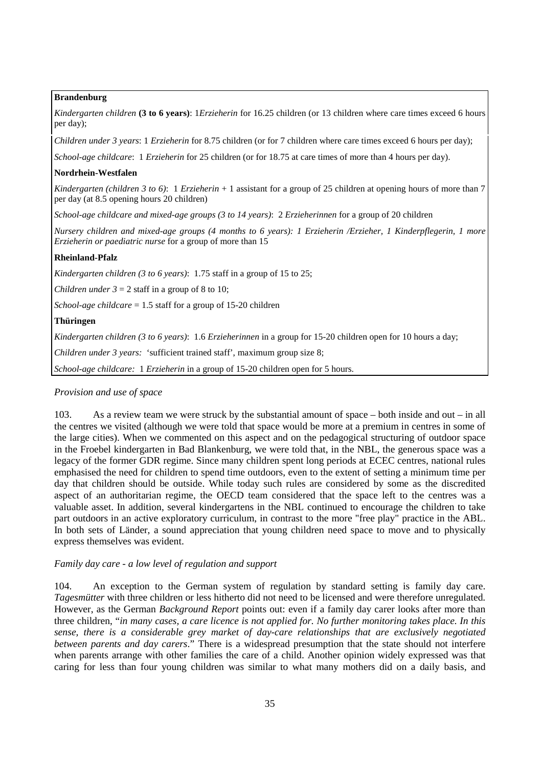**Brandenburg**

*Kindergarten children* **(3 to 6 years)**: 1*Erzieherin* for 16.25 children (or 13 children where care times exceed 6 hours per day);

*Children under 3 years*: 1 *Erzieherin* for 8.75 children (or for 7 children where care times exceed 6 hours per day);

*School-age childcare*: 1 *Erzieherin* for 25 children (or for 18.75 at care times of more than 4 hours per day).

**Nordrhein-Westfalen**

*Kindergarten (children 3 to 6)*: 1 *Erzieherin* + 1 assistant for a group of 25 children at opening hours of more than 7 per day (at 8.5 opening hours 20 children)

*School-age childcare and mixed-age groups (3 to 14 years)*: 2 *Erzieherinnen* for a group of 20 children

*Nursery children and mixed-age groups (4 months to 6 years): 1 Erzieherin /Erzieher, 1 Kinderpflegerin, 1 more Erzieherin or paediatric nurse* for a group of more than 15

**Rheinland-Pfalz**

*Kindergarten children (3 to 6 years)*: 1.75 staff in a group of 15 to 25;

*Children under 3* = 2 staff in a group of 8 to 10;

*School-age childcare* = 1.5 staff for a group of 15-20 children

**Thüringen**

*Kindergarten children (3 to 6 years)*: 1.6 *Erzieherinnen* in a group for 15-20 children open for 10 hours a day;

*Children under 3 years:* 'sufficient trained staff', maximum group size 8;

*School-age childcare:* 1 *Erzieherin* in a group of 15-20 children open for 5 hours.

*Provision and use of space*

103. As a review team we were struck by the substantial amount of space – both inside and out – in all the centres we visited (although we were told that space would be more at a premium in centres in some of the large cities). When we commented on this aspect and on the pedagogical structuring of outdoor space in the Froebel kindergarten in Bad Blankenburg, we were told that, in the NBL, the generous space was a legacy of the former GDR regime. Since many children spent long periods at ECEC centres, national rules emphasised the need for children to spend time outdoors, even to the extent of setting a minimum time per day that children should be outside. While today such rules are considered by some as the discredited aspect of an authoritarian regime, the OECD team considered that the space left to the centres was a valuable asset. In addition, several kindergartens in the NBL continued to encourage the children to take part outdoors in an active exploratory curriculum, in contrast to the more "free play" practice in the ABL. In both sets of Länder, a sound appreciation that young children need space to move and to physically express themselves was evident.

*Family day care - a low level of regulation and support*

104. An exception to the German system of regulation by standard setting is family day care. *Tagesmütter* with three children or less hitherto did not need to be licensed and were therefore unregulated. However, as the German *Background Report* points out: even if a family day carer looks after more than three children, "*in many cases, a care licence is not applied for. No further monitoring takes place. In this sense, there is a considerable grey market of day-care relationships that are exclusively negotiated between parents and day carers*." There is a widespread presumption that the state should not interfere when parents arrange with other families the care of a child. Another opinion widely expressed was that caring for less than four young children was similar to what many mothers did on a daily basis, and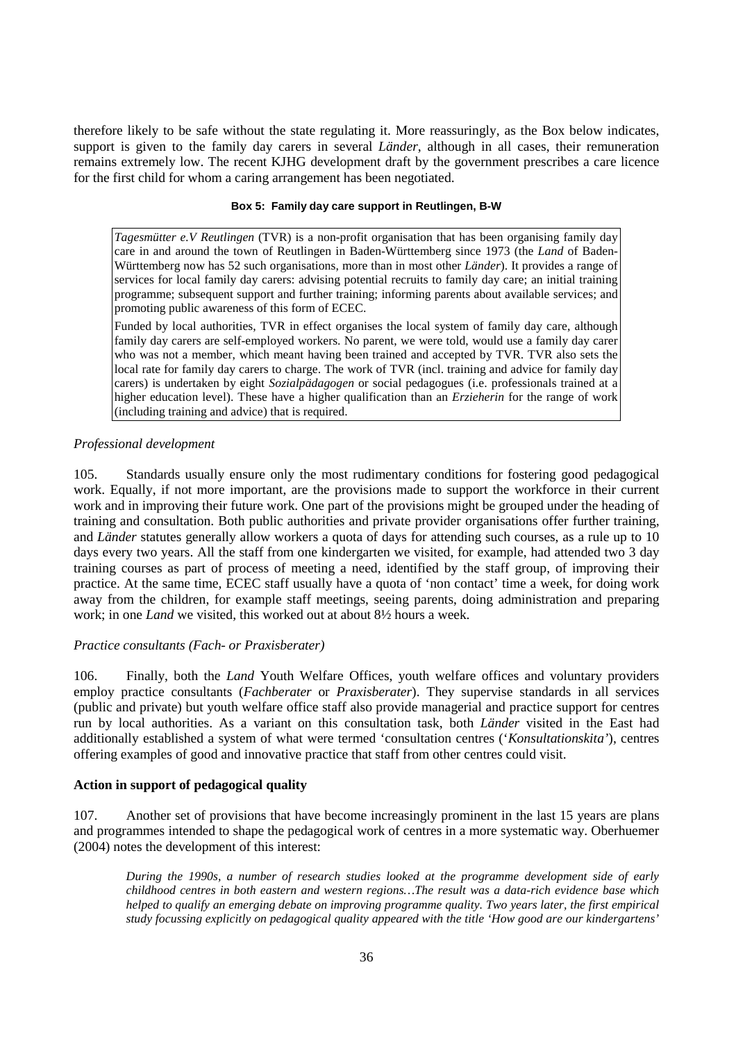therefore likely to be safe without the state regulating it. More reassuringly, as the Box below indicates, support is given to the family day carers in several *Länder*, although in all cases, their remuneration remains extremely low. The recent KJHG development draft by the government prescribes a care licence for the first child for whom a caring arrangement has been negotiated.

**Box 5: Family day care support in Reutlingen, B-W**

> *Tagesmütter e.V Reutlingen* (TVR) is a non-profit organisation that has been organising family day care in and around the town of Reutlingen in Baden-Württemberg since 1973 (the *Land* of Baden-Württemberg now has 52 such organisations, more than in most other *Länder*). It provides a range of services for local family day carers: advising potential recruits to family day care; an initial training programme; subsequent support and further training; informing parents about available services; and promoting public awareness of this form of ECEC.
>
> Funded by local authorities, TVR in effect organises the local system of family day care, although family day carers are self-employed workers. No parent, we were told, would use a family day carer who was not a member, which meant having been trained and accepted by TVR. TVR also sets the local rate for family day carers to charge. The work of TVR (incl. training and advice for family day carers) is undertaken by eight *Sozialpädagogen* or social pedagogues (i.e. professionals trained at a higher education level). These have a higher qualification than an *Erzieherin* for the range of work (including training and advice) that is required.

*Professional development*

105. Standards usually ensure only the most rudimentary conditions for fostering good pedagogical work. Equally, if not more important, are the provisions made to support the workforce in their current work and in improving their future work. One part of the provisions might be grouped under the heading of training and consultation. Both public authorities and private provider organisations offer further training, and *Länder* statutes generally allow workers a quota of days for attending such courses, as a rule up to 10 days every two years. All the staff from one kindergarten we visited, for example, had attended two 3 day training courses as part of process of meeting a need, identified by the staff group, of improving their practice. At the same time, ECEC staff usually have a quota of 'non contact' time a week, for doing work away from the children, for example staff meetings, seeing parents, doing administration and preparing work; in one *Land* we visited, this worked out at about 8½ hours a week.

*Practice consultants (Fach- or Praxisberater)*

106. Finally, both the *Land* Youth Welfare Offices, youth welfare offices and voluntary providers employ practice consultants (*Fachberater* or *Praxisberater*). They supervise standards in all services (public and private) but youth welfare office staff also provide managerial and practice support for centres run by local authorities. As a variant on this consultation task, both *Länder* visited in the East had additionally established a system of what were termed 'consultation centres ('*Konsultationskita'*), centres offering examples of good and innovative practice that staff from other centres could visit.

**Action in support of pedagogical quality**

107. Another set of provisions that have become increasingly prominent in the last 15 years are plans and programmes intended to shape the pedagogical work of centres in a more systematic way. Oberhuemer (2004) notes the development of this interest:

> *During the 1990s, a number of research studies looked at the programme development side of early childhood centres in both eastern and western regions…The result was a data-rich evidence base which helped to qualify an emerging debate on improving programme quality. Two years later, the first empirical study focussing explicitly on pedagogical quality appeared with the title 'How good are our kindergartens'*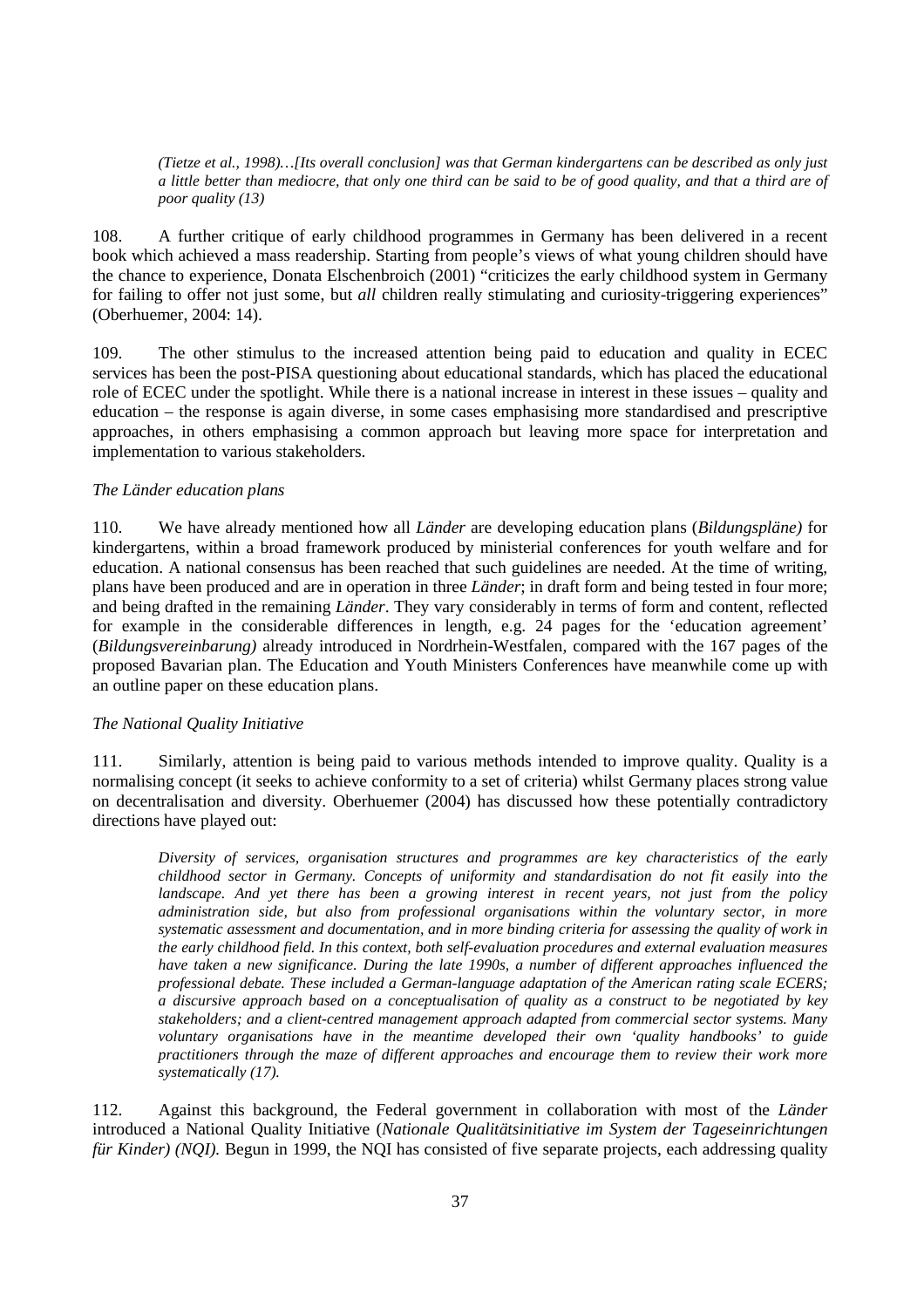> *(Tietze et al., 1998)…[Its overall conclusion] was that German kindergartens can be described as only just a little better than mediocre, that only one third can be said to be of good quality, and that a third are of poor quality (13)*

108. A further critique of early childhood programmes in Germany has been delivered in a recent book which achieved a mass readership. Starting from people's views of what young children should have the chance to experience, Donata Elschenbroich (2001) "criticizes the early childhood system in Germany for failing to offer not just some, but *all* children really stimulating and curiosity-triggering experiences" (Oberhuemer, 2004: 14).

109. The other stimulus to the increased attention being paid to education and quality in ECEC services has been the post-PISA questioning about educational standards, which has placed the educational role of ECEC under the spotlight. While there is a national increase in interest in these issues – quality and education – the response is again diverse, in some cases emphasising more standardised and prescriptive approaches, in others emphasising a common approach but leaving more space for interpretation and implementation to various stakeholders.

*The Länder education plans*

110. We have already mentioned how all *Länder* are developing education plans (*Bildungspläne)* for kindergartens, within a broad framework produced by ministerial conferences for youth welfare and for education. A national consensus has been reached that such guidelines are needed. At the time of writing, plans have been produced and are in operation in three *Länder*; in draft form and being tested in four more; and being drafted in the remaining *Länder*. They vary considerably in terms of form and content, reflected for example in the considerable differences in length, e.g. 24 pages for the 'education agreement' (*Bildungsvereinbarung)* already introduced in Nordrhein-Westfalen, compared with the 167 pages of the proposed Bavarian plan. The Education and Youth Ministers Conferences have meanwhile come up with an outline paper on these education plans.

*The National Quality Initiative*

111. Similarly, attention is being paid to various methods intended to improve quality. Quality is a normalising concept (it seeks to achieve conformity to a set of criteria) whilst Germany places strong value on decentralisation and diversity. Oberhuemer (2004) has discussed how these potentially contradictory directions have played out:

> *Diversity of services, organisation structures and programmes are key characteristics of the early childhood sector in Germany. Concepts of uniformity and standardisation do not fit easily into the landscape. And yet there has been a growing interest in recent years, not just from the policy administration side, but also from professional organisations within the voluntary sector, in more systematic assessment and documentation, and in more binding criteria for assessing the quality of work in the early childhood field. In this context, both self-evaluation procedures and external evaluation measures have taken a new significance. During the late 1990s, a number of different approaches influenced the professional debate. These included a German-language adaptation of the American rating scale ECERS; a discursive approach based on a conceptualisation of quality as a construct to be negotiated by key stakeholders; and a client-centred management approach adapted from commercial sector systems. Many voluntary organisations have in the meantime developed their own 'quality handbooks' to guide practitioners through the maze of different approaches and encourage them to review their work more systematically (17).*

112. Against this background, the Federal government in collaboration with most of the *Länder* introduced a National Quality Initiative (*Nationale Qualitätsinitiative im System der Tageseinrichtungen für Kinder) (NQI).* Begun in 1999, the NQI has consisted of five separate projects, each addressing quality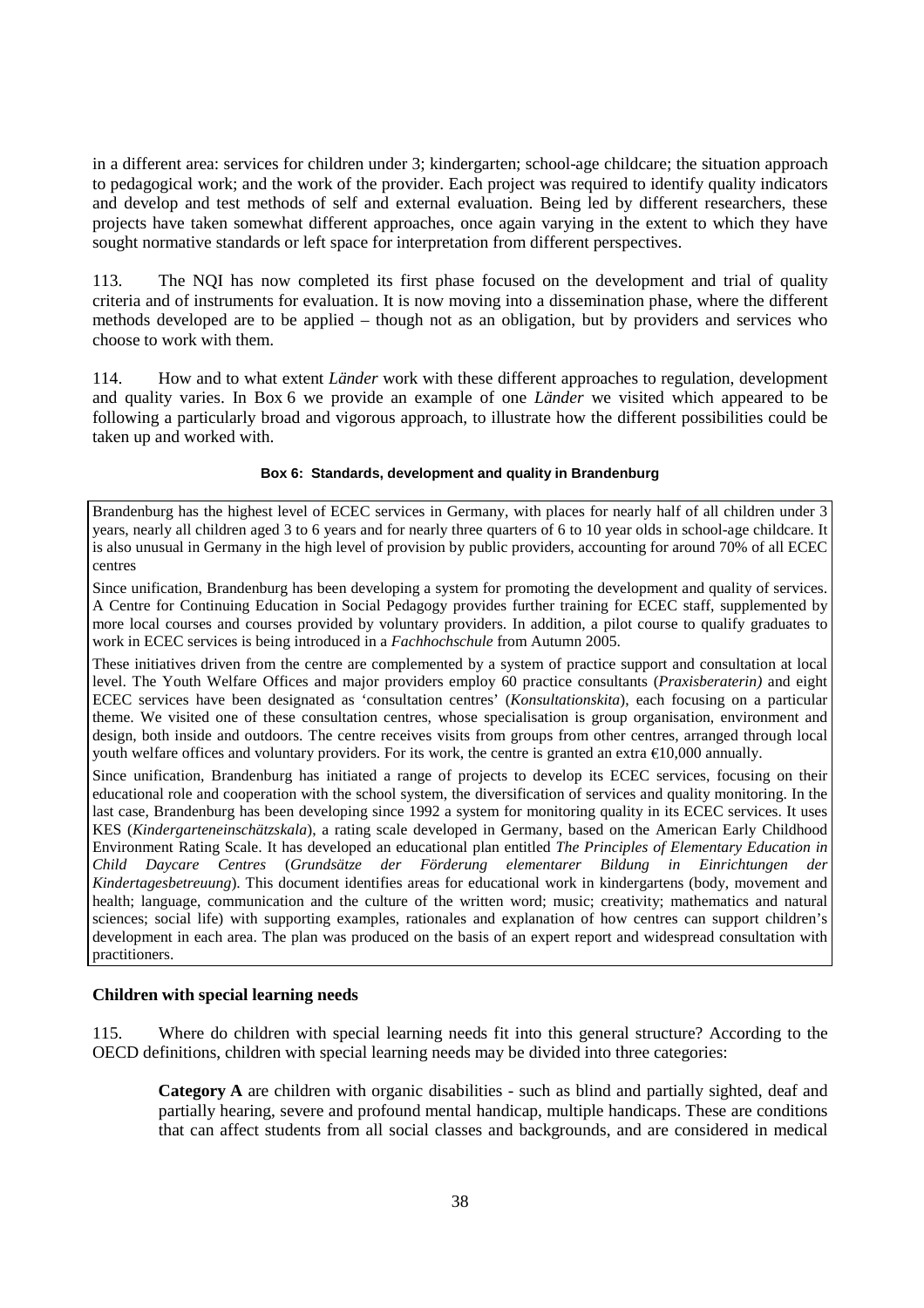in a different area: services for children under 3; kindergarten; school-age childcare; the situation approach to pedagogical work; and the work of the provider. Each project was required to identify quality indicators and develop and test methods of self and external evaluation. Being led by different researchers, these projects have taken somewhat different approaches, once again varying in the extent to which they have sought normative standards or left space for interpretation from different perspectives.

113. The NQI has now completed its first phase focused on the development and trial of quality criteria and of instruments for evaluation. It is now moving into a dissemination phase, where the different methods developed are to be applied – though not as an obligation, but by providers and services who choose to work with them.

114. How and to what extent *Länder* work with these different approaches to regulation, development and quality varies. In Box 6 we provide an example of one *Länder* we visited which appeared to be following a particularly broad and vigorous approach, to illustrate how the different possibilities could be taken up and worked with.

**Box 6: Standards, development and quality in Brandenburg**

Brandenburg has the highest level of ECEC services in Germany, with places for nearly half of all children under 3 years, nearly all children aged 3 to 6 years and for nearly three quarters of 6 to 10 year olds in school-age childcare. It is also unusual in Germany in the high level of provision by public providers, accounting for around 70% of all ECEC centres

Since unification, Brandenburg has been developing a system for promoting the development and quality of services. A Centre for Continuing Education in Social Pedagogy provides further training for ECEC staff, supplemented by more local courses and courses provided by voluntary providers. In addition, a pilot course to qualify graduates to work in ECEC services is being introduced in a *Fachhochschule* from Autumn 2005.

These initiatives driven from the centre are complemented by a system of practice support and consultation at local level. The Youth Welfare Offices and major providers employ 60 practice consultants (*Praxisberaterin)* and eight ECEC services have been designated as 'consultation centres' (*Konsultationskita*), each focusing on a particular theme. We visited one of these consultation centres, whose specialisation is group organisation, environment and design, both inside and outdoors. The centre receives visits from groups from other centres, arranged through local youth welfare offices and voluntary providers. For its work, the centre is granted an extra €10,000 annually.

Since unification, Brandenburg has initiated a range of projects to develop its ECEC services, focusing on their educational role and cooperation with the school system, the diversification of services and quality monitoring. In the last case, Brandenburg has been developing since 1992 a system for monitoring quality in its ECEC services. It uses KES (*Kindergarteneinschätzskala*), a rating scale developed in Germany, based on the American Early Childhood Environment Rating Scale. It has developed an educational plan entitled *The Principles of Elementary Education in Child Daycare Centres* (*Grundsätze der Förderung elementarer Bildung in Einrichtungen der Kindertagesbetreuung*). This document identifies areas for educational work in kindergartens (body, movement and health; language, communication and the culture of the written word; music; creativity; mathematics and natural sciences; social life) with supporting examples, rationales and explanation of how centres can support children's development in each area. The plan was produced on the basis of an expert report and widespread consultation with practitioners.

### Children with special learning needs

115. Where do children with special learning needs fit into this general structure? According to the OECD definitions, children with special learning needs may be divided into three categories:

> **Category A** are children with organic disabilities - such as blind and partially sighted, deaf and partially hearing, severe and profound mental handicap, multiple handicaps. These are conditions that can affect students from all social classes and backgrounds, and are considered in medical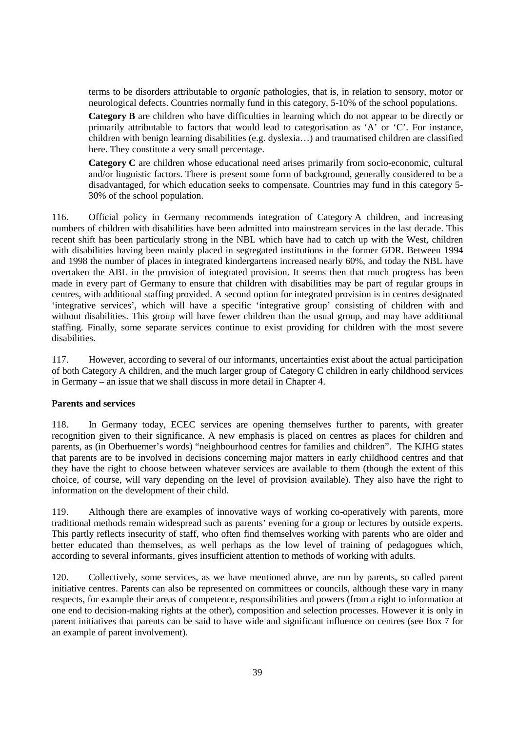terms to be disorders attributable to *organic* pathologies, that is, in relation to sensory, motor or neurological defects. Countries normally fund in this category, 5-10% of the school populations.

**Category B** are children who have difficulties in learning which do not appear to be directly or primarily attributable to factors that would lead to categorisation as 'A' or 'C'. For instance, children with benign learning disabilities (e.g. dyslexia…) and traumatised children are classified here. They constitute a very small percentage.

**Category C** are children whose educational need arises primarily from socio-economic, cultural and/or linguistic factors. There is present some form of background, generally considered to be a disadvantaged, for which education seeks to compensate. Countries may fund in this category 5-30% of the school population.

116. Official policy in Germany recommends integration of Category A children, and increasing numbers of children with disabilities have been admitted into mainstream services in the last decade. This recent shift has been particularly strong in the NBL which have had to catch up with the West, children with disabilities having been mainly placed in segregated institutions in the former GDR. Between 1994 and 1998 the number of places in integrated kindergartens increased nearly 60%, and today the NBL have overtaken the ABL in the provision of integrated provision. It seems then that much progress has been made in every part of Germany to ensure that children with disabilities may be part of regular groups in centres, with additional staffing provided. A second option for integrated provision is in centres designated 'integrative services', which will have a specific 'integrative group' consisting of children with and without disabilities. This group will have fewer children than the usual group, and may have additional staffing. Finally, some separate services continue to exist providing for children with the most severe disabilities.

117. However, according to several of our informants, uncertainties exist about the actual participation of both Category A children, and the much larger group of Category C children in early childhood services in Germany – an issue that we shall discuss in more detail in Chapter 4.

**Parents and services**

118. In Germany today, ECEC services are opening themselves further to parents, with greater recognition given to their significance. A new emphasis is placed on centres as places for children and parents, as (in Oberhuemer's words) "neighbourhood centres for families and children". The KJHG states that parents are to be involved in decisions concerning major matters in early childhood centres and that they have the right to choose between whatever services are available to them (though the extent of this choice, of course, will vary depending on the level of provision available). They also have the right to information on the development of their child.

119. Although there are examples of innovative ways of working co-operatively with parents, more traditional methods remain widespread such as parents' evening for a group or lectures by outside experts. This partly reflects insecurity of staff, who often find themselves working with parents who are older and better educated than themselves, as well perhaps as the low level of training of pedagogues which, according to several informants, gives insufficient attention to methods of working with adults.

120. Collectively, some services, as we have mentioned above, are run by parents, so called parent initiative centres. Parents can also be represented on committees or councils, although these vary in many respects, for example their areas of competence, responsibilities and powers (from a right to information at one end to decision-making rights at the other), composition and selection processes. However it is only in parent initiatives that parents can be said to have wide and significant influence on centres (see Box 7 for an example of parent involvement).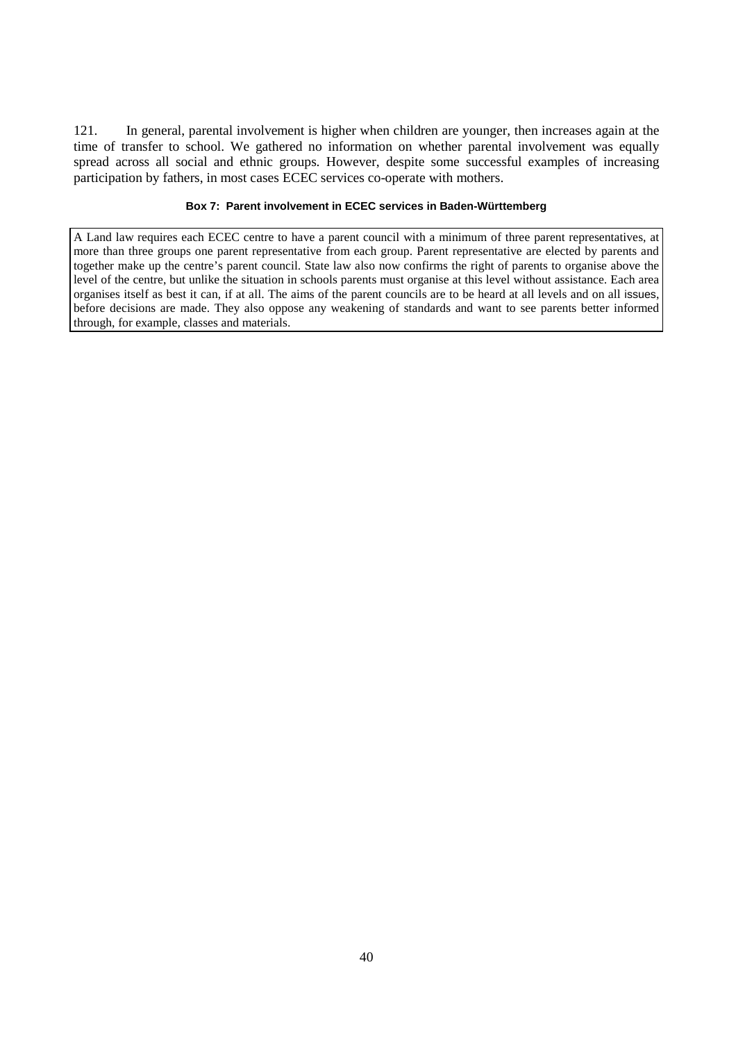121. In general, parental involvement is higher when children are younger, then increases again at the time of transfer to school. We gathered no information on whether parental involvement was equally spread across all social and ethnic groups. However, despite some successful examples of increasing participation by fathers, in most cases ECEC services co-operate with mothers.

**Box 7: Parent involvement in ECEC services in Baden-Württemberg**

A Land law requires each ECEC centre to have a parent council with a minimum of three parent representatives, at more than three groups one parent representative from each group. Parent representative are elected by parents and together make up the centre's parent council. State law also now confirms the right of parents to organise above the level of the centre, but unlike the situation in schools parents must organise at this level without assistance. Each area organises itself as best it can, if at all. The aims of the parent councils are to be heard at all levels and on all issues, before decisions are made. They also oppose any weakening of standards and want to see parents better informed through, for example, classes and materials.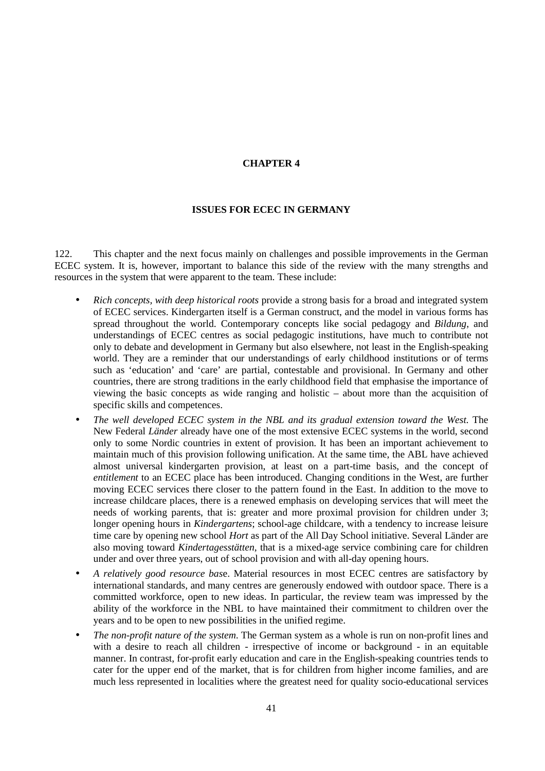# CHAPTER 4

## ISSUES FOR ECEC IN GERMANY

122. This chapter and the next focus mainly on challenges and possible improvements in the German ECEC system. It is, however, important to balance this side of the review with the many strengths and resources in the system that were apparent to the team. These include:

- *Rich concepts, with deep historical roots* provide a strong basis for a broad and integrated system of ECEC services. Kindergarten itself is a German construct, and the model in various forms has spread throughout the world. Contemporary concepts like social pedagogy and *Bildung*, and understandings of ECEC centres as social pedagogic institutions, have much to contribute not only to debate and development in Germany but also elsewhere, not least in the English-speaking world. They are a reminder that our understandings of early childhood institutions or of terms such as 'education' and 'care' are partial, contestable and provisional. In Germany and other countries, there are strong traditions in the early childhood field that emphasise the importance of viewing the basic concepts as wide ranging and holistic – about more than the acquisition of specific skills and competences.
- *The well developed ECEC system in the NBL and its gradual extension toward the West.* The New Federal *Länder* already have one of the most extensive ECEC systems in the world, second only to some Nordic countries in extent of provision. It has been an important achievement to maintain much of this provision following unification. At the same time, the ABL have achieved almost universal kindergarten provision, at least on a part-time basis, and the concept of *entitlement* to an ECEC place has been introduced. Changing conditions in the West, are further moving ECEC services there closer to the pattern found in the East. In addition to the move to increase childcare places, there is a renewed emphasis on developing services that will meet the needs of working parents, that is: greater and more proximal provision for children under 3; longer opening hours in *Kindergartens*; school-age childcare, with a tendency to increase leisure time care by opening new school *Hort* as part of the All Day School initiative. Several Länder are also moving toward *Kindertagesstätten*, that is a mixed-age service combining care for children under and over three years, out of school provision and with all-day opening hours.
- *A relatively good resource bas*e. Material resources in most ECEC centres are satisfactory by international standards, and many centres are generously endowed with outdoor space. There is a committed workforce, open to new ideas. In particular, the review team was impressed by the ability of the workforce in the NBL to have maintained their commitment to children over the years and to be open to new possibilities in the unified regime.
- *The non-profit nature of the system*. The German system as a whole is run on non-profit lines and with a desire to reach all children - irrespective of income or background - in an equitable manner. In contrast, for-profit early education and care in the English-speaking countries tends to cater for the upper end of the market, that is for children from higher income families, and are much less represented in localities where the greatest need for quality socio-educational services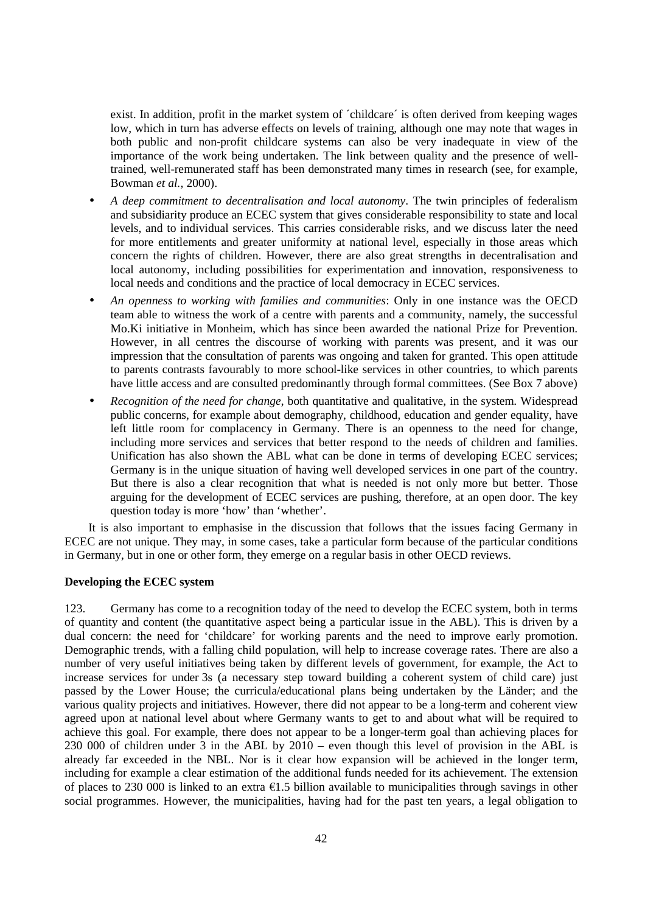exist. In addition, profit in the market system of ´childcare´ is often derived from keeping wages low, which in turn has adverse effects on levels of training, although one may note that wages in both public and non-profit childcare systems can also be very inadequate in view of the importance of the work being undertaken. The link between quality and the presence of well-trained, well-remunerated staff has been demonstrated many times in research (see, for example, Bowman *et al.*, 2000).

- *A deep commitment to decentralisation and local autonomy*. The twin principles of federalism and subsidiarity produce an ECEC system that gives considerable responsibility to state and local levels, and to individual services. This carries considerable risks, and we discuss later the need for more entitlements and greater uniformity at national level, especially in those areas which concern the rights of children. However, there are also great strengths in decentralisation and local autonomy, including possibilities for experimentation and innovation, responsiveness to local needs and conditions and the practice of local democracy in ECEC services.
- *An openness to working with families and communities*: Only in one instance was the OECD team able to witness the work of a centre with parents and a community, namely, the successful Mo.Ki initiative in Monheim, which has since been awarded the national Prize for Prevention. However, in all centres the discourse of working with parents was present, and it was our impression that the consultation of parents was ongoing and taken for granted. This open attitude to parents contrasts favourably to more school-like services in other countries, to which parents have little access and are consulted predominantly through formal committees. (See Box 7 above)
- *Recognition of the need for change*, both quantitative and qualitative, in the system. Widespread public concerns, for example about demography, childhood, education and gender equality, have left little room for complacency in Germany. There is an openness to the need for change, including more services and services that better respond to the needs of children and families. Unification has also shown the ABL what can be done in terms of developing ECEC services; Germany is in the unique situation of having well developed services in one part of the country. But there is also a clear recognition that what is needed is not only more but better. Those arguing for the development of ECEC services are pushing, therefore, at an open door. The key question today is more 'how' than 'whether'.

It is also important to emphasise in the discussion that follows that the issues facing Germany in ECEC are not unique. They may, in some cases, take a particular form because of the particular conditions in Germany, but in one or other form, they emerge on a regular basis in other OECD reviews.

**Developing the ECEC system**

123. Germany has come to a recognition today of the need to develop the ECEC system, both in terms of quantity and content (the quantitative aspect being a particular issue in the ABL). This is driven by a dual concern: the need for 'childcare' for working parents and the need to improve early promotion. Demographic trends, with a falling child population, will help to increase coverage rates. There are also a number of very useful initiatives being taken by different levels of government, for example, the Act to increase services for under 3s (a necessary step toward building a coherent system of child care) just passed by the Lower House; the curricula/educational plans being undertaken by the Länder; and the various quality projects and initiatives. However, there did not appear to be a long-term and coherent view agreed upon at national level about where Germany wants to get to and about what will be required to achieve this goal. For example, there does not appear to be a longer-term goal than achieving places for 230 000 of children under 3 in the ABL by 2010 – even though this level of provision in the ABL is already far exceeded in the NBL. Nor is it clear how expansion will be achieved in the longer term, including for example a clear estimation of the additional funds needed for its achievement. The extension of places to 230 000 is linked to an extra €1.5 billion available to municipalities through savings in other social programmes. However, the municipalities, having had for the past ten years, a legal obligation to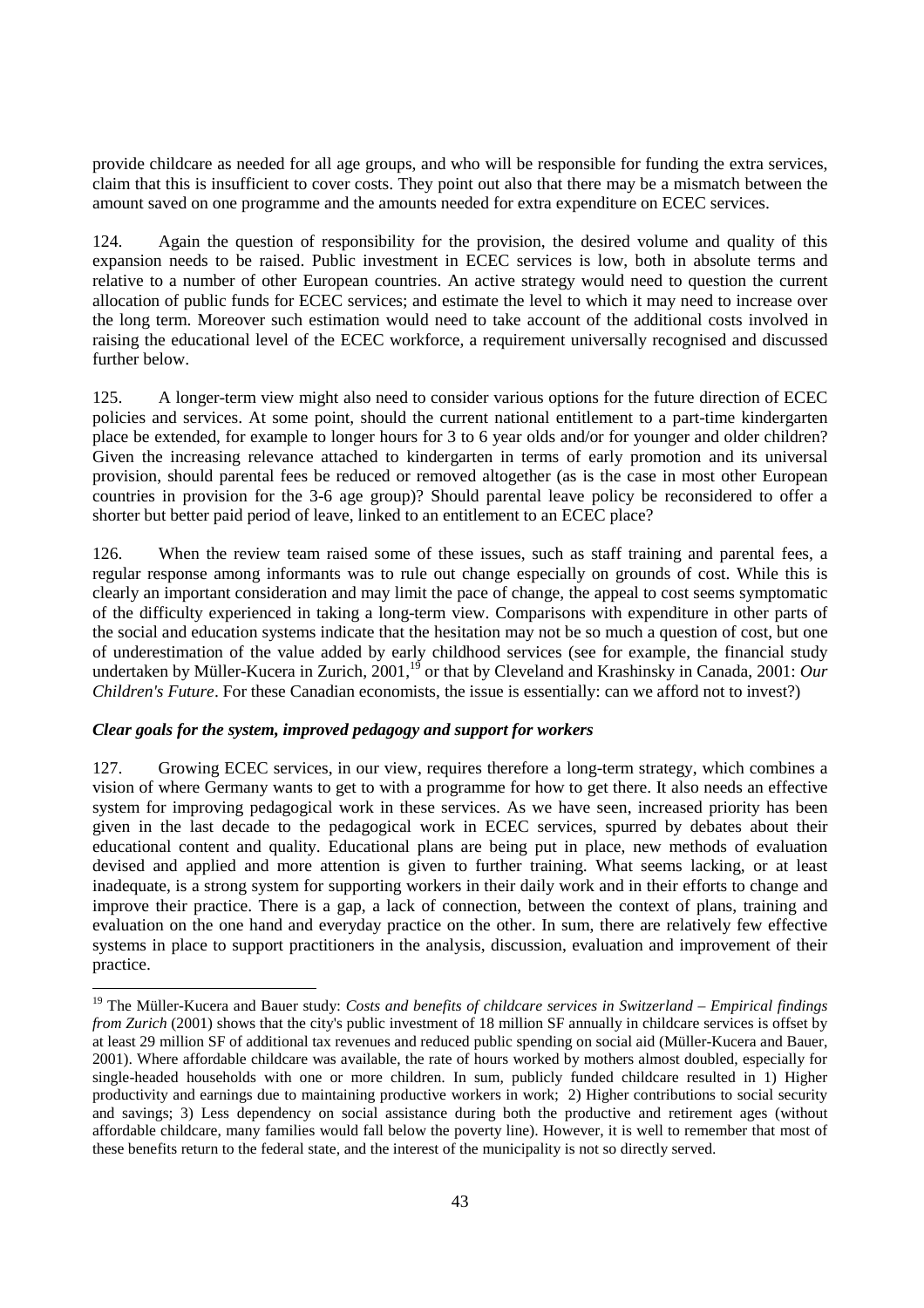provide childcare as needed for all age groups, and who will be responsible for funding the extra services, claim that this is insufficient to cover costs. They point out also that there may be a mismatch between the amount saved on one programme and the amounts needed for extra expenditure on ECEC services.

124. Again the question of responsibility for the provision, the desired volume and quality of this expansion needs to be raised. Public investment in ECEC services is low, both in absolute terms and relative to a number of other European countries. An active strategy would need to question the current allocation of public funds for ECEC services; and estimate the level to which it may need to increase over the long term. Moreover such estimation would need to take account of the additional costs involved in raising the educational level of the ECEC workforce, a requirement universally recognised and discussed further below.

125. A longer-term view might also need to consider various options for the future direction of ECEC policies and services. At some point, should the current national entitlement to a part-time kindergarten place be extended, for example to longer hours for 3 to 6 year olds and/or for younger and older children? Given the increasing relevance attached to kindergarten in terms of early promotion and its universal provision, should parental fees be reduced or removed altogether (as is the case in most other European countries in provision for the 3-6 age group)? Should parental leave policy be reconsidered to offer a shorter but better paid period of leave, linked to an entitlement to an ECEC place?

126. When the review team raised some of these issues, such as staff training and parental fees, a regular response among informants was to rule out change especially on grounds of cost. While this is clearly an important consideration and may limit the pace of change, the appeal to cost seems symptomatic of the difficulty experienced in taking a long-term view. Comparisons with expenditure in other parts of the social and education systems indicate that the hesitation may not be so much a question of cost, but one of underestimation of the value added by early childhood services (see for example, the financial study undertaken by Müller-Kucera in Zurich, 2001,[19] or that by Cleveland and Krashinsky in Canada, 2001: *Our Children's Future*. For these Canadian economists, the issue is essentially: can we afford not to invest?)

### *Clear goals for the system, improved pedagogy and support for workers*

127. Growing ECEC services, in our view, requires therefore a long-term strategy, which combines a vision of where Germany wants to get to with a programme for how to get there. It also needs an effective system for improving pedagogical work in these services. As we have seen, increased priority has been given in the last decade to the pedagogical work in ECEC services, spurred by debates about their educational content and quality. Educational plans are being put in place, new methods of evaluation devised and applied and more attention is given to further training. What seems lacking, or at least inadequate, is a strong system for supporting workers in their daily work and in their efforts to change and improve their practice. There is a gap, a lack of connection, between the context of plans, training and evaluation on the one hand and everyday practice on the other. In sum, there are relatively few effective systems in place to support practitioners in the analysis, discussion, evaluation and improvement of their practice.

[19] The Müller-Kucera and Bauer study: *Costs and benefits of childcare services in Switzerland – Empirical findings from Zurich* (2001) shows that the city's public investment of 18 million SF annually in childcare services is offset by at least 29 million SF of additional tax revenues and reduced public spending on social aid (Müller-Kucera and Bauer, 2001). Where affordable childcare was available, the rate of hours worked by mothers almost doubled, especially for single-headed households with one or more children. In sum, publicly funded childcare resulted in 1) Higher productivity and earnings due to maintaining productive workers in work; 2) Higher contributions to social security and savings; 3) Less dependency on social assistance during both the productive and retirement ages (without affordable childcare, many families would fall below the poverty line). However, it is well to remember that most of these benefits return to the federal state, and the interest of the municipality is not so directly served.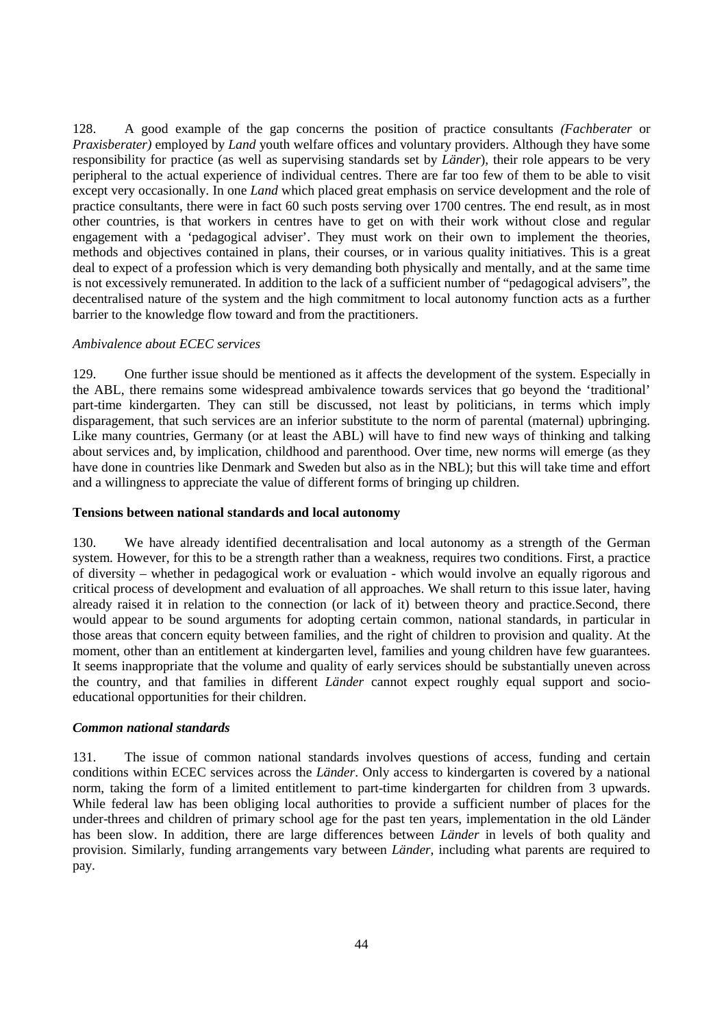128. A good example of the gap concerns the position of practice consultants *(Fachberater* or *Praxisberater)* employed by *Land* youth welfare offices and voluntary providers. Although they have some responsibility for practice (as well as supervising standards set by *Länder*), their role appears to be very peripheral to the actual experience of individual centres. There are far too few of them to be able to visit except very occasionally. In one *Land* which placed great emphasis on service development and the role of practice consultants, there were in fact 60 such posts serving over 1700 centres. The end result, as in most other countries, is that workers in centres have to get on with their work without close and regular engagement with a 'pedagogical adviser'. They must work on their own to implement the theories, methods and objectives contained in plans, their courses, or in various quality initiatives. This is a great deal to expect of a profession which is very demanding both physically and mentally, and at the same time is not excessively remunerated. In addition to the lack of a sufficient number of "pedagogical advisers", the decentralised nature of the system and the high commitment to local autonomy function acts as a further barrier to the knowledge flow toward and from the practitioners.

*Ambivalence about ECEC services*

129. One further issue should be mentioned as it affects the development of the system. Especially in the ABL, there remains some widespread ambivalence towards services that go beyond the 'traditional' part-time kindergarten. They can still be discussed, not least by politicians, in terms which imply disparagement, that such services are an inferior substitute to the norm of parental (maternal) upbringing. Like many countries, Germany (or at least the ABL) will have to find new ways of thinking and talking about services and, by implication, childhood and parenthood. Over time, new norms will emerge (as they have done in countries like Denmark and Sweden but also as in the NBL); but this will take time and effort and a willingness to appreciate the value of different forms of bringing up children.

**Tensions between national standards and local autonomy**

130. We have already identified decentralisation and local autonomy as a strength of the German system. However, for this to be a strength rather than a weakness, requires two conditions. First, a practice of diversity – whether in pedagogical work or evaluation - which would involve an equally rigorous and critical process of development and evaluation of all approaches. We shall return to this issue later, having already raised it in relation to the connection (or lack of it) between theory and practice.Second, there would appear to be sound arguments for adopting certain common, national standards, in particular in those areas that concern equity between families, and the right of children to provision and quality. At the moment, other than an entitlement at kindergarten level, families and young children have few guarantees. It seems inappropriate that the volume and quality of early services should be substantially uneven across the country, and that families in different *Länder* cannot expect roughly equal support and socio-educational opportunities for their children.

***Common national standards***

131. The issue of common national standards involves questions of access, funding and certain conditions within ECEC services across the *Länder*. Only access to kindergarten is covered by a national norm, taking the form of a limited entitlement to part-time kindergarten for children from 3 upwards. While federal law has been obliging local authorities to provide a sufficient number of places for the under-threes and children of primary school age for the past ten years, implementation in the old Länder has been slow. In addition, there are large differences between *Länder* in levels of both quality and provision. Similarly, funding arrangements vary between *Länder*, including what parents are required to pay.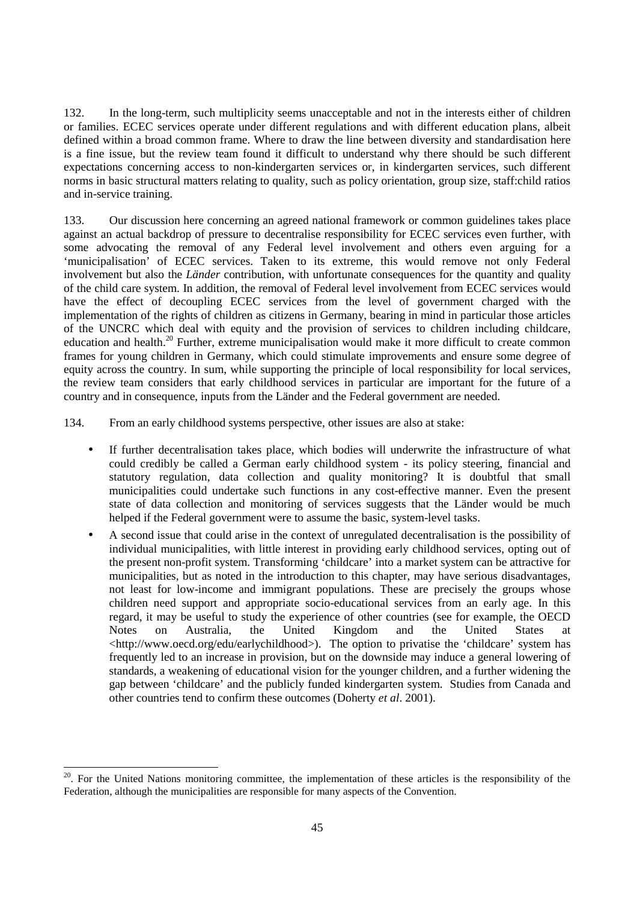132. In the long-term, such multiplicity seems unacceptable and not in the interests either of children or families. ECEC services operate under different regulations and with different education plans, albeit defined within a broad common frame. Where to draw the line between diversity and standardisation here is a fine issue, but the review team found it difficult to understand why there should be such different expectations concerning access to non-kindergarten services or, in kindergarten services, such different norms in basic structural matters relating to quality, such as policy orientation, group size, staff:child ratios and in-service training.

133. Our discussion here concerning an agreed national framework or common guidelines takes place against an actual backdrop of pressure to decentralise responsibility for ECEC services even further, with some advocating the removal of any Federal level involvement and others even arguing for a 'municipalisation' of ECEC services. Taken to its extreme, this would remove not only Federal involvement but also the *Länder* contribution, with unfortunate consequences for the quantity and quality of the child care system. In addition, the removal of Federal level involvement from ECEC services would have the effect of decoupling ECEC services from the level of government charged with the implementation of the rights of children as citizens in Germany, bearing in mind in particular those articles of the UNCRC which deal with equity and the provision of services to children including childcare, education and health.[20] Further, extreme municipalisation would make it more difficult to create common frames for young children in Germany, which could stimulate improvements and ensure some degree of equity across the country. In sum, while supporting the principle of local responsibility for local services, the review team considers that early childhood services in particular are important for the future of a country and in consequence, inputs from the Länder and the Federal government are needed.

134. From an early childhood systems perspective, other issues are also at stake:

- If further decentralisation takes place, which bodies will underwrite the infrastructure of what could credibly be called a German early childhood system - its policy steering, financial and statutory regulation, data collection and quality monitoring? It is doubtful that small municipalities could undertake such functions in any cost-effective manner. Even the present state of data collection and monitoring of services suggests that the Länder would be much helped if the Federal government were to assume the basic, system-level tasks.
- A second issue that could arise in the context of unregulated decentralisation is the possibility of individual municipalities, with little interest in providing early childhood services, opting out of the present non-profit system. Transforming 'childcare' into a market system can be attractive for municipalities, but as noted in the introduction to this chapter, may have serious disadvantages, not least for low-income and immigrant populations. These are precisely the groups whose children need support and appropriate socio-educational services from an early age. In this regard, it may be useful to study the experience of other countries (see for example, the OECD Notes on Australia, the United Kingdom and the United States at <http://www.oecd.org/edu/earlychildhood>). The option to privatise the 'childcare' system has frequently led to an increase in provision, but on the downside may induce a general lowering of standards, a weakening of educational vision for the younger children, and a further widening the gap between 'childcare' and the publicly funded kindergarten system. Studies from Canada and other countries tend to confirm these outcomes (Doherty *et al*. 2001).

---

[20]. For the United Nations monitoring committee, the implementation of these articles is the responsibility of the Federation, although the municipalities are responsible for many aspects of the Convention.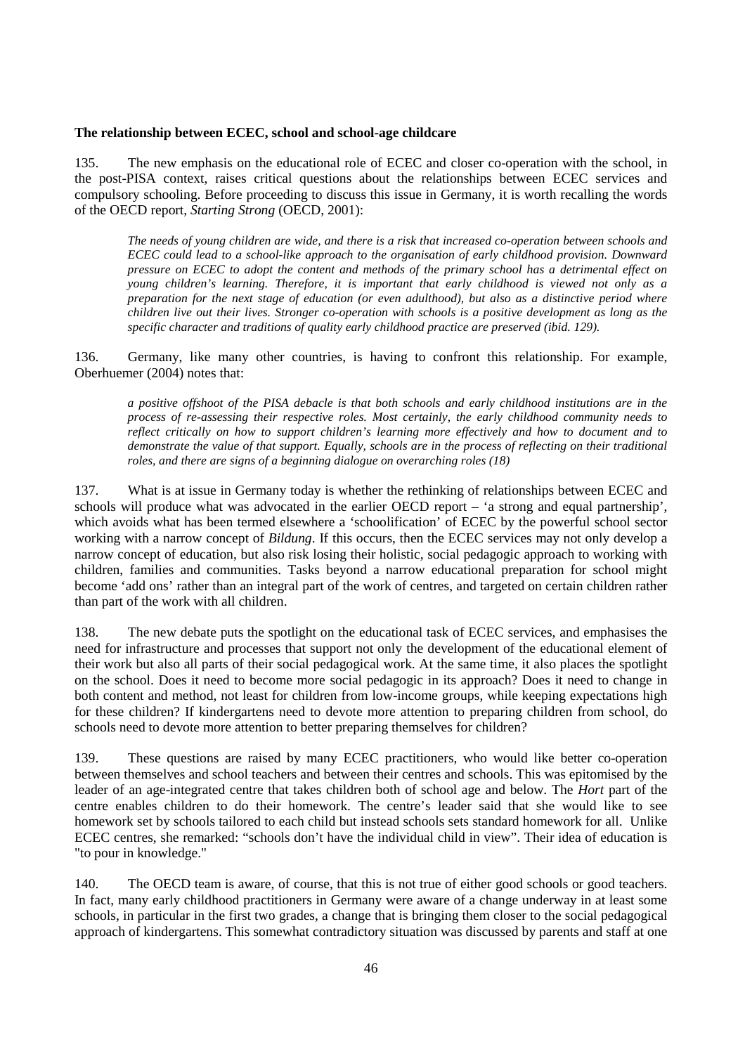**The relationship between ECEC, school and school-age childcare**

135. The new emphasis on the educational role of ECEC and closer co-operation with the school, in the post-PISA context, raises critical questions about the relationships between ECEC services and compulsory schooling. Before proceeding to discuss this issue in Germany, it is worth recalling the words of the OECD report, *Starting Strong* (OECD, 2001):

> *The needs of young children are wide, and there is a risk that increased co-operation between schools and ECEC could lead to a school-like approach to the organisation of early childhood provision. Downward pressure on ECEC to adopt the content and methods of the primary school has a detrimental effect on young children's learning. Therefore, it is important that early childhood is viewed not only as a preparation for the next stage of education (or even adulthood), but also as a distinctive period where children live out their lives. Stronger co-operation with schools is a positive development as long as the specific character and traditions of quality early childhood practice are preserved (ibid. 129).*

136. Germany, like many other countries, is having to confront this relationship. For example, Oberhuemer (2004) notes that:

> *a positive offshoot of the PISA debacle is that both schools and early childhood institutions are in the process of re-assessing their respective roles. Most certainly, the early childhood community needs to reflect critically on how to support children's learning more effectively and how to document and to demonstrate the value of that support. Equally, schools are in the process of reflecting on their traditional roles, and there are signs of a beginning dialogue on overarching roles (18)*

137. What is at issue in Germany today is whether the rethinking of relationships between ECEC and schools will produce what was advocated in the earlier OECD report – 'a strong and equal partnership', which avoids what has been termed elsewhere a 'schoolification' of ECEC by the powerful school sector working with a narrow concept of *Bildung*. If this occurs, then the ECEC services may not only develop a narrow concept of education, but also risk losing their holistic, social pedagogic approach to working with children, families and communities. Tasks beyond a narrow educational preparation for school might become 'add ons' rather than an integral part of the work of centres, and targeted on certain children rather than part of the work with all children.

138. The new debate puts the spotlight on the educational task of ECEC services, and emphasises the need for infrastructure and processes that support not only the development of the educational element of their work but also all parts of their social pedagogical work. At the same time, it also places the spotlight on the school. Does it need to become more social pedagogic in its approach? Does it need to change in both content and method, not least for children from low-income groups, while keeping expectations high for these children? If kindergartens need to devote more attention to preparing children from school, do schools need to devote more attention to better preparing themselves for children?

139. These questions are raised by many ECEC practitioners, who would like better co-operation between themselves and school teachers and between their centres and schools. This was epitomised by the leader of an age-integrated centre that takes children both of school age and below. The *Hort* part of the centre enables children to do their homework. The centre's leader said that she would like to see homework set by schools tailored to each child but instead schools sets standard homework for all. Unlike ECEC centres, she remarked: "schools don't have the individual child in view". Their idea of education is "to pour in knowledge."

140. The OECD team is aware, of course, that this is not true of either good schools or good teachers. In fact, many early childhood practitioners in Germany were aware of a change underway in at least some schools, in particular in the first two grades, a change that is bringing them closer to the social pedagogical approach of kindergartens. This somewhat contradictory situation was discussed by parents and staff at one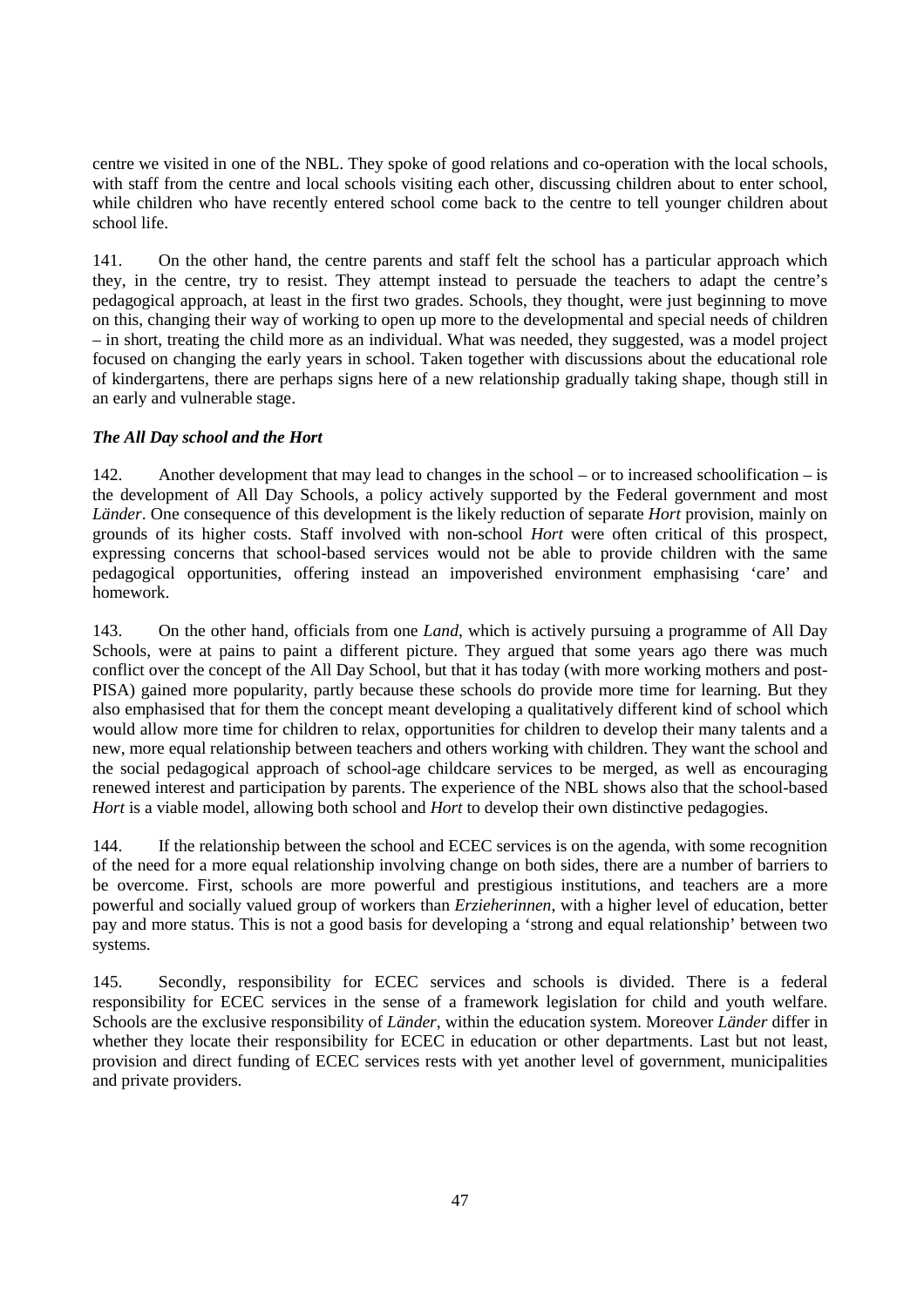centre we visited in one of the NBL. They spoke of good relations and co-operation with the local schools, with staff from the centre and local schools visiting each other, discussing children about to enter school, while children who have recently entered school come back to the centre to tell younger children about school life.

141. On the other hand, the centre parents and staff felt the school has a particular approach which they, in the centre, try to resist. They attempt instead to persuade the teachers to adapt the centre's pedagogical approach, at least in the first two grades. Schools, they thought, were just beginning to move on this, changing their way of working to open up more to the developmental and special needs of children – in short, treating the child more as an individual. What was needed, they suggested, was a model project focused on changing the early years in school. Taken together with discussions about the educational role of kindergartens, there are perhaps signs here of a new relationship gradually taking shape, though still in an early and vulnerable stage.

### *The All Day school and the Hort*

142. Another development that may lead to changes in the school – or to increased schoolification – is the development of All Day Schools, a policy actively supported by the Federal government and most *Länder*. One consequence of this development is the likely reduction of separate *Hort* provision, mainly on grounds of its higher costs. Staff involved with non-school *Hort* were often critical of this prospect, expressing concerns that school-based services would not be able to provide children with the same pedagogical opportunities, offering instead an impoverished environment emphasising 'care' and homework.

143. On the other hand, officials from one *Land*, which is actively pursuing a programme of All Day Schools, were at pains to paint a different picture. They argued that some years ago there was much conflict over the concept of the All Day School, but that it has today (with more working mothers and post-PISA) gained more popularity, partly because these schools do provide more time for learning. But they also emphasised that for them the concept meant developing a qualitatively different kind of school which would allow more time for children to relax, opportunities for children to develop their many talents and a new, more equal relationship between teachers and others working with children. They want the school and the social pedagogical approach of school-age childcare services to be merged, as well as encouraging renewed interest and participation by parents. The experience of the NBL shows also that the school-based *Hort* is a viable model, allowing both school and *Hort* to develop their own distinctive pedagogies.

144. If the relationship between the school and ECEC services is on the agenda, with some recognition of the need for a more equal relationship involving change on both sides, there are a number of barriers to be overcome. First, schools are more powerful and prestigious institutions, and teachers are a more powerful and socially valued group of workers than *Erzieherinnen*, with a higher level of education, better pay and more status. This is not a good basis for developing a 'strong and equal relationship' between two systems.

145. Secondly, responsibility for ECEC services and schools is divided. There is a federal responsibility for ECEC services in the sense of a framework legislation for child and youth welfare. Schools are the exclusive responsibility of *Länder*, within the education system. Moreover *Länder* differ in whether they locate their responsibility for ECEC in education or other departments. Last but not least, provision and direct funding of ECEC services rests with yet another level of government, municipalities and private providers.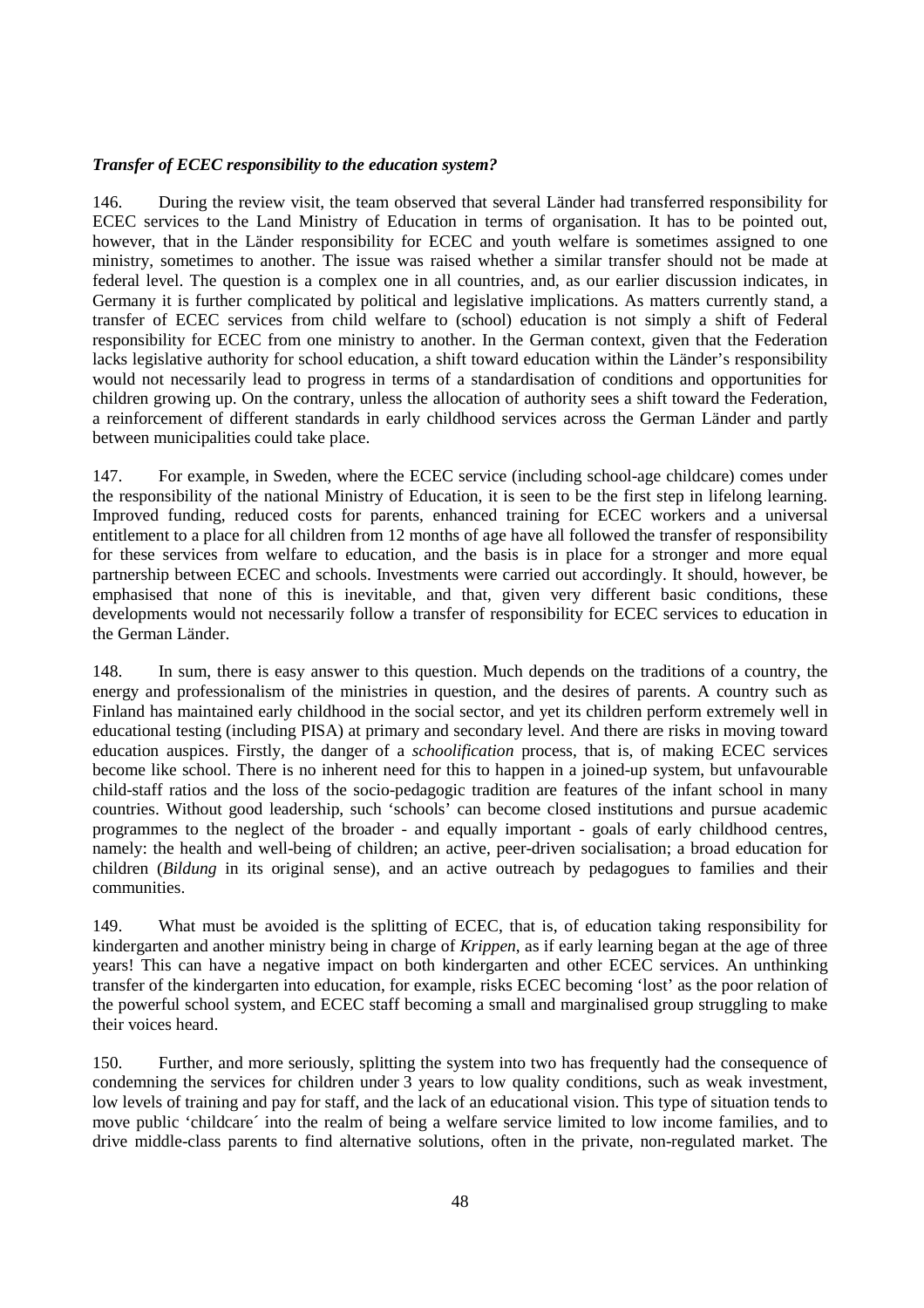***Transfer of ECEC responsibility to the education system?***

146. During the review visit, the team observed that several Länder had transferred responsibility for ECEC services to the Land Ministry of Education in terms of organisation. It has to be pointed out, however, that in the Länder responsibility for ECEC and youth welfare is sometimes assigned to one ministry, sometimes to another. The issue was raised whether a similar transfer should not be made at federal level. The question is a complex one in all countries, and, as our earlier discussion indicates, in Germany it is further complicated by political and legislative implications. As matters currently stand, a transfer of ECEC services from child welfare to (school) education is not simply a shift of Federal responsibility for ECEC from one ministry to another. In the German context, given that the Federation lacks legislative authority for school education, a shift toward education within the Länder's responsibility would not necessarily lead to progress in terms of a standardisation of conditions and opportunities for children growing up. On the contrary, unless the allocation of authority sees a shift toward the Federation, a reinforcement of different standards in early childhood services across the German Länder and partly between municipalities could take place.

147. For example, in Sweden, where the ECEC service (including school-age childcare) comes under the responsibility of the national Ministry of Education, it is seen to be the first step in lifelong learning. Improved funding, reduced costs for parents, enhanced training for ECEC workers and a universal entitlement to a place for all children from 12 months of age have all followed the transfer of responsibility for these services from welfare to education, and the basis is in place for a stronger and more equal partnership between ECEC and schools. Investments were carried out accordingly. It should, however, be emphasised that none of this is inevitable, and that, given very different basic conditions, these developments would not necessarily follow a transfer of responsibility for ECEC services to education in the German Länder.

148. In sum, there is easy answer to this question. Much depends on the traditions of a country, the energy and professionalism of the ministries in question, and the desires of parents. A country such as Finland has maintained early childhood in the social sector, and yet its children perform extremely well in educational testing (including PISA) at primary and secondary level. And there are risks in moving toward education auspices. Firstly, the danger of a *schoolification* process, that is, of making ECEC services become like school. There is no inherent need for this to happen in a joined-up system, but unfavourable child-staff ratios and the loss of the socio-pedagogic tradition are features of the infant school in many countries. Without good leadership, such 'schools' can become closed institutions and pursue academic programmes to the neglect of the broader - and equally important - goals of early childhood centres, namely: the health and well-being of children; an active, peer-driven socialisation; a broad education for children (*Bildung* in its original sense), and an active outreach by pedagogues to families and their communities.

149. What must be avoided is the splitting of ECEC, that is, of education taking responsibility for kindergarten and another ministry being in charge of *Krippen*, as if early learning began at the age of three years! This can have a negative impact on both kindergarten and other ECEC services. An unthinking transfer of the kindergarten into education, for example, risks ECEC becoming 'lost' as the poor relation of the powerful school system, and ECEC staff becoming a small and marginalised group struggling to make their voices heard.

150. Further, and more seriously, splitting the system into two has frequently had the consequence of condemning the services for children under 3 years to low quality conditions, such as weak investment, low levels of training and pay for staff, and the lack of an educational vision. This type of situation tends to move public 'childcare´ into the realm of being a welfare service limited to low income families, and to drive middle-class parents to find alternative solutions, often in the private, non-regulated market. The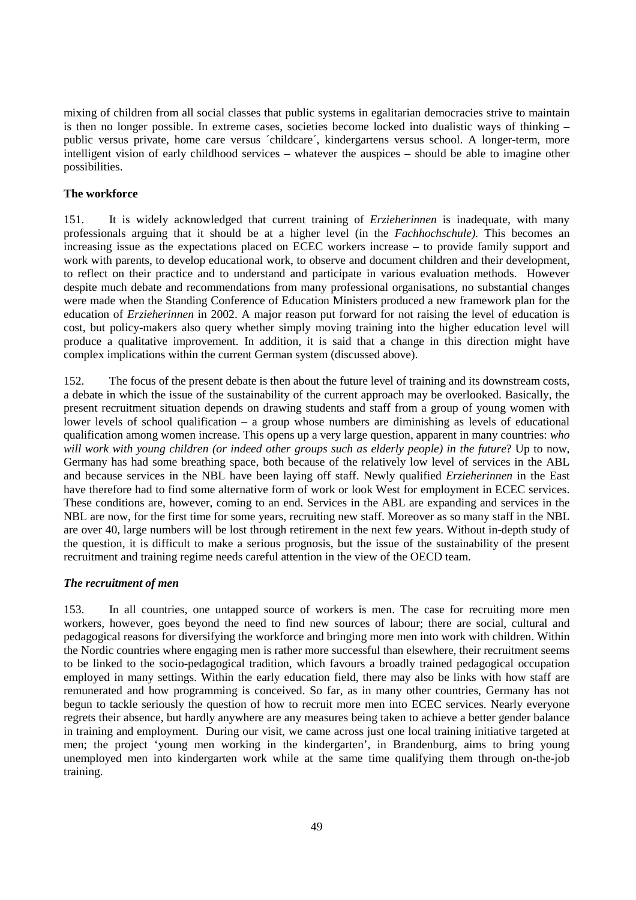mixing of children from all social classes that public systems in egalitarian democracies strive to maintain is then no longer possible. In extreme cases, societies become locked into dualistic ways of thinking – public versus private, home care versus ´childcare´, kindergartens versus school. A longer-term, more intelligent vision of early childhood services – whatever the auspices – should be able to imagine other possibilities.

**The workforce**

151. It is widely acknowledged that current training of *Erzieherinnen* is inadequate, with many professionals arguing that it should be at a higher level (in the *Fachhochschule).* This becomes an increasing issue as the expectations placed on ECEC workers increase – to provide family support and work with parents, to develop educational work, to observe and document children and their development, to reflect on their practice and to understand and participate in various evaluation methods. However despite much debate and recommendations from many professional organisations, no substantial changes were made when the Standing Conference of Education Ministers produced a new framework plan for the education of *Erzieherinnen* in 2002. A major reason put forward for not raising the level of education is cost, but policy-makers also query whether simply moving training into the higher education level will produce a qualitative improvement. In addition, it is said that a change in this direction might have complex implications within the current German system (discussed above).

152. The focus of the present debate is then about the future level of training and its downstream costs, a debate in which the issue of the sustainability of the current approach may be overlooked. Basically, the present recruitment situation depends on drawing students and staff from a group of young women with lower levels of school qualification – a group whose numbers are diminishing as levels of educational qualification among women increase. This opens up a very large question, apparent in many countries: *who will work with young children (or indeed other groups such as elderly people) in the future*? Up to now, Germany has had some breathing space, both because of the relatively low level of services in the ABL and because services in the NBL have been laying off staff. Newly qualified *Erzieherinnen* in the East have therefore had to find some alternative form of work or look West for employment in ECEC services. These conditions are, however, coming to an end. Services in the ABL are expanding and services in the NBL are now, for the first time for some years, recruiting new staff. Moreover as so many staff in the NBL are over 40, large numbers will be lost through retirement in the next few years. Without in-depth study of the question, it is difficult to make a serious prognosis, but the issue of the sustainability of the present recruitment and training regime needs careful attention in the view of the OECD team.

***The recruitment of men***

153. In all countries, one untapped source of workers is men. The case for recruiting more men workers, however, goes beyond the need to find new sources of labour; there are social, cultural and pedagogical reasons for diversifying the workforce and bringing more men into work with children. Within the Nordic countries where engaging men is rather more successful than elsewhere, their recruitment seems to be linked to the socio-pedagogical tradition, which favours a broadly trained pedagogical occupation employed in many settings. Within the early education field, there may also be links with how staff are remunerated and how programming is conceived. So far, as in many other countries, Germany has not begun to tackle seriously the question of how to recruit more men into ECEC services. Nearly everyone regrets their absence, but hardly anywhere are any measures being taken to achieve a better gender balance in training and employment. During our visit, we came across just one local training initiative targeted at men; the project 'young men working in the kindergarten', in Brandenburg, aims to bring young unemployed men into kindergarten work while at the same time qualifying them through on-the-job training.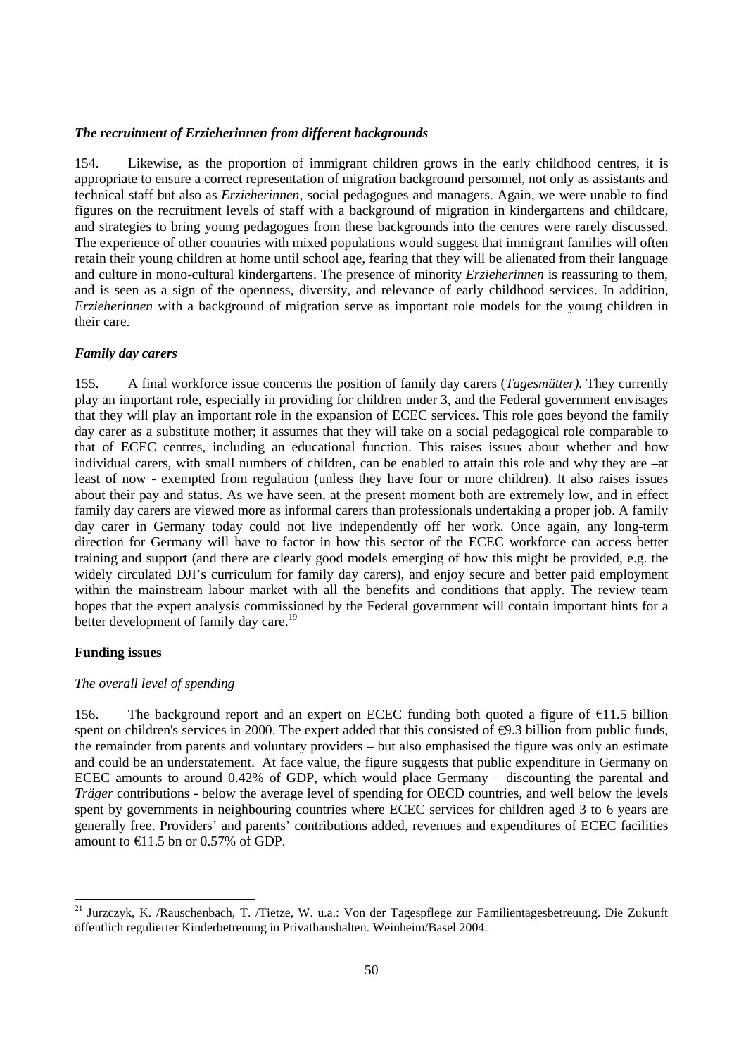### *The recruitment of Erzieherinnen from different backgrounds*

154. Likewise, as the proportion of immigrant children grows in the early childhood centres, it is appropriate to ensure a correct representation of migration background personnel, not only as assistants and technical staff but also as *Erzieherinnen,* social pedagogues and managers. Again, we were unable to find figures on the recruitment levels of staff with a background of migration in kindergartens and childcare, and strategies to bring young pedagogues from these backgrounds into the centres were rarely discussed. The experience of other countries with mixed populations would suggest that immigrant families will often retain their young children at home until school age, fearing that they will be alienated from their language and culture in mono-cultural kindergartens. The presence of minority *Erzieherinnen* is reassuring to them, and is seen as a sign of the openness, diversity, and relevance of early childhood services. In addition, *Erzieherinnen* with a background of migration serve as important role models for the young children in their care.

### *Family day carers*

155. A final workforce issue concerns the position of family day carers (*Tagesmütter).* They currently play an important role, especially in providing for children under 3, and the Federal government envisages that they will play an important role in the expansion of ECEC services. This role goes beyond the family day carer as a substitute mother; it assumes that they will take on a social pedagogical role comparable to that of ECEC centres, including an educational function. This raises issues about whether and how individual carers, with small numbers of children, can be enabled to attain this role and why they are –at least of now - exempted from regulation (unless they have four or more children). It also raises issues about their pay and status. As we have seen, at the present moment both are extremely low, and in effect family day carers are viewed more as informal carers than professionals undertaking a proper job. A family day carer in Germany today could not live independently off her work. Once again, any long-term direction for Germany will have to factor in how this sector of the ECEC workforce can access better training and support (and there are clearly good models emerging of how this might be provided, e.g. the widely circulated DJI's curriculum for family day carers), and enjoy secure and better paid employment within the mainstream labour market with all the benefits and conditions that apply. The review team hopes that the expert analysis commissioned by the Federal government will contain important hints for a better development of family day care.[19]

## **Funding issues**

### *The overall level of spending*

156. The background report and an expert on ECEC funding both quoted a figure of €11.5 billion spent on children's services in 2000. The expert added that this consisted of €9.3 billion from public funds, the remainder from parents and voluntary providers – but also emphasised the figure was only an estimate and could be an understatement. At face value, the figure suggests that public expenditure in Germany on ECEC amounts to around 0.42% of GDP, which would place Germany – discounting the parental and *Träger* contributions - below the average level of spending for OECD countries, and well below the levels spent by governments in neighbouring countries where ECEC services for children aged 3 to 6 years are generally free. Providers' and parents' contributions added, revenues and expenditures of ECEC facilities amount to €11.5 bn or 0.57% of GDP.

---

[21] Jurczyk, K. /Rauschenbach, T. /Tietze, W. u.a.: Von der Tagespflege zur Familientagesbetreuung. Die Zukunft öffentlich regulierter Kinderbetreuung in Privathaushalten. Weinheim/Basel 2004.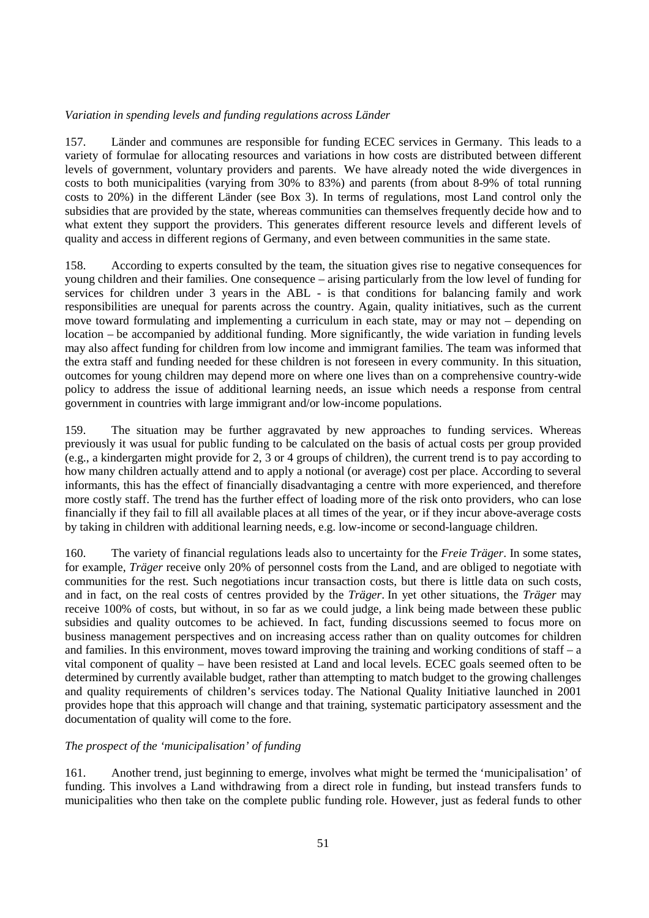*Variation in spending levels and funding regulations across Länder*

157. Länder and communes are responsible for funding ECEC services in Germany. This leads to a variety of formulae for allocating resources and variations in how costs are distributed between different levels of government, voluntary providers and parents. We have already noted the wide divergences in costs to both municipalities (varying from 30% to 83%) and parents (from about 8-9% of total running costs to 20%) in the different Länder (see Box 3). In terms of regulations, most Land control only the subsidies that are provided by the state, whereas communities can themselves frequently decide how and to what extent they support the providers. This generates different resource levels and different levels of quality and access in different regions of Germany, and even between communities in the same state.

158. According to experts consulted by the team, the situation gives rise to negative consequences for young children and their families. One consequence – arising particularly from the low level of funding for services for children under 3 years in the ABL - is that conditions for balancing family and work responsibilities are unequal for parents across the country. Again, quality initiatives, such as the current move toward formulating and implementing a curriculum in each state, may or may not – depending on location – be accompanied by additional funding. More significantly, the wide variation in funding levels may also affect funding for children from low income and immigrant families. The team was informed that the extra staff and funding needed for these children is not foreseen in every community. In this situation, outcomes for young children may depend more on where one lives than on a comprehensive country-wide policy to address the issue of additional learning needs, an issue which needs a response from central government in countries with large immigrant and/or low-income populations.

159. The situation may be further aggravated by new approaches to funding services. Whereas previously it was usual for public funding to be calculated on the basis of actual costs per group provided (e.g., a kindergarten might provide for 2, 3 or 4 groups of children), the current trend is to pay according to how many children actually attend and to apply a notional (or average) cost per place. According to several informants, this has the effect of financially disadvantaging a centre with more experienced, and therefore more costly staff. The trend has the further effect of loading more of the risk onto providers, who can lose financially if they fail to fill all available places at all times of the year, or if they incur above-average costs by taking in children with additional learning needs, e.g. low-income or second-language children.

160. The variety of financial regulations leads also to uncertainty for the *Freie Träger*. In some states, for example, *Träger* receive only 20% of personnel costs from the Land, and are obliged to negotiate with communities for the rest. Such negotiations incur transaction costs, but there is little data on such costs, and in fact, on the real costs of centres provided by the *Träger*. In yet other situations, the *Träger* may receive 100% of costs, but without, in so far as we could judge, a link being made between these public subsidies and quality outcomes to be achieved. In fact, funding discussions seemed to focus more on business management perspectives and on increasing access rather than on quality outcomes for children and families. In this environment, moves toward improving the training and working conditions of staff – a vital component of quality – have been resisted at Land and local levels. ECEC goals seemed often to be determined by currently available budget, rather than attempting to match budget to the growing challenges and quality requirements of children's services today. The National Quality Initiative launched in 2001 provides hope that this approach will change and that training, systematic participatory assessment and the documentation of quality will come to the fore.

*The prospect of the 'municipalisation' of funding*

161. Another trend, just beginning to emerge, involves what might be termed the 'municipalisation' of funding. This involves a Land withdrawing from a direct role in funding, but instead transfers funds to municipalities who then take on the complete public funding role. However, just as federal funds to other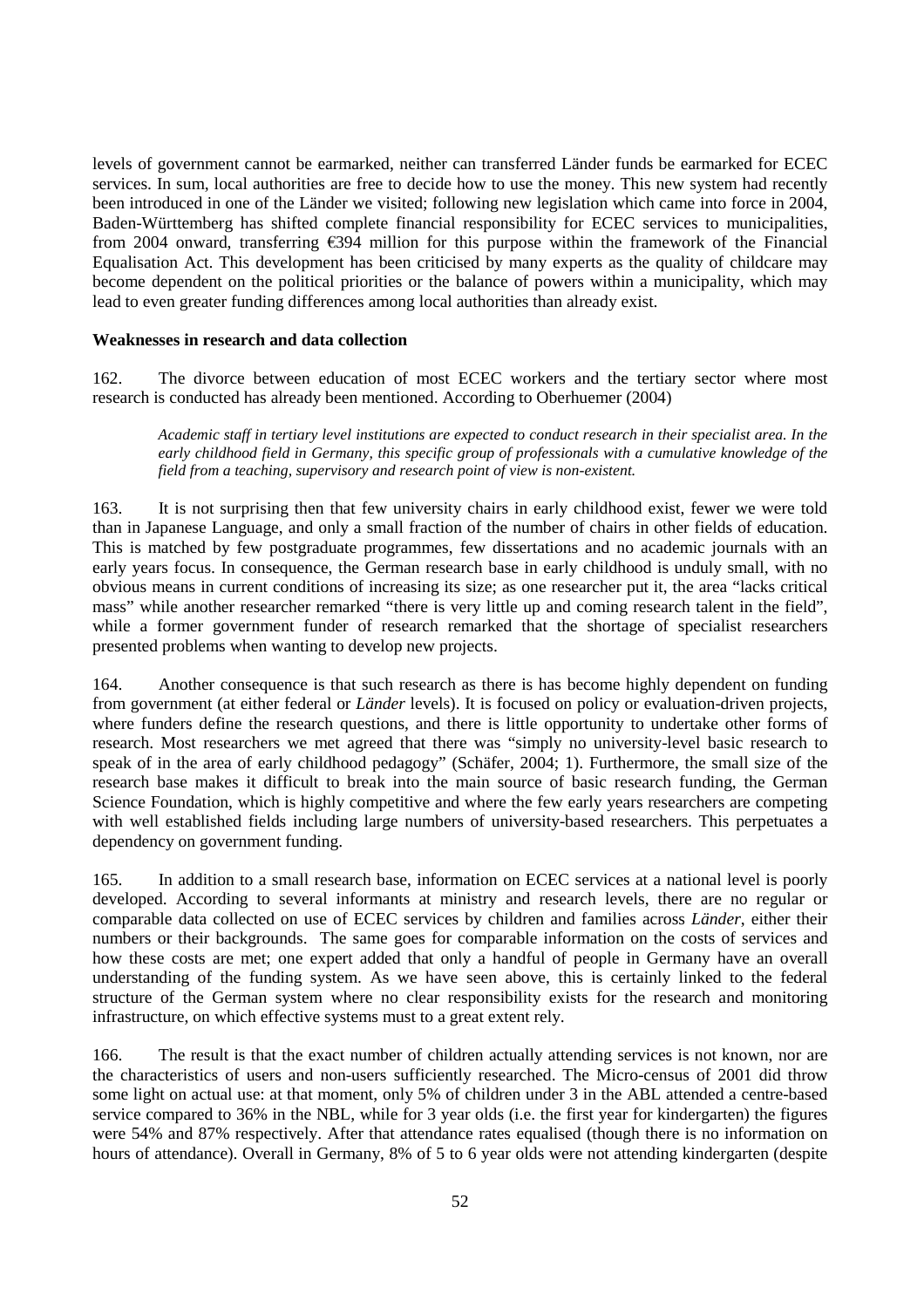levels of government cannot be earmarked, neither can transferred Länder funds be earmarked for ECEC services. In sum, local authorities are free to decide how to use the money. This new system had recently been introduced in one of the Länder we visited; following new legislation which came into force in 2004, Baden-Württemberg has shifted complete financial responsibility for ECEC services to municipalities, from 2004 onward, transferring €394 million for this purpose within the framework of the Financial Equalisation Act. This development has been criticised by many experts as the quality of childcare may become dependent on the political priorities or the balance of powers within a municipality, which may lead to even greater funding differences among local authorities than already exist.

**Weaknesses in research and data collection**

162. The divorce between education of most ECEC workers and the tertiary sector where most research is conducted has already been mentioned. According to Oberhuemer (2004)

> *Academic staff in tertiary level institutions are expected to conduct research in their specialist area. In the early childhood field in Germany, this specific group of professionals with a cumulative knowledge of the field from a teaching, supervisory and research point of view is non-existent.*

163. It is not surprising then that few university chairs in early childhood exist, fewer we were told than in Japanese Language, and only a small fraction of the number of chairs in other fields of education. This is matched by few postgraduate programmes, few dissertations and no academic journals with an early years focus. In consequence, the German research base in early childhood is unduly small, with no obvious means in current conditions of increasing its size; as one researcher put it, the area "lacks critical mass" while another researcher remarked "there is very little up and coming research talent in the field", while a former government funder of research remarked that the shortage of specialist researchers presented problems when wanting to develop new projects.

164. Another consequence is that such research as there is has become highly dependent on funding from government (at either federal or *Länder* levels). It is focused on policy or evaluation-driven projects, where funders define the research questions, and there is little opportunity to undertake other forms of research. Most researchers we met agreed that there was "simply no university-level basic research to speak of in the area of early childhood pedagogy" (Schäfer, 2004; 1). Furthermore, the small size of the research base makes it difficult to break into the main source of basic research funding, the German Science Foundation, which is highly competitive and where the few early years researchers are competing with well established fields including large numbers of university-based researchers. This perpetuates a dependency on government funding.

165. In addition to a small research base, information on ECEC services at a national level is poorly developed. According to several informants at ministry and research levels, there are no regular or comparable data collected on use of ECEC services by children and families across *Länder*, either their numbers or their backgrounds. The same goes for comparable information on the costs of services and how these costs are met; one expert added that only a handful of people in Germany have an overall understanding of the funding system. As we have seen above, this is certainly linked to the federal structure of the German system where no clear responsibility exists for the research and monitoring infrastructure, on which effective systems must to a great extent rely.

166. The result is that the exact number of children actually attending services is not known, nor are the characteristics of users and non-users sufficiently researched. The Micro-census of 2001 did throw some light on actual use: at that moment, only 5% of children under 3 in the ABL attended a centre-based service compared to 36% in the NBL, while for 3 year olds (i.e. the first year for kindergarten) the figures were 54% and 87% respectively. After that attendance rates equalised (though there is no information on hours of attendance). Overall in Germany, 8% of 5 to 6 year olds were not attending kindergarten (despite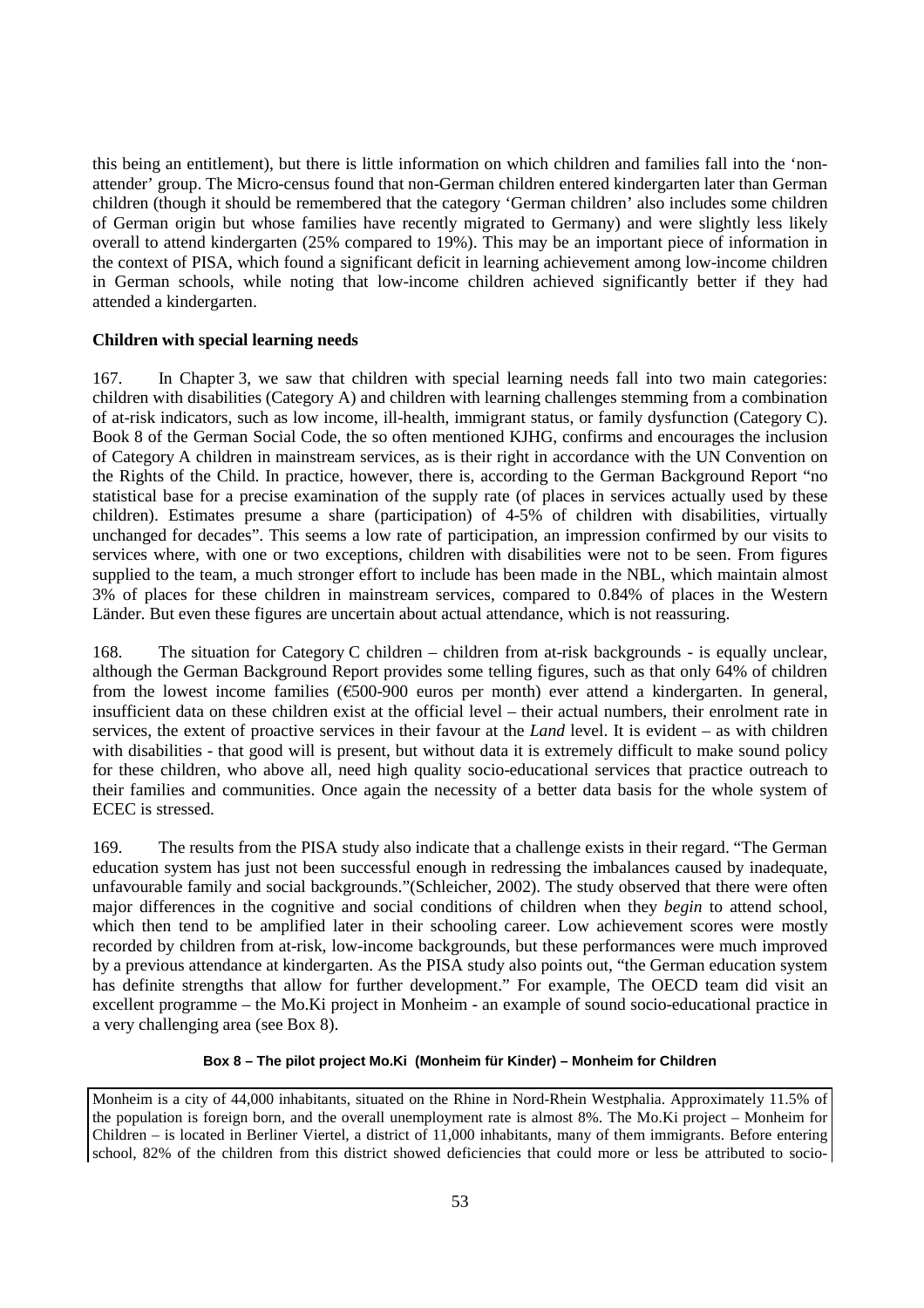this being an entitlement), but there is little information on which children and families fall into the 'non-attender' group. The Micro-census found that non-German children entered kindergarten later than German children (though it should be remembered that the category 'German children' also includes some children of German origin but whose families have recently migrated to Germany) and were slightly less likely overall to attend kindergarten (25% compared to 19%). This may be an important piece of information in the context of PISA, which found a significant deficit in learning achievement among low-income children in German schools, while noting that low-income children achieved significantly better if they had attended a kindergarten.

**Children with special learning needs**

167. In Chapter 3, we saw that children with special learning needs fall into two main categories: children with disabilities (Category A) and children with learning challenges stemming from a combination of at-risk indicators, such as low income, ill-health, immigrant status, or family dysfunction (Category C). Book 8 of the German Social Code, the so often mentioned KJHG, confirms and encourages the inclusion of Category A children in mainstream services, as is their right in accordance with the UN Convention on the Rights of the Child. In practice, however, there is, according to the German Background Report "no statistical base for a precise examination of the supply rate (of places in services actually used by these children). Estimates presume a share (participation) of 4-5% of children with disabilities, virtually unchanged for decades". This seems a low rate of participation, an impression confirmed by our visits to services where, with one or two exceptions, children with disabilities were not to be seen. From figures supplied to the team, a much stronger effort to include has been made in the NBL, which maintain almost 3% of places for these children in mainstream services, compared to 0.84% of places in the Western Länder. But even these figures are uncertain about actual attendance, which is not reassuring.

168. The situation for Category C children – children from at-risk backgrounds - is equally unclear, although the German Background Report provides some telling figures, such as that only 64% of children from the lowest income families (€500-900 euros per month) ever attend a kindergarten. In general, insufficient data on these children exist at the official level – their actual numbers, their enrolment rate in services, the extent of proactive services in their favour at the *Land* level. It is evident – as with children with disabilities - that good will is present, but without data it is extremely difficult to make sound policy for these children, who above all, need high quality socio-educational services that practice outreach to their families and communities. Once again the necessity of a better data basis for the whole system of ECEC is stressed.

169. The results from the PISA study also indicate that a challenge exists in their regard. "The German education system has just not been successful enough in redressing the imbalances caused by inadequate, unfavourable family and social backgrounds."(Schleicher, 2002). The study observed that there were often major differences in the cognitive and social conditions of children when they *begin* to attend school, which then tend to be amplified later in their schooling career. Low achievement scores were mostly recorded by children from at-risk, low-income backgrounds, but these performances were much improved by a previous attendance at kindergarten. As the PISA study also points out, "the German education system has definite strengths that allow for further development." For example, The OECD team did visit an excellent programme – the Mo.Ki project in Monheim - an example of sound socio-educational practice in a very challenging area (see Box 8).

**Box 8 – The pilot project Mo.Ki (Monheim für Kinder) – Monheim for Children**

Monheim is a city of 44,000 inhabitants, situated on the Rhine in Nord-Rhein Westphalia. Approximately 11.5% of the population is foreign born, and the overall unemployment rate is almost 8%. The Mo.Ki project – Monheim for Children – is located in Berliner Viertel, a district of 11,000 inhabitants, many of them immigrants. Before entering school, 82% of the children from this district showed deficiencies that could more or less be attributed to socio-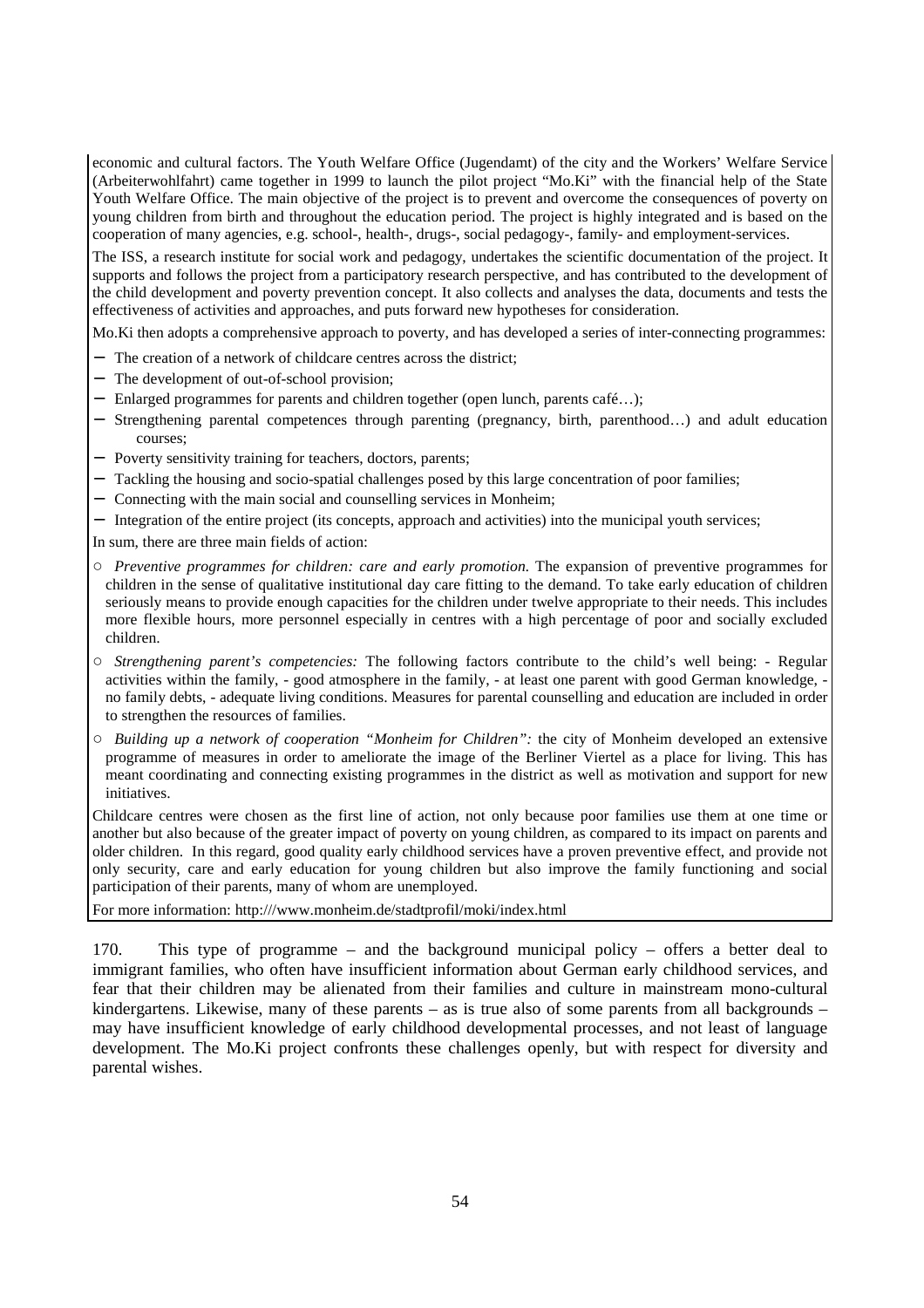economic and cultural factors. The Youth Welfare Office (Jugendamt) of the city and the Workers' Welfare Service (Arbeiterwohlfahrt) came together in 1999 to launch the pilot project "Mo.Ki" with the financial help of the State Youth Welfare Office. The main objective of the project is to prevent and overcome the consequences of poverty on young children from birth and throughout the education period. The project is highly integrated and is based on the cooperation of many agencies, e.g. school-, health-, drugs-, social pedagogy-, family- and employment-services.

The ISS, a research institute for social work and pedagogy, undertakes the scientific documentation of the project. It supports and follows the project from a participatory research perspective, and has contributed to the development of the child development and poverty prevention concept. It also collects and analyses the data, documents and tests the effectiveness of activities and approaches, and puts forward new hypotheses for consideration.

Mo.Ki then adopts a comprehensive approach to poverty, and has developed a series of inter-connecting programmes:

- The creation of a network of childcare centres across the district;
- The development of out-of-school provision;
- Enlarged programmes for parents and children together (open lunch, parents café…);
- Strengthening parental competences through parenting (pregnancy, birth, parenthood…) and adult education courses;
- Poverty sensitivity training for teachers, doctors, parents;
- Tackling the housing and socio-spatial challenges posed by this large concentration of poor families;
- Connecting with the main social and counselling services in Monheim;
- Integration of the entire project (its concepts, approach and activities) into the municipal youth services;

In sum, there are three main fields of action:

- *Preventive programmes for children: care and early promotion.* The expansion of preventive programmes for children in the sense of qualitative institutional day care fitting to the demand. To take early education of children seriously means to provide enough capacities for the children under twelve appropriate to their needs. This includes more flexible hours, more personnel especially in centres with a high percentage of poor and socially excluded children.
- *Strengthening parent's competencies:* The following factors contribute to the child's well being: - Regular activities within the family, - good atmosphere in the family, - at least one parent with good German knowledge, - no family debts, - adequate living conditions. Measures for parental counselling and education are included in order to strengthen the resources of families.
- *Building up a network of cooperation "Monheim for Children":* the city of Monheim developed an extensive programme of measures in order to ameliorate the image of the Berliner Viertel as a place for living. This has meant coordinating and connecting existing programmes in the district as well as motivation and support for new initiatives.

Childcare centres were chosen as the first line of action, not only because poor families use them at one time or another but also because of the greater impact of poverty on young children, as compared to its impact on parents and older children. In this regard, good quality early childhood services have a proven preventive effect, and provide not only security, care and early education for young children but also improve the family functioning and social participation of their parents, many of whom are unemployed.

For more information: http:///www.monheim.de/stadtprofil/moki/index.html

170. This type of programme – and the background municipal policy – offers a better deal to immigrant families, who often have insufficient information about German early childhood services, and fear that their children may be alienated from their families and culture in mainstream mono-cultural kindergartens. Likewise, many of these parents – as is true also of some parents from all backgrounds – may have insufficient knowledge of early childhood developmental processes, and not least of language development. The Mo.Ki project confronts these challenges openly, but with respect for diversity and parental wishes.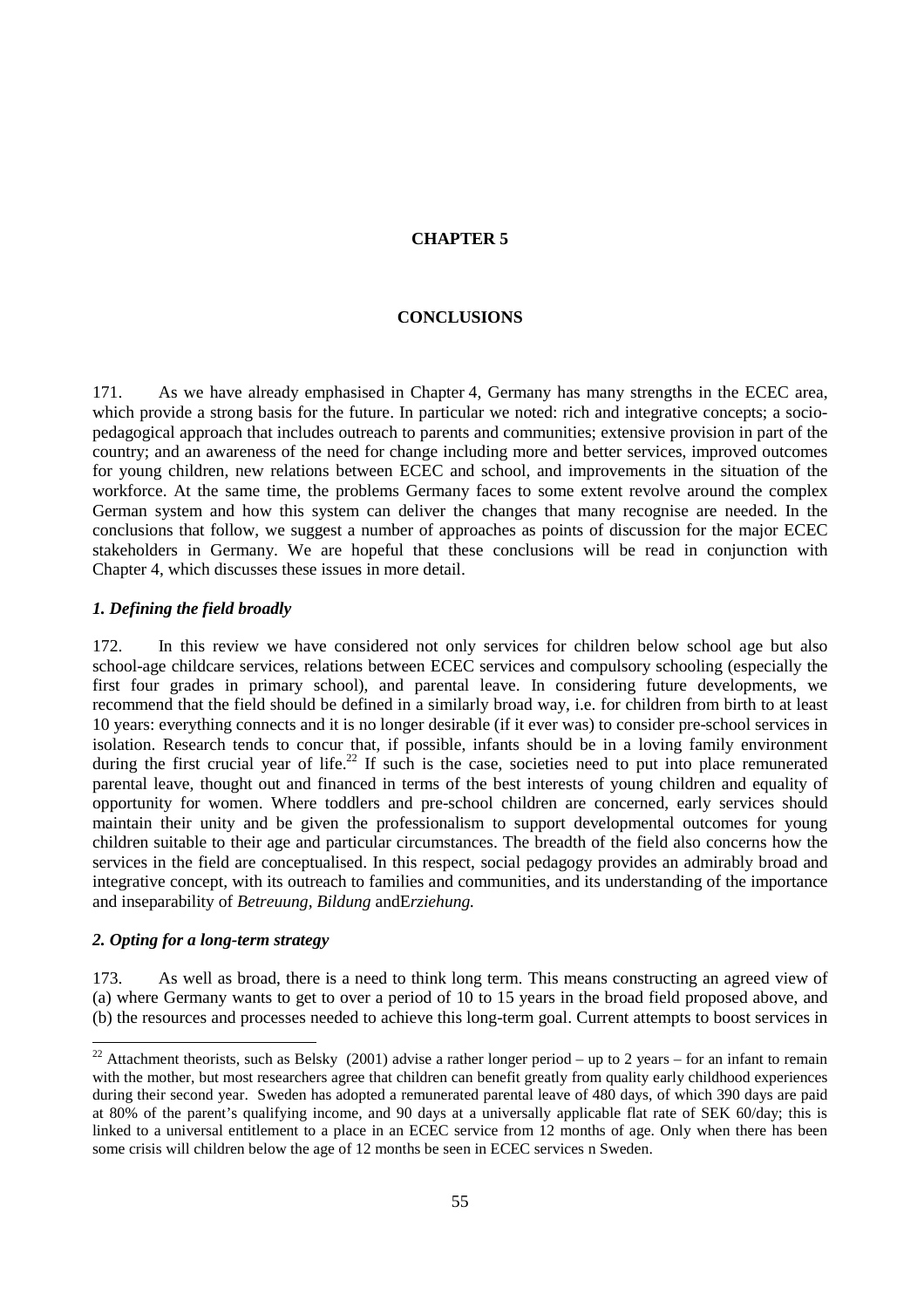# CHAPTER 5

## CONCLUSIONS

171. As we have already emphasised in Chapter 4, Germany has many strengths in the ECEC area, which provide a strong basis for the future. In particular we noted: rich and integrative concepts; a socio-pedagogical approach that includes outreach to parents and communities; extensive provision in part of the country; and an awareness of the need for change including more and better services, improved outcomes for young children, new relations between ECEC and school, and improvements in the situation of the workforce. At the same time, the problems Germany faces to some extent revolve around the complex German system and how this system can deliver the changes that many recognise are needed. In the conclusions that follow, we suggest a number of approaches as points of discussion for the major ECEC stakeholders in Germany. We are hopeful that these conclusions will be read in conjunction with Chapter 4, which discusses these issues in more detail.

### *1. Defining the field broadly*

172. In this review we have considered not only services for children below school age but also school-age childcare services, relations between ECEC services and compulsory schooling (especially the first four grades in primary school), and parental leave. In considering future developments, we recommend that the field should be defined in a similarly broad way, i.e. for children from birth to at least 10 years: everything connects and it is no longer desirable (if it ever was) to consider pre-school services in isolation. Research tends to concur that, if possible, infants should be in a loving family environment during the first crucial year of life.[22] If such is the case, societies need to put into place remunerated parental leave, thought out and financed in terms of the best interests of young children and equality of opportunity for women. Where toddlers and pre-school children are concerned, early services should maintain their unity and be given the professionalism to support developmental outcomes for young children suitable to their age and particular circumstances. The breadth of the field also concerns how the services in the field are conceptualised. In this respect, social pedagogy provides an admirably broad and integrative concept, with its outreach to families and communities, and its understanding of the importance and inseparability of *Betreuung*, *Bildung* and*Erziehung.*

### *2. Opting for a long-term strategy*

173. As well as broad, there is a need to think long term. This means constructing an agreed view of (a) where Germany wants to get to over a period of 10 to 15 years in the broad field proposed above, and (b) the resources and processes needed to achieve this long-term goal. Current attempts to boost services in

---

[22] Attachment theorists, such as Belsky (2001) advise a rather longer period – up to 2 years – for an infant to remain with the mother, but most researchers agree that children can benefit greatly from quality early childhood experiences during their second year. Sweden has adopted a remunerated parental leave of 480 days, of which 390 days are paid at 80% of the parent's qualifying income, and 90 days at a universally applicable flat rate of SEK 60/day; this is linked to a universal entitlement to a place in an ECEC service from 12 months of age. Only when there has been some crisis will children below the age of 12 months be seen in ECEC services n Sweden.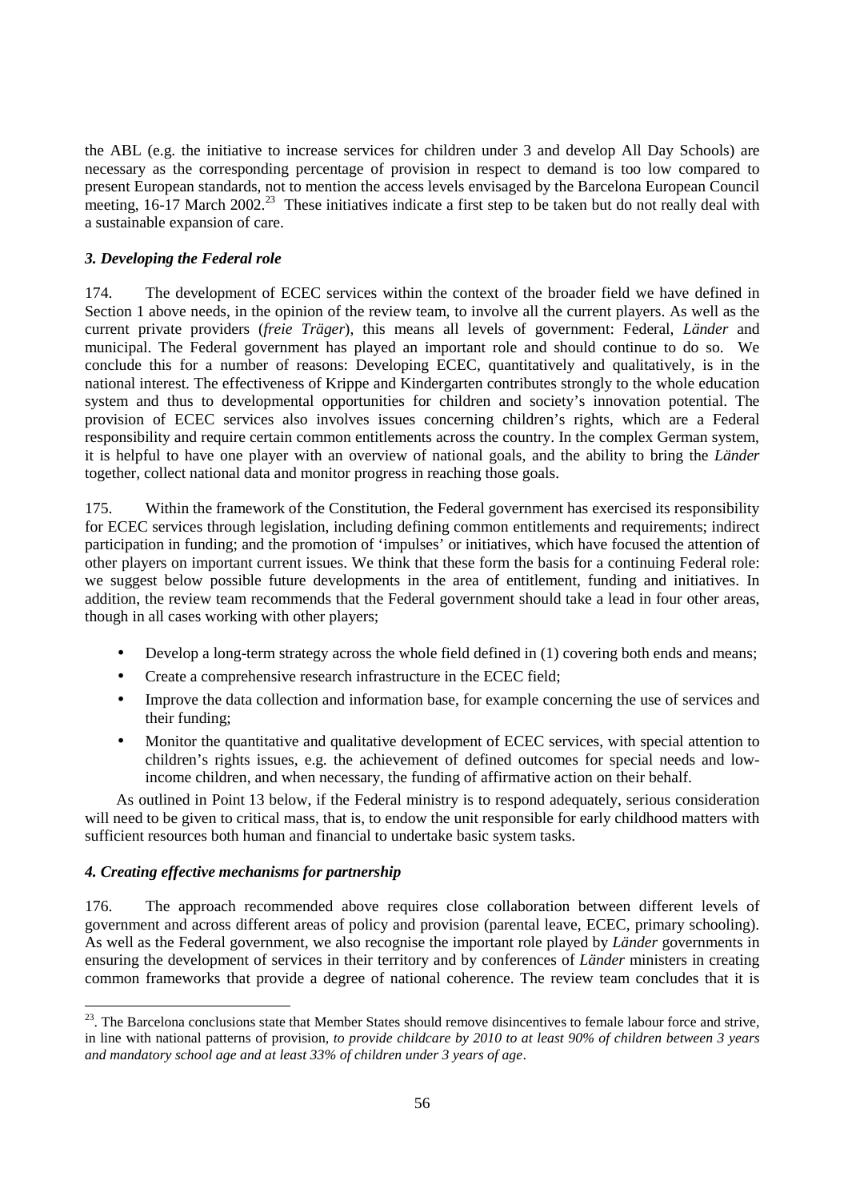the ABL (e.g. the initiative to increase services for children under 3 and develop All Day Schools) are necessary as the corresponding percentage of provision in respect to demand is too low compared to present European standards, not to mention the access levels envisaged by the Barcelona European Council meeting, 16-17 March 2002.[23] These initiatives indicate a first step to be taken but do not really deal with a sustainable expansion of care.

### *3. Developing the Federal role*

174. The development of ECEC services within the context of the broader field we have defined in Section 1 above needs, in the opinion of the review team, to involve all the current players. As well as the current private providers (*freie Träger*), this means all levels of government: Federal, *Länder* and municipal. The Federal government has played an important role and should continue to do so. We conclude this for a number of reasons: Developing ECEC, quantitatively and qualitatively, is in the national interest. The effectiveness of Krippe and Kindergarten contributes strongly to the whole education system and thus to developmental opportunities for children and society's innovation potential. The provision of ECEC services also involves issues concerning children's rights, which are a Federal responsibility and require certain common entitlements across the country. In the complex German system, it is helpful to have one player with an overview of national goals, and the ability to bring the *Länder* together, collect national data and monitor progress in reaching those goals.

175. Within the framework of the Constitution, the Federal government has exercised its responsibility for ECEC services through legislation, including defining common entitlements and requirements; indirect participation in funding; and the promotion of 'impulses' or initiatives, which have focused the attention of other players on important current issues. We think that these form the basis for a continuing Federal role: we suggest below possible future developments in the area of entitlement, funding and initiatives. In addition, the review team recommends that the Federal government should take a lead in four other areas, though in all cases working with other players;

- Develop a long-term strategy across the whole field defined in (1) covering both ends and means;
- Create a comprehensive research infrastructure in the ECEC field;
- Improve the data collection and information base, for example concerning the use of services and their funding;
- Monitor the quantitative and qualitative development of ECEC services, with special attention to children's rights issues, e.g. the achievement of defined outcomes for special needs and low-income children, and when necessary, the funding of affirmative action on their behalf.

As outlined in Point 13 below, if the Federal ministry is to respond adequately, serious consideration will need to be given to critical mass, that is, to endow the unit responsible for early childhood matters with sufficient resources both human and financial to undertake basic system tasks.

### *4. Creating effective mechanisms for partnership*

176. The approach recommended above requires close collaboration between different levels of government and across different areas of policy and provision (parental leave, ECEC, primary schooling). As well as the Federal government, we also recognise the important role played by *Länder* governments in ensuring the development of services in their territory and by conferences of *Länder* ministers in creating common frameworks that provide a degree of national coherence. The review team concludes that it is

---

[23]. The Barcelona conclusions state that Member States should remove disincentives to female labour force and strive, in line with national patterns of provision, *to provide childcare by 2010 to at least 90% of children between 3 years and mandatory school age and at least 33% of children under 3 years of age*.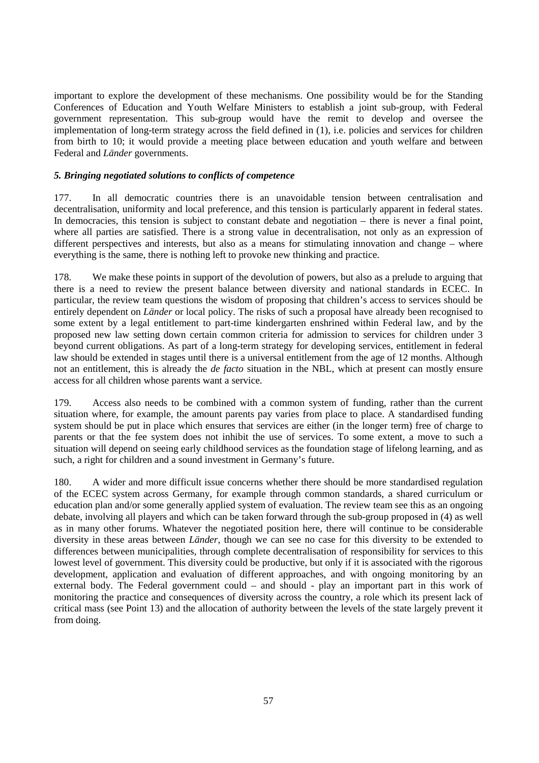important to explore the development of these mechanisms. One possibility would be for the Standing Conferences of Education and Youth Welfare Ministers to establish a joint sub-group, with Federal government representation. This sub-group would have the remit to develop and oversee the implementation of long-term strategy across the field defined in (1), i.e. policies and services for children from birth to 10; it would provide a meeting place between education and youth welfare and between Federal and *Länder* governments.

### *5. Bringing negotiated solutions to conflicts of competence*

177. In all democratic countries there is an unavoidable tension between centralisation and decentralisation, uniformity and local preference, and this tension is particularly apparent in federal states. In democracies, this tension is subject to constant debate and negotiation – there is never a final point, where all parties are satisfied. There is a strong value in decentralisation, not only as an expression of different perspectives and interests, but also as a means for stimulating innovation and change – where everything is the same, there is nothing left to provoke new thinking and practice.

178. We make these points in support of the devolution of powers, but also as a prelude to arguing that there is a need to review the present balance between diversity and national standards in ECEC. In particular, the review team questions the wisdom of proposing that children's access to services should be entirely dependent on *Länder* or local policy. The risks of such a proposal have already been recognised to some extent by a legal entitlement to part-time kindergarten enshrined within Federal law, and by the proposed new law setting down certain common criteria for admission to services for children under 3 beyond current obligations. As part of a long-term strategy for developing services, entitlement in federal law should be extended in stages until there is a universal entitlement from the age of 12 months. Although not an entitlement, this is already the *de facto* situation in the NBL, which at present can mostly ensure access for all children whose parents want a service.

179. Access also needs to be combined with a common system of funding, rather than the current situation where, for example, the amount parents pay varies from place to place. A standardised funding system should be put in place which ensures that services are either (in the longer term) free of charge to parents or that the fee system does not inhibit the use of services. To some extent, a move to such a situation will depend on seeing early childhood services as the foundation stage of lifelong learning, and as such, a right for children and a sound investment in Germany's future.

180. A wider and more difficult issue concerns whether there should be more standardised regulation of the ECEC system across Germany, for example through common standards, a shared curriculum or education plan and/or some generally applied system of evaluation. The review team see this as an ongoing debate, involving all players and which can be taken forward through the sub-group proposed in (4) as well as in many other forums. Whatever the negotiated position here, there will continue to be considerable diversity in these areas between *Länder*, though we can see no case for this diversity to be extended to differences between municipalities, through complete decentralisation of responsibility for services to this lowest level of government. This diversity could be productive, but only if it is associated with the rigorous development, application and evaluation of different approaches, and with ongoing monitoring by an external body. The Federal government could – and should - play an important part in this work of monitoring the practice and consequences of diversity across the country, a role which its present lack of critical mass (see Point 13) and the allocation of authority between the levels of the state largely prevent it from doing.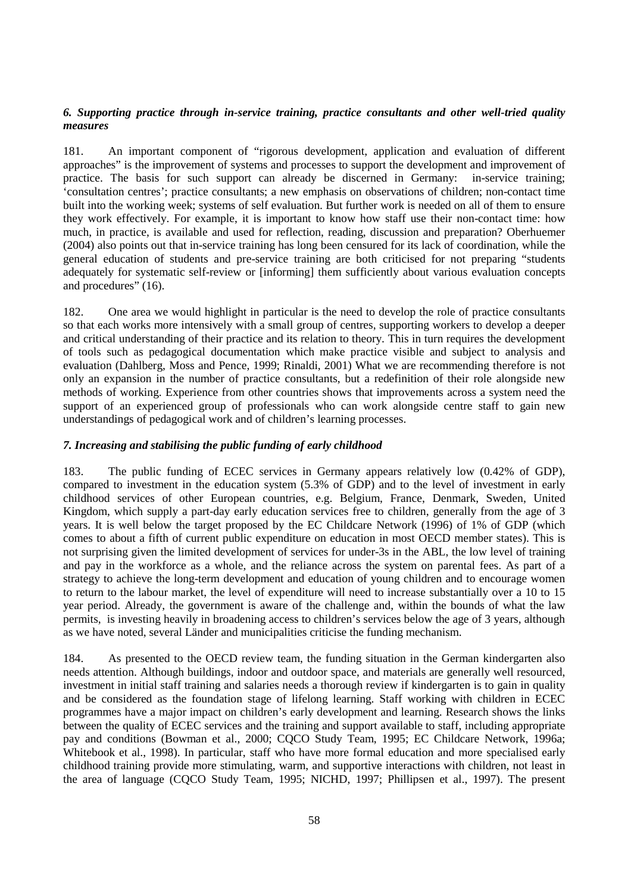### *6. Supporting practice through in-service training, practice consultants and other well-tried quality measures*

181. An important component of "rigorous development, application and evaluation of different approaches" is the improvement of systems and processes to support the development and improvement of practice. The basis for such support can already be discerned in Germany: in-service training; 'consultation centres'; practice consultants; a new emphasis on observations of children; non-contact time built into the working week; systems of self evaluation. But further work is needed on all of them to ensure they work effectively. For example, it is important to know how staff use their non-contact time: how much, in practice, is available and used for reflection, reading, discussion and preparation? Oberhuemer (2004) also points out that in-service training has long been censured for its lack of coordination, while the general education of students and pre-service training are both criticised for not preparing "students adequately for systematic self-review or [informing] them sufficiently about various evaluation concepts and procedures" (16).

182. One area we would highlight in particular is the need to develop the role of practice consultants so that each works more intensively with a small group of centres, supporting workers to develop a deeper and critical understanding of their practice and its relation to theory. This in turn requires the development of tools such as pedagogical documentation which make practice visible and subject to analysis and evaluation (Dahlberg, Moss and Pence, 1999; Rinaldi, 2001) What we are recommending therefore is not only an expansion in the number of practice consultants, but a redefinition of their role alongside new methods of working. Experience from other countries shows that improvements across a system need the support of an experienced group of professionals who can work alongside centre staff to gain new understandings of pedagogical work and of children's learning processes.

### *7. Increasing and stabilising the public funding of early childhood*

183. The public funding of ECEC services in Germany appears relatively low (0.42% of GDP), compared to investment in the education system (5.3% of GDP) and to the level of investment in early childhood services of other European countries, e.g. Belgium, France, Denmark, Sweden, United Kingdom, which supply a part-day early education services free to children, generally from the age of 3 years. It is well below the target proposed by the EC Childcare Network (1996) of 1% of GDP (which comes to about a fifth of current public expenditure on education in most OECD member states). This is not surprising given the limited development of services for under-3s in the ABL, the low level of training and pay in the workforce as a whole, and the reliance across the system on parental fees. As part of a strategy to achieve the long-term development and education of young children and to encourage women to return to the labour market, the level of expenditure will need to increase substantially over a 10 to 15 year period. Already, the government is aware of the challenge and, within the bounds of what the law permits, is investing heavily in broadening access to children's services below the age of 3 years, although as we have noted, several Länder and municipalities criticise the funding mechanism.

184. As presented to the OECD review team, the funding situation in the German kindergarten also needs attention. Although buildings, indoor and outdoor space, and materials are generally well resourced, investment in initial staff training and salaries needs a thorough review if kindergarten is to gain in quality and be considered as the foundation stage of lifelong learning. Staff working with children in ECEC programmes have a major impact on children's early development and learning. Research shows the links between the quality of ECEC services and the training and support available to staff, including appropriate pay and conditions (Bowman et al., 2000; CQCO Study Team, 1995; EC Childcare Network, 1996a; Whitebook et al., 1998). In particular, staff who have more formal education and more specialised early childhood training provide more stimulating, warm, and supportive interactions with children, not least in the area of language (CQCO Study Team, 1995; NICHD, 1997; Phillipsen et al., 1997). The present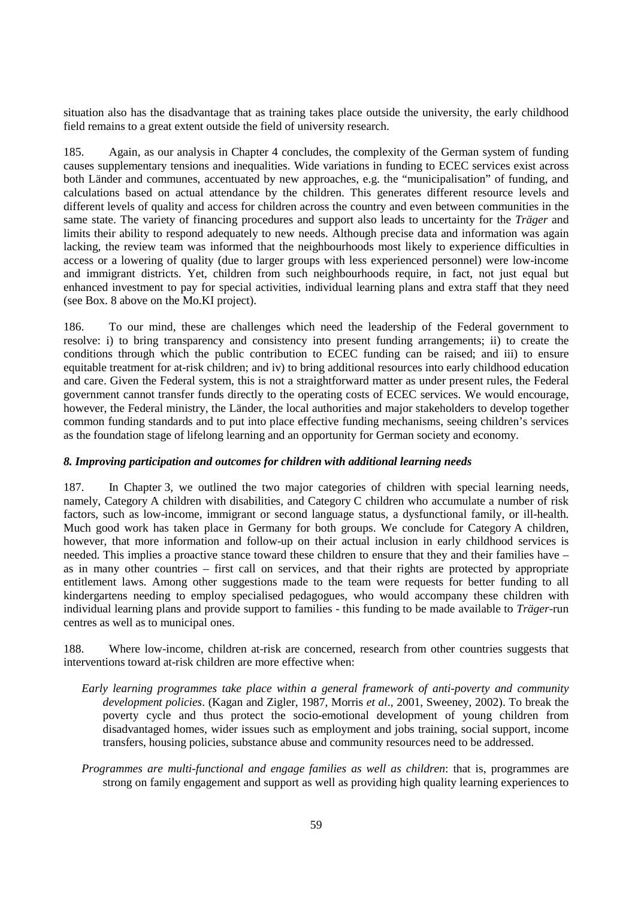situation also has the disadvantage that as training takes place outside the university, the early childhood field remains to a great extent outside the field of university research.

185. Again, as our analysis in Chapter 4 concludes, the complexity of the German system of funding causes supplementary tensions and inequalities. Wide variations in funding to ECEC services exist across both Länder and communes, accentuated by new approaches, e.g. the "municipalisation" of funding, and calculations based on actual attendance by the children. This generates different resource levels and different levels of quality and access for children across the country and even between communities in the same state. The variety of financing procedures and support also leads to uncertainty for the *Träger* and limits their ability to respond adequately to new needs. Although precise data and information was again lacking, the review team was informed that the neighbourhoods most likely to experience difficulties in access or a lowering of quality (due to larger groups with less experienced personnel) were low-income and immigrant districts. Yet, children from such neighbourhoods require, in fact, not just equal but enhanced investment to pay for special activities, individual learning plans and extra staff that they need (see Box. 8 above on the Mo.KI project).

186. To our mind, these are challenges which need the leadership of the Federal government to resolve: i) to bring transparency and consistency into present funding arrangements; ii) to create the conditions through which the public contribution to ECEC funding can be raised; and iii) to ensure equitable treatment for at-risk children; and iv) to bring additional resources into early childhood education and care. Given the Federal system, this is not a straightforward matter as under present rules, the Federal government cannot transfer funds directly to the operating costs of ECEC services. We would encourage, however, the Federal ministry, the Länder, the local authorities and major stakeholders to develop together common funding standards and to put into place effective funding mechanisms, seeing children's services as the foundation stage of lifelong learning and an opportunity for German society and economy.

### *8. Improving participation and outcomes for children with additional learning needs*

187. In Chapter 3, we outlined the two major categories of children with special learning needs, namely, Category A children with disabilities, and Category C children who accumulate a number of risk factors, such as low-income, immigrant or second language status, a dysfunctional family, or ill-health. Much good work has taken place in Germany for both groups. We conclude for Category A children, however, that more information and follow-up on their actual inclusion in early childhood services is needed. This implies a proactive stance toward these children to ensure that they and their families have – as in many other countries – first call on services, and that their rights are protected by appropriate entitlement laws. Among other suggestions made to the team were requests for better funding to all kindergartens needing to employ specialised pedagogues, who would accompany these children with individual learning plans and provide support to families - this funding to be made available to *Träger*-run centres as well as to municipal ones.

188. Where low-income, children at-risk are concerned, research from other countries suggests that interventions toward at-risk children are more effective when:

- *Early learning programmes take place within a general framework of anti-poverty and community development policies*. (Kagan and Zigler, 1987, Morris *et al*., 2001, Sweeney, 2002). To break the poverty cycle and thus protect the socio-emotional development of young children from disadvantaged homes, wider issues such as employment and jobs training, social support, income transfers, housing policies, substance abuse and community resources need to be addressed.

- *Programmes are multi-functional and engage families as well as children*: that is, programmes are strong on family engagement and support as well as providing high quality learning experiences to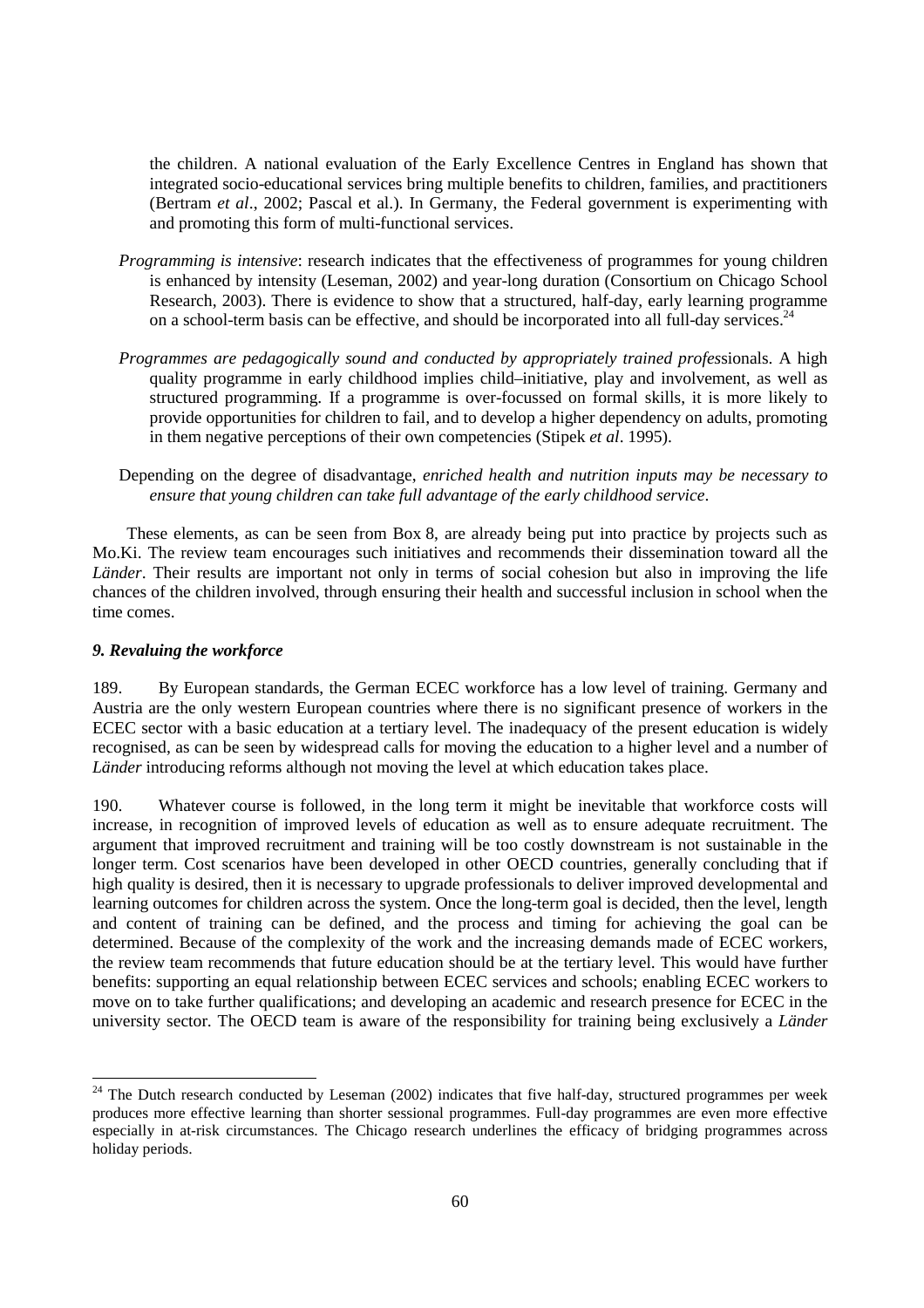the children. A national evaluation of the Early Excellence Centres in England has shown that integrated socio-educational services bring multiple benefits to children, families, and practitioners (Bertram *et al*., 2002; Pascal et al.). In Germany, the Federal government is experimenting with and promoting this form of multi-functional services.

*Programming is intensive*: research indicates that the effectiveness of programmes for young children is enhanced by intensity (Leseman, 2002) and year-long duration (Consortium on Chicago School Research, 2003). There is evidence to show that a structured, half-day, early learning programme on a school-term basis can be effective, and should be incorporated into all full-day services.[24]

*Programmes are pedagogically sound and conducted by appropriately trained profes*sionals. A high quality programme in early childhood implies child–initiative, play and involvement, as well as structured programming. If a programme is over-focussed on formal skills, it is more likely to provide opportunities for children to fail, and to develop a higher dependency on adults, promoting in them negative perceptions of their own competencies (Stipek *et al*. 1995).

Depending on the degree of disadvantage, *enriched health and nutrition inputs may be necessary to ensure that young children can take full advantage of the early childhood service*.

These elements, as can be seen from Box 8, are already being put into practice by projects such as Mo.Ki. The review team encourages such initiatives and recommends their dissemination toward all the *Länder*. Their results are important not only in terms of social cohesion but also in improving the life chances of the children involved, through ensuring their health and successful inclusion in school when the time comes.

### *9. Revaluing the workforce*

189. By European standards, the German ECEC workforce has a low level of training. Germany and Austria are the only western European countries where there is no significant presence of workers in the ECEC sector with a basic education at a tertiary level. The inadequacy of the present education is widely recognised, as can be seen by widespread calls for moving the education to a higher level and a number of *Länder* introducing reforms although not moving the level at which education takes place.

190. Whatever course is followed, in the long term it might be inevitable that workforce costs will increase, in recognition of improved levels of education as well as to ensure adequate recruitment. The argument that improved recruitment and training will be too costly downstream is not sustainable in the longer term. Cost scenarios have been developed in other OECD countries, generally concluding that if high quality is desired, then it is necessary to upgrade professionals to deliver improved developmental and learning outcomes for children across the system. Once the long-term goal is decided, then the level, length and content of training can be defined, and the process and timing for achieving the goal can be determined. Because of the complexity of the work and the increasing demands made of ECEC workers, the review team recommends that future education should be at the tertiary level. This would have further benefits: supporting an equal relationship between ECEC services and schools; enabling ECEC workers to move on to take further qualifications; and developing an academic and research presence for ECEC in the university sector. The OECD team is aware of the responsibility for training being exclusively a *Länder*

---

[24] The Dutch research conducted by Leseman (2002) indicates that five half-day, structured programmes per week produces more effective learning than shorter sessional programmes. Full-day programmes are even more effective especially in at-risk circumstances. The Chicago research underlines the efficacy of bridging programmes across holiday periods.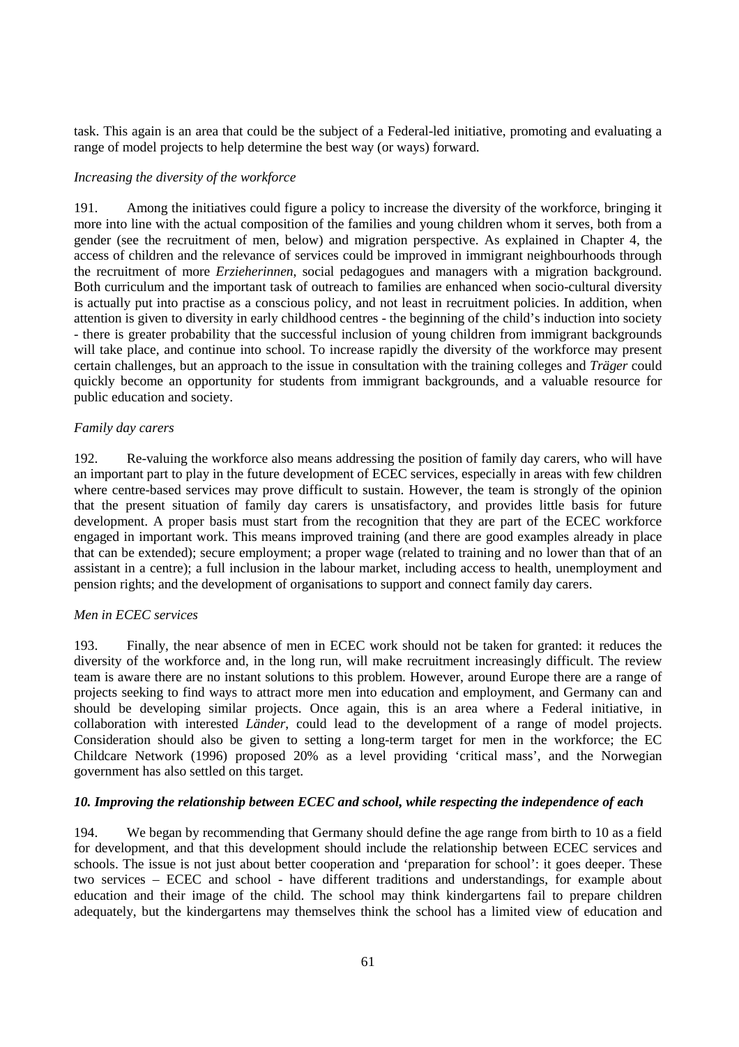task. This again is an area that could be the subject of a Federal-led initiative, promoting and evaluating a range of model projects to help determine the best way (or ways) forward.

*Increasing the diversity of the workforce*

191. Among the initiatives could figure a policy to increase the diversity of the workforce, bringing it more into line with the actual composition of the families and young children whom it serves, both from a gender (see the recruitment of men, below) and migration perspective. As explained in Chapter 4, the access of children and the relevance of services could be improved in immigrant neighbourhoods through the recruitment of more *Erzieherinnen*, social pedagogues and managers with a migration background. Both curriculum and the important task of outreach to families are enhanced when socio-cultural diversity is actually put into practise as a conscious policy, and not least in recruitment policies. In addition, when attention is given to diversity in early childhood centres - the beginning of the child's induction into society - there is greater probability that the successful inclusion of young children from immigrant backgrounds will take place, and continue into school. To increase rapidly the diversity of the workforce may present certain challenges, but an approach to the issue in consultation with the training colleges and *Träger* could quickly become an opportunity for students from immigrant backgrounds, and a valuable resource for public education and society.

*Family day carers*

192. Re-valuing the workforce also means addressing the position of family day carers, who will have an important part to play in the future development of ECEC services, especially in areas with few children where centre-based services may prove difficult to sustain. However, the team is strongly of the opinion that the present situation of family day carers is unsatisfactory, and provides little basis for future development. A proper basis must start from the recognition that they are part of the ECEC workforce engaged in important work. This means improved training (and there are good examples already in place that can be extended); secure employment; a proper wage (related to training and no lower than that of an assistant in a centre); a full inclusion in the labour market, including access to health, unemployment and pension rights; and the development of organisations to support and connect family day carers.

*Men in ECEC services*

193. Finally, the near absence of men in ECEC work should not be taken for granted: it reduces the diversity of the workforce and, in the long run, will make recruitment increasingly difficult. The review team is aware there are no instant solutions to this problem. However, around Europe there are a range of projects seeking to find ways to attract more men into education and employment, and Germany can and should be developing similar projects. Once again, this is an area where a Federal initiative, in collaboration with interested *Länder*, could lead to the development of a range of model projects. Consideration should also be given to setting a long-term target for men in the workforce; the EC Childcare Network (1996) proposed 20% as a level providing 'critical mass', and the Norwegian government has also settled on this target.

***10. Improving the relationship between ECEC and school, while respecting the independence of each***

194. We began by recommending that Germany should define the age range from birth to 10 as a field for development, and that this development should include the relationship between ECEC services and schools. The issue is not just about better cooperation and 'preparation for school': it goes deeper. These two services – ECEC and school - have different traditions and understandings, for example about education and their image of the child. The school may think kindergartens fail to prepare children adequately, but the kindergartens may themselves think the school has a limited view of education and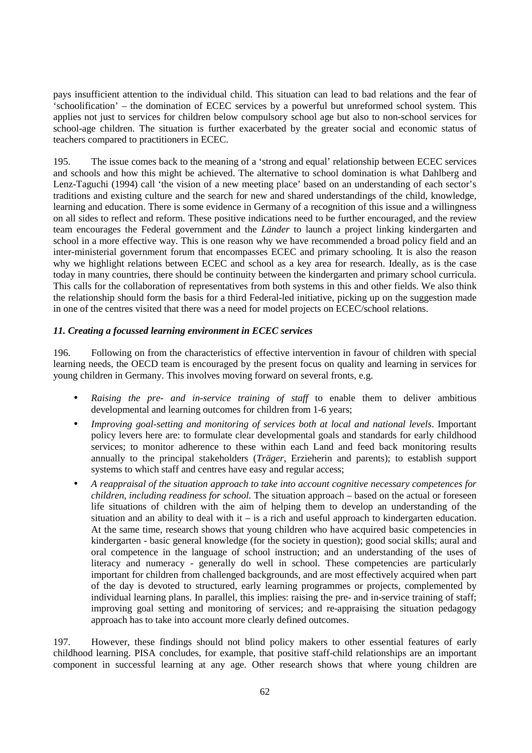pays insufficient attention to the individual child. This situation can lead to bad relations and the fear of 'schoolification' – the domination of ECEC services by a powerful but unreformed school system. This applies not just to services for children below compulsory school age but also to non-school services for school-age children. The situation is further exacerbated by the greater social and economic status of teachers compared to practitioners in ECEC.

195. The issue comes back to the meaning of a 'strong and equal' relationship between ECEC services and schools and how this might be achieved. The alternative to school domination is what Dahlberg and Lenz-Taguchi (1994) call 'the vision of a new meeting place' based on an understanding of each sector's traditions and existing culture and the search for new and shared understandings of the child, knowledge, learning and education. There is some evidence in Germany of a recognition of this issue and a willingness on all sides to reflect and reform. These positive indications need to be further encouraged, and the review team encourages the Federal government and the *Länder* to launch a project linking kindergarten and school in a more effective way. This is one reason why we have recommended a broad policy field and an inter-ministerial government forum that encompasses ECEC and primary schooling. It is also the reason why we highlight relations between ECEC and school as a key area for research. Ideally, as is the case today in many countries, there should be continuity between the kindergarten and primary school curricula. This calls for the collaboration of representatives from both systems in this and other fields. We also think the relationship should form the basis for a third Federal-led initiative, picking up on the suggestion made in one of the centres visited that there was a need for model projects on ECEC/school relations.

### *11. Creating a focussed learning environment in ECEC services*

196. Following on from the characteristics of effective intervention in favour of children with special learning needs, the OECD team is encouraged by the present focus on quality and learning in services for young children in Germany. This involves moving forward on several fronts, e.g.

- *Raising the pre- and in-service training of staff* to enable them to deliver ambitious developmental and learning outcomes for children from 1-6 years;
- *Improving goal-setting and monitoring of services both at local and national levels*. Important policy levers here are: to formulate clear developmental goals and standards for early childhood services; to monitor adherence to these within each Land and feed back monitoring results annually to the principal stakeholders (*Träger*, Erzieherin and parents); to establish support systems to which staff and centres have easy and regular access;
- *A reappraisal of the situation approach to take into account cognitive necessary competences for children, including readiness for school.* The situation approach – based on the actual or foreseen life situations of children with the aim of helping them to develop an understanding of the situation and an ability to deal with it – is a rich and useful approach to kindergarten education. At the same time, research shows that young children who have acquired basic competencies in kindergarten - basic general knowledge (for the society in question); good social skills; aural and oral competence in the language of school instruction; and an understanding of the uses of literacy and numeracy - generally do well in school. These competencies are particularly important for children from challenged backgrounds, and are most effectively acquired when part of the day is devoted to structured, early learning programmes or projects, complemented by individual learning plans. In parallel, this implies: raising the pre- and in-service training of staff; improving goal setting and monitoring of services; and re-appraising the situation pedagogy approach has to take into account more clearly defined outcomes.

197. However, these findings should not blind policy makers to other essential features of early childhood learning. PISA concludes, for example, that positive staff-child relationships are an important component in successful learning at any age. Other research shows that where young children are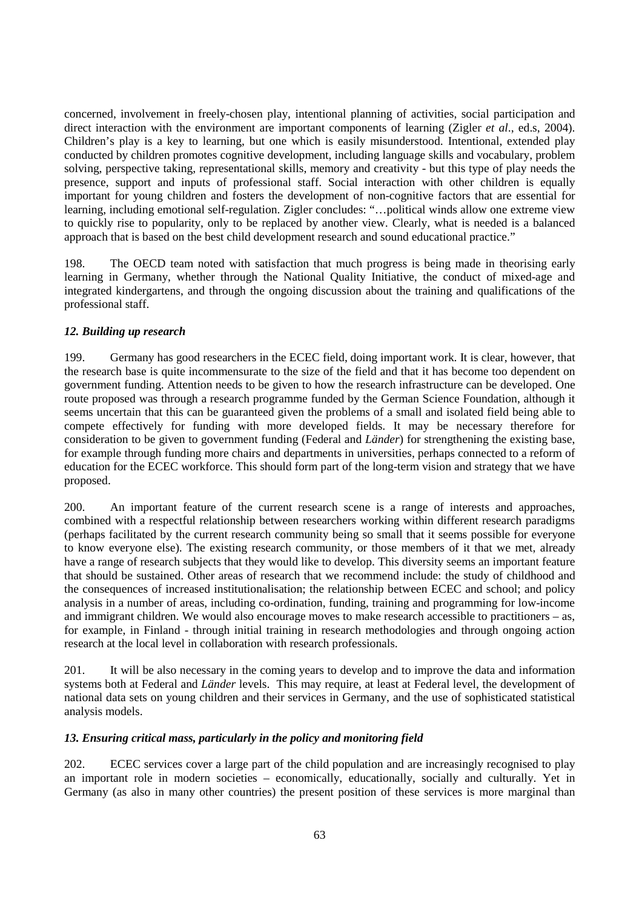concerned, involvement in freely-chosen play, intentional planning of activities, social participation and direct interaction with the environment are important components of learning (Zigler *et al*., ed.s, 2004). Children's play is a key to learning, but one which is easily misunderstood. Intentional, extended play conducted by children promotes cognitive development, including language skills and vocabulary, problem solving, perspective taking, representational skills, memory and creativity - but this type of play needs the presence, support and inputs of professional staff. Social interaction with other children is equally important for young children and fosters the development of non-cognitive factors that are essential for learning, including emotional self-regulation. Zigler concludes: "…political winds allow one extreme view to quickly rise to popularity, only to be replaced by another view. Clearly, what is needed is a balanced approach that is based on the best child development research and sound educational practice."

198. The OECD team noted with satisfaction that much progress is being made in theorising early learning in Germany, whether through the National Quality Initiative, the conduct of mixed-age and integrated kindergartens, and through the ongoing discussion about the training and qualifications of the professional staff.

### *12. Building up research*

199. Germany has good researchers in the ECEC field, doing important work. It is clear, however, that the research base is quite incommensurate to the size of the field and that it has become too dependent on government funding. Attention needs to be given to how the research infrastructure can be developed. One route proposed was through a research programme funded by the German Science Foundation, although it seems uncertain that this can be guaranteed given the problems of a small and isolated field being able to compete effectively for funding with more developed fields. It may be necessary therefore for consideration to be given to government funding (Federal and *Länder*) for strengthening the existing base, for example through funding more chairs and departments in universities, perhaps connected to a reform of education for the ECEC workforce. This should form part of the long-term vision and strategy that we have proposed.

200. An important feature of the current research scene is a range of interests and approaches, combined with a respectful relationship between researchers working within different research paradigms (perhaps facilitated by the current research community being so small that it seems possible for everyone to know everyone else). The existing research community, or those members of it that we met, already have a range of research subjects that they would like to develop. This diversity seems an important feature that should be sustained. Other areas of research that we recommend include: the study of childhood and the consequences of increased institutionalisation; the relationship between ECEC and school; and policy analysis in a number of areas, including co-ordination, funding, training and programming for low-income and immigrant children. We would also encourage moves to make research accessible to practitioners – as, for example, in Finland - through initial training in research methodologies and through ongoing action research at the local level in collaboration with research professionals.

201. It will be also necessary in the coming years to develop and to improve the data and information systems both at Federal and *Länder* levels. This may require, at least at Federal level, the development of national data sets on young children and their services in Germany, and the use of sophisticated statistical analysis models.

### *13. Ensuring critical mass, particularly in the policy and monitoring field*

202. ECEC services cover a large part of the child population and are increasingly recognised to play an important role in modern societies – economically, educationally, socially and culturally. Yet in Germany (as also in many other countries) the present position of these services is more marginal than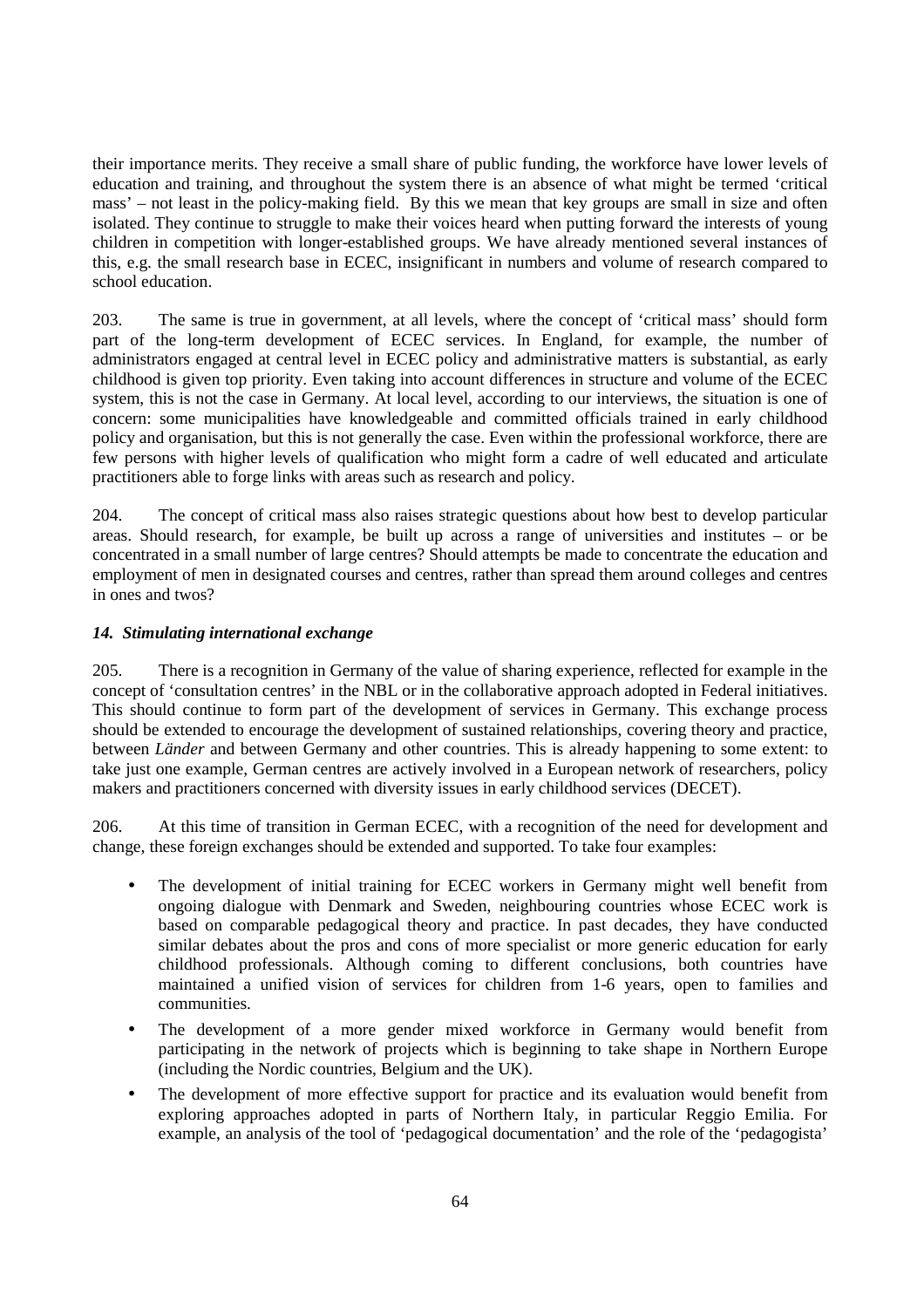their importance merits. They receive a small share of public funding, the workforce have lower levels of education and training, and throughout the system there is an absence of what might be termed 'critical mass' – not least in the policy-making field. By this we mean that key groups are small in size and often isolated. They continue to struggle to make their voices heard when putting forward the interests of young children in competition with longer-established groups. We have already mentioned several instances of this, e.g. the small research base in ECEC, insignificant in numbers and volume of research compared to school education.

203. The same is true in government, at all levels, where the concept of 'critical mass' should form part of the long-term development of ECEC services. In England, for example, the number of administrators engaged at central level in ECEC policy and administrative matters is substantial, as early childhood is given top priority. Even taking into account differences in structure and volume of the ECEC system, this is not the case in Germany. At local level, according to our interviews, the situation is one of concern: some municipalities have knowledgeable and committed officials trained in early childhood policy and organisation, but this is not generally the case. Even within the professional workforce, there are few persons with higher levels of qualification who might form a cadre of well educated and articulate practitioners able to forge links with areas such as research and policy.

204. The concept of critical mass also raises strategic questions about how best to develop particular areas. Should research, for example, be built up across a range of universities and institutes – or be concentrated in a small number of large centres? Should attempts be made to concentrate the education and employment of men in designated courses and centres, rather than spread them around colleges and centres in ones and twos?

### *14. Stimulating international exchange*

205. There is a recognition in Germany of the value of sharing experience, reflected for example in the concept of 'consultation centres' in the NBL or in the collaborative approach adopted in Federal initiatives. This should continue to form part of the development of services in Germany. This exchange process should be extended to encourage the development of sustained relationships, covering theory and practice, between *Länder* and between Germany and other countries. This is already happening to some extent: to take just one example, German centres are actively involved in a European network of researchers, policy makers and practitioners concerned with diversity issues in early childhood services (DECET).

206. At this time of transition in German ECEC, with a recognition of the need for development and change, these foreign exchanges should be extended and supported. To take four examples:

- The development of initial training for ECEC workers in Germany might well benefit from ongoing dialogue with Denmark and Sweden, neighbouring countries whose ECEC work is based on comparable pedagogical theory and practice. In past decades, they have conducted similar debates about the pros and cons of more specialist or more generic education for early childhood professionals. Although coming to different conclusions, both countries have maintained a unified vision of services for children from 1-6 years, open to families and communities.
- The development of a more gender mixed workforce in Germany would benefit from participating in the network of projects which is beginning to take shape in Northern Europe (including the Nordic countries, Belgium and the UK).
- The development of more effective support for practice and its evaluation would benefit from exploring approaches adopted in parts of Northern Italy, in particular Reggio Emilia. For example, an analysis of the tool of 'pedagogical documentation' and the role of the 'pedagogista'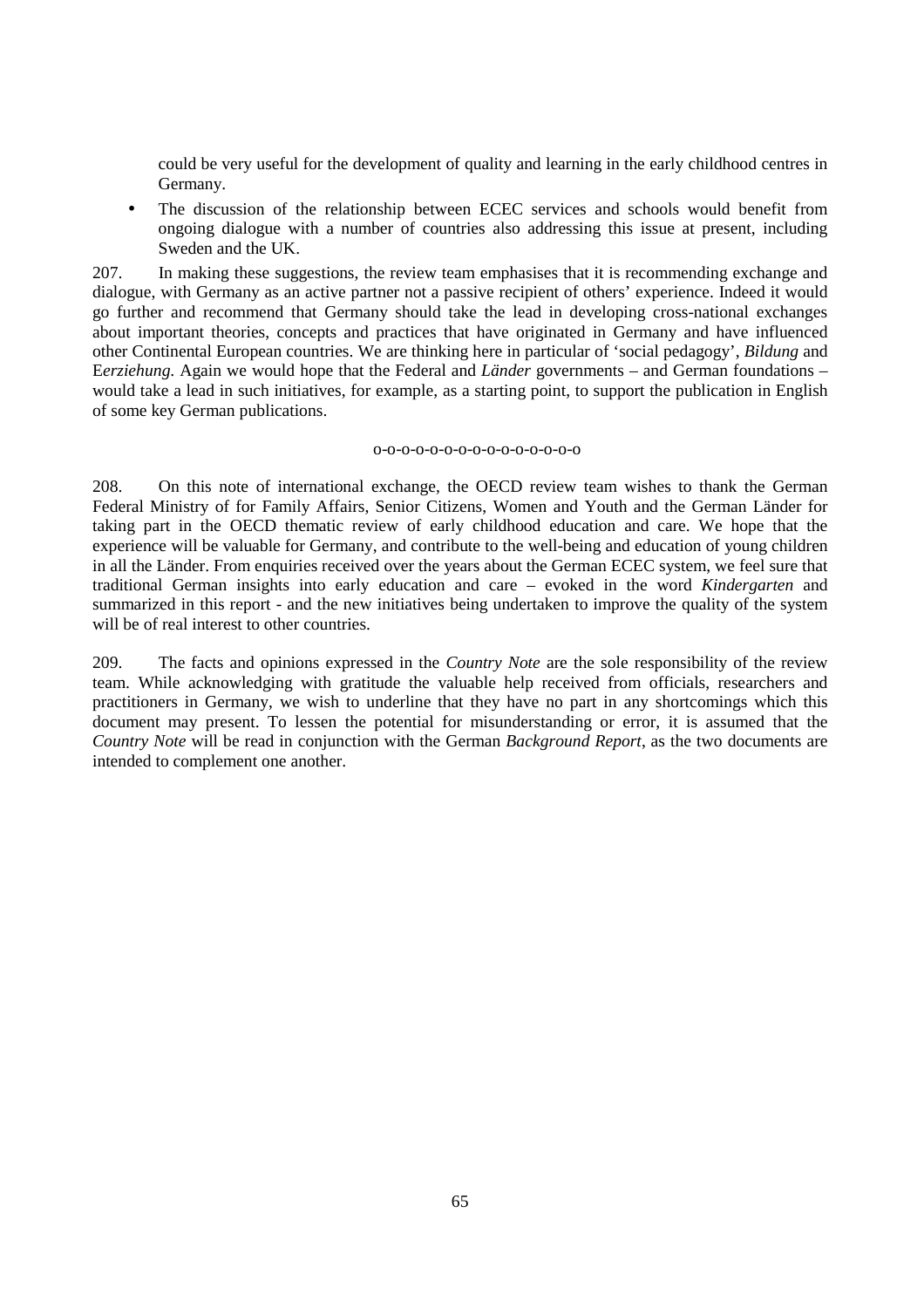could be very useful for the development of quality and learning in the early childhood centres in Germany.

- The discussion of the relationship between ECEC services and schools would benefit from ongoing dialogue with a number of countries also addressing this issue at present, including Sweden and the UK.

207. In making these suggestions, the review team emphasises that it is recommending exchange and dialogue, with Germany as an active partner not a passive recipient of others' experience. Indeed it would go further and recommend that Germany should take the lead in developing cross-national exchanges about important theories, concepts and practices that have originated in Germany and have influenced other Continental European countries. We are thinking here in particular of 'social pedagogy', *Bildung* and E*rziehung.* Again we would hope that the Federal and *Länder* governments – and German foundations – would take a lead in such initiatives, for example, as a starting point, to support the publication in English of some key German publications.

o-o-o-o-o-o-o-o-o-o-o-o-o-o-o

208. On this note of international exchange, the OECD review team wishes to thank the German Federal Ministry of for Family Affairs, Senior Citizens, Women and Youth and the German Länder for taking part in the OECD thematic review of early childhood education and care. We hope that the experience will be valuable for Germany, and contribute to the well-being and education of young children in all the Länder. From enquiries received over the years about the German ECEC system, we feel sure that traditional German insights into early education and care – evoked in the word *Kindergarten* and summarized in this report - and the new initiatives being undertaken to improve the quality of the system will be of real interest to other countries.

209. The facts and opinions expressed in the *Country Note* are the sole responsibility of the review team. While acknowledging with gratitude the valuable help received from officials, researchers and practitioners in Germany, we wish to underline that they have no part in any shortcomings which this document may present. To lessen the potential for misunderstanding or error, it is assumed that the *Country Note* will be read in conjunction with the German *Background Report*, as the two documents are intended to complement one another.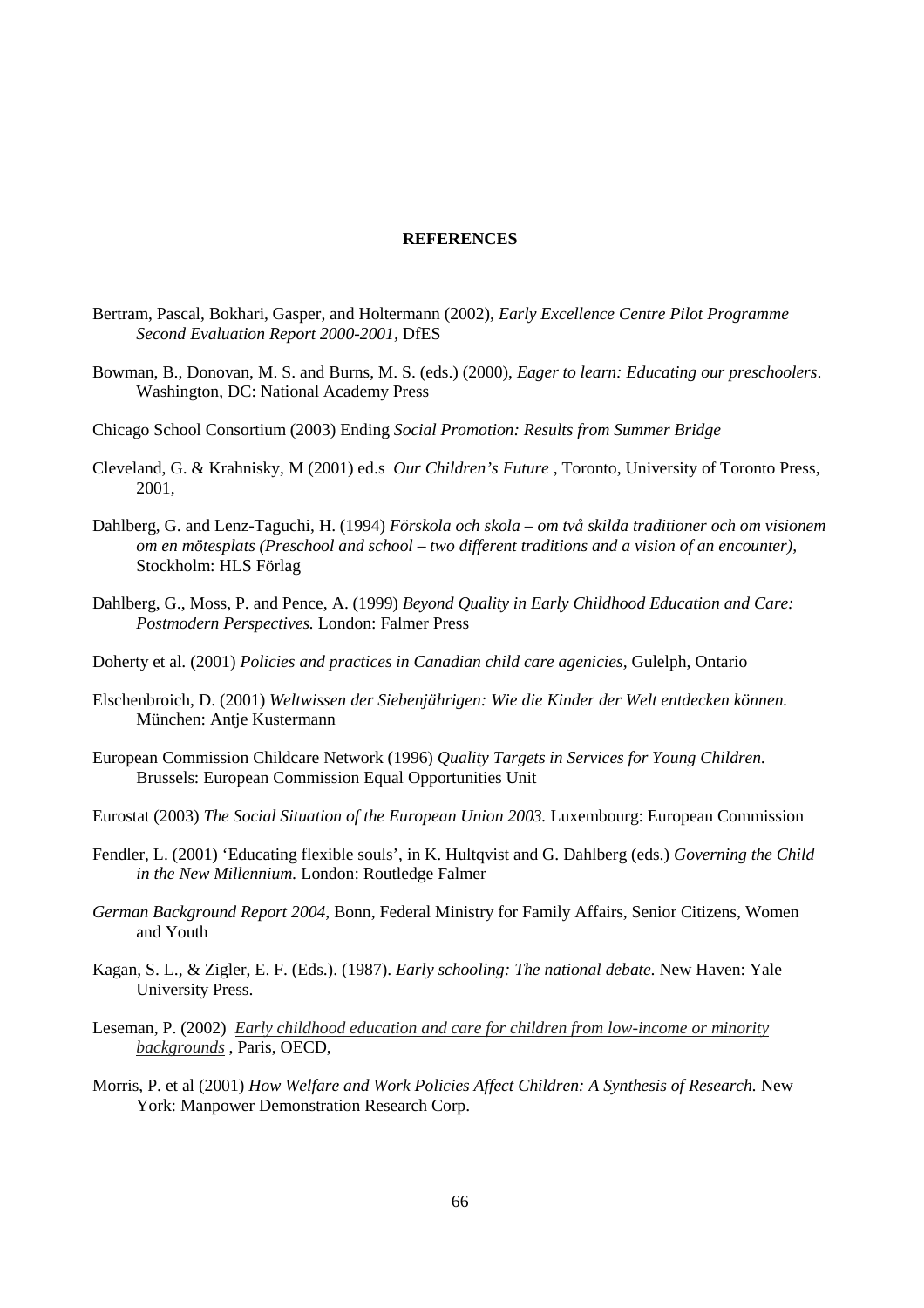## REFERENCES

Bertram, Pascal, Bokhari, Gasper, and Holtermann (2002), *Early Excellence Centre Pilot Programme Second Evaluation Report 2000-2001,* DfES

Bowman, B., Donovan, M. S. and Burns, M. S. (eds.) (2000), *Eager to learn: Educating our preschoolers*. Washington, DC: National Academy Press

Chicago School Consortium (2003) Ending *Social Promotion: Results from Summer Bridge*

Cleveland, G. & Krahnisky, M (2001) ed.s *Our Children's Future* , Toronto, University of Toronto Press, 2001,

Dahlberg, G. and Lenz-Taguchi, H. (1994) *Förskola och skola – om två skilda traditioner och om visionem om en mötesplats (Preschool and school – two different traditions and a vision of an encounter),* Stockholm: HLS Förlag

Dahlberg, G., Moss, P. and Pence, A. (1999) *Beyond Quality in Early Childhood Education and Care: Postmodern Perspectives.* London: Falmer Press

Doherty et al. (2001) *Policies and practices in Canadian child care agenicies,* Gulelph, Ontario

Elschenbroich, D. (2001) *Weltwissen der Siebenjährigen: Wie die Kinder der Welt entdecken können.* München: Antje Kustermann

European Commission Childcare Network (1996) *Quality Targets in Services for Young Children.* Brussels: European Commission Equal Opportunities Unit

Eurostat (2003) *The Social Situation of the European Union 2003.* Luxembourg: European Commission

Fendler, L. (2001) 'Educating flexible souls', in K. Hultqvist and G. Dahlberg (eds.) *Governing the Child in the New Millennium.* London: Routledge Falmer

*German Background Report 2004*, Bonn, Federal Ministry for Family Affairs, Senior Citizens, Women and Youth

Kagan, S. L., & Zigler, E. F. (Eds.). (1987). *Early schooling: The national debate*. New Haven: Yale University Press.

Leseman, P. (2002) *Early childhood education and care for children from low-income or minority backgrounds* , Paris, OECD,

Morris, P. et al (2001) *How Welfare and Work Policies Affect Children: A Synthesis of Research.* New York: Manpower Demonstration Research Corp.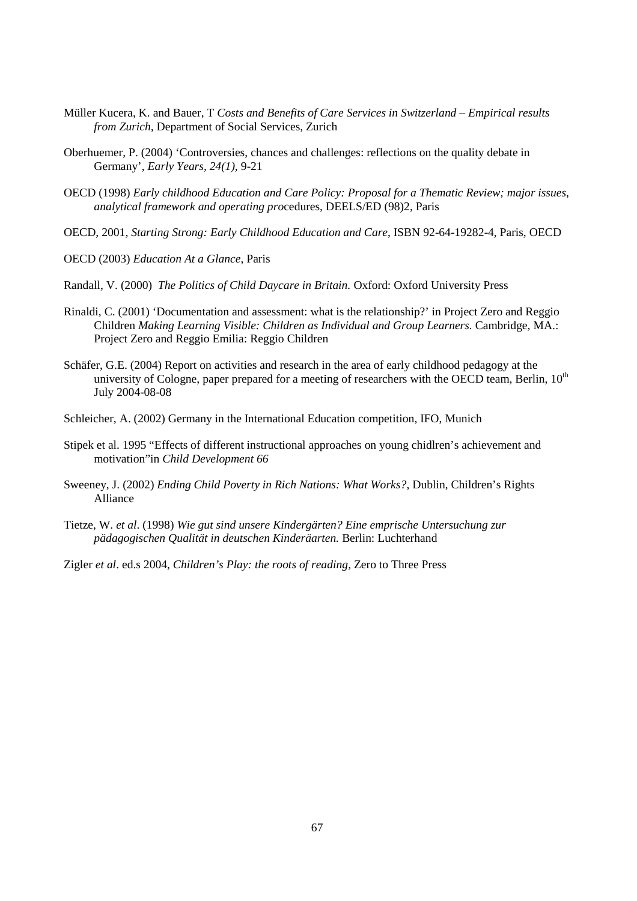Müller Kucera, K. and Bauer, T *Costs and Benefits of Care Services in Switzerland – Empirical results from Zurich*, Department of Social Services, Zurich

Oberhuemer, P. (2004) 'Controversies, chances and challenges: reflections on the quality debate in Germany', *Early Years, 24(1)*, 9-21

OECD (1998) *Early childhood Education and Care Policy: Proposal for a Thematic Review; major issues, analytical framework and operating pro*cedures, DEELS/ED (98)2, Paris

OECD, 2001, *Starting Strong: Early Childhood Education and Care*, ISBN 92-64-19282-4, Paris, OECD

OECD (2003) *Education At a Glance*, Paris

Randall, V. (2000) *The Politics of Child Daycare in Britain.* Oxford: Oxford University Press

Rinaldi, C. (2001) 'Documentation and assessment: what is the relationship?' in Project Zero and Reggio Children *Making Learning Visible: Children as Individual and Group Learners.* Cambridge, MA.: Project Zero and Reggio Emilia: Reggio Children

Schäfer, G.E. (2004) Report on activities and research in the area of early childhood pedagogy at the university of Cologne, paper prepared for a meeting of researchers with the OECD team, Berlin, 10th July 2004-08-08

Schleicher, A. (2002) Germany in the International Education competition, IFO, Munich

Stipek et al. 1995 "Effects of different instructional approaches on young chidlren's achievement and motivation"in *Child Development 66*

Sweeney, J. (2002) *Ending Child Poverty in Rich Nations: What Works?*, Dublin, Children's Rights Alliance

Tietze, W. *et al*. (1998) *Wie gut sind unsere Kindergärten? Eine emprische Untersuchung zur pädagogischen Qualität in deutschen Kinderäarten.* Berlin: Luchterhand

Zigler *et al*. ed.s 2004, *Children's Play: the roots of reading,* Zero to Three Press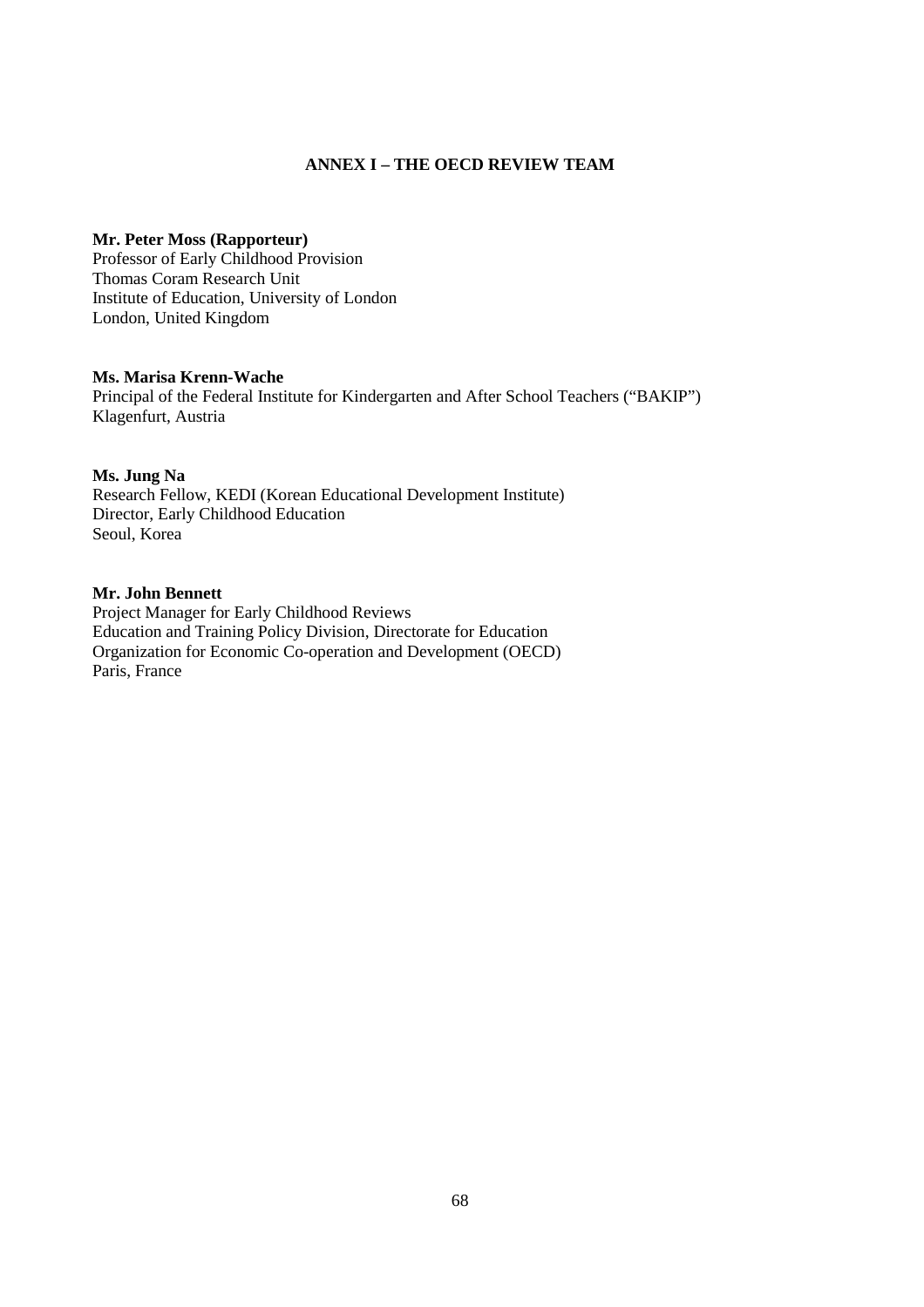## ANNEX I – THE OECD REVIEW TEAM

**Mr. Peter Moss (Rapporteur)**
Professor of Early Childhood Provision
Thomas Coram Research Unit
Institute of Education, University of London
London, United Kingdom

**Ms. Marisa Krenn-Wache**
Principal of the Federal Institute for Kindergarten and After School Teachers ("BAKIP")
Klagenfurt, Austria

**Ms. Jung Na**
Research Fellow, KEDI (Korean Educational Development Institute)
Director, Early Childhood Education
Seoul, Korea

**Mr. John Bennett**
Project Manager for Early Childhood Reviews
Education and Training Policy Division, Directorate for Education
Organization for Economic Co-operation and Development (OECD)
Paris, France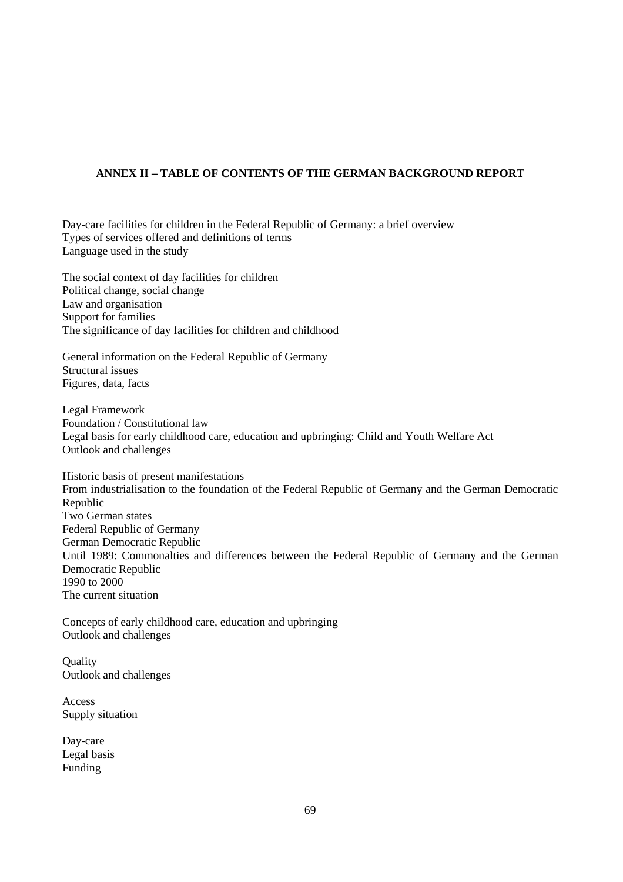## ANNEX II – TABLE OF CONTENTS OF THE GERMAN BACKGROUND REPORT

Day-care facilities for children in the Federal Republic of Germany: a brief overview
Types of services offered and definitions of terms
Language used in the study

The social context of day facilities for children
Political change, social change
Law and organisation
Support for families
The significance of day facilities for children and childhood

General information on the Federal Republic of Germany
Structural issues
Figures, data, facts

Legal Framework
Foundation / Constitutional law
Legal basis for early childhood care, education and upbringing: Child and Youth Welfare Act
Outlook and challenges

Historic basis of present manifestations
From industrialisation to the foundation of the Federal Republic of Germany and the German Democratic Republic
Two German states
Federal Republic of Germany
German Democratic Republic
Until 1989: Commonalties and differences between the Federal Republic of Germany and the German Democratic Republic
1990 to 2000
The current situation

Concepts of early childhood care, education and upbringing
Outlook and challenges

Quality
Outlook and challenges

Access
Supply situation

Day-care
Legal basis
Funding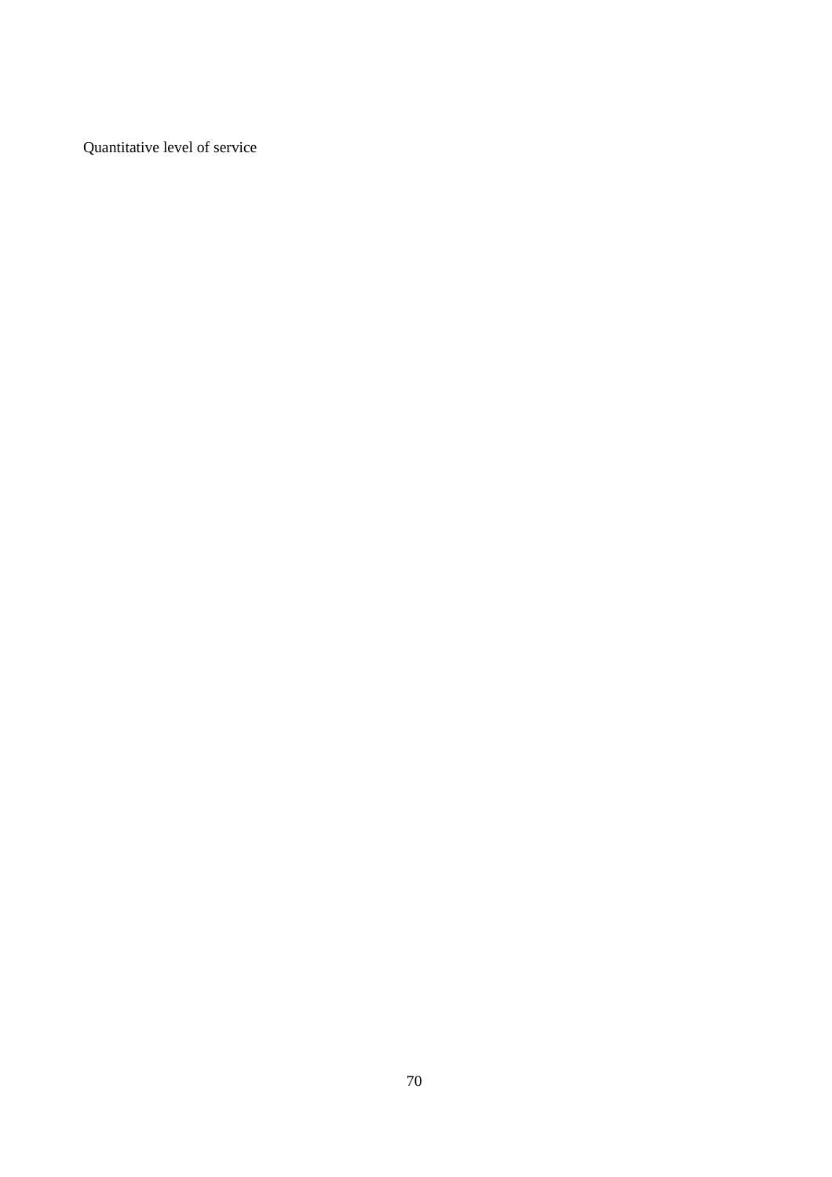Quantitative level of service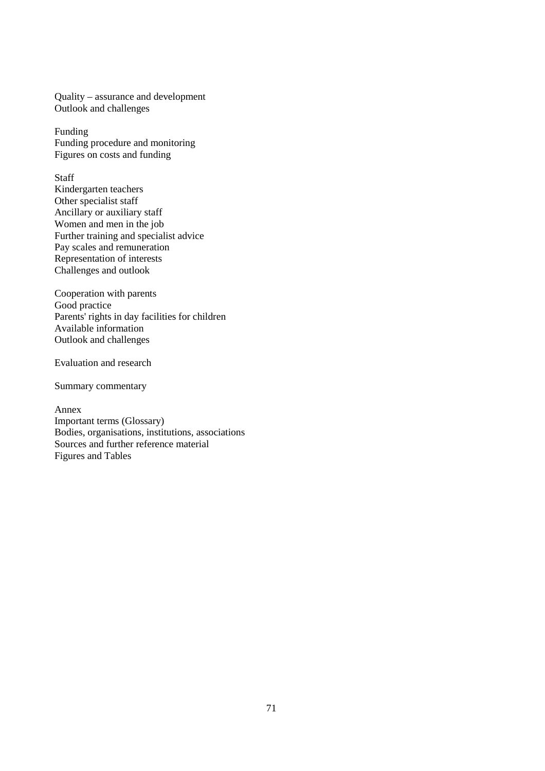Quality – assurance and development
Outlook and challenges

Funding
Funding procedure and monitoring
Figures on costs and funding

Staff
Kindergarten teachers
Other specialist staff
Ancillary or auxiliary staff
Women and men in the job
Further training and specialist advice
Pay scales and remuneration
Representation of interests
Challenges and outlook

Cooperation with parents
Good practice
Parents' rights in day facilities for children
Available information
Outlook and challenges

Evaluation and research

Summary commentary

Annex
Important terms (Glossary)
Bodies, organisations, institutions, associations
Sources and further reference material
Figures and Tables